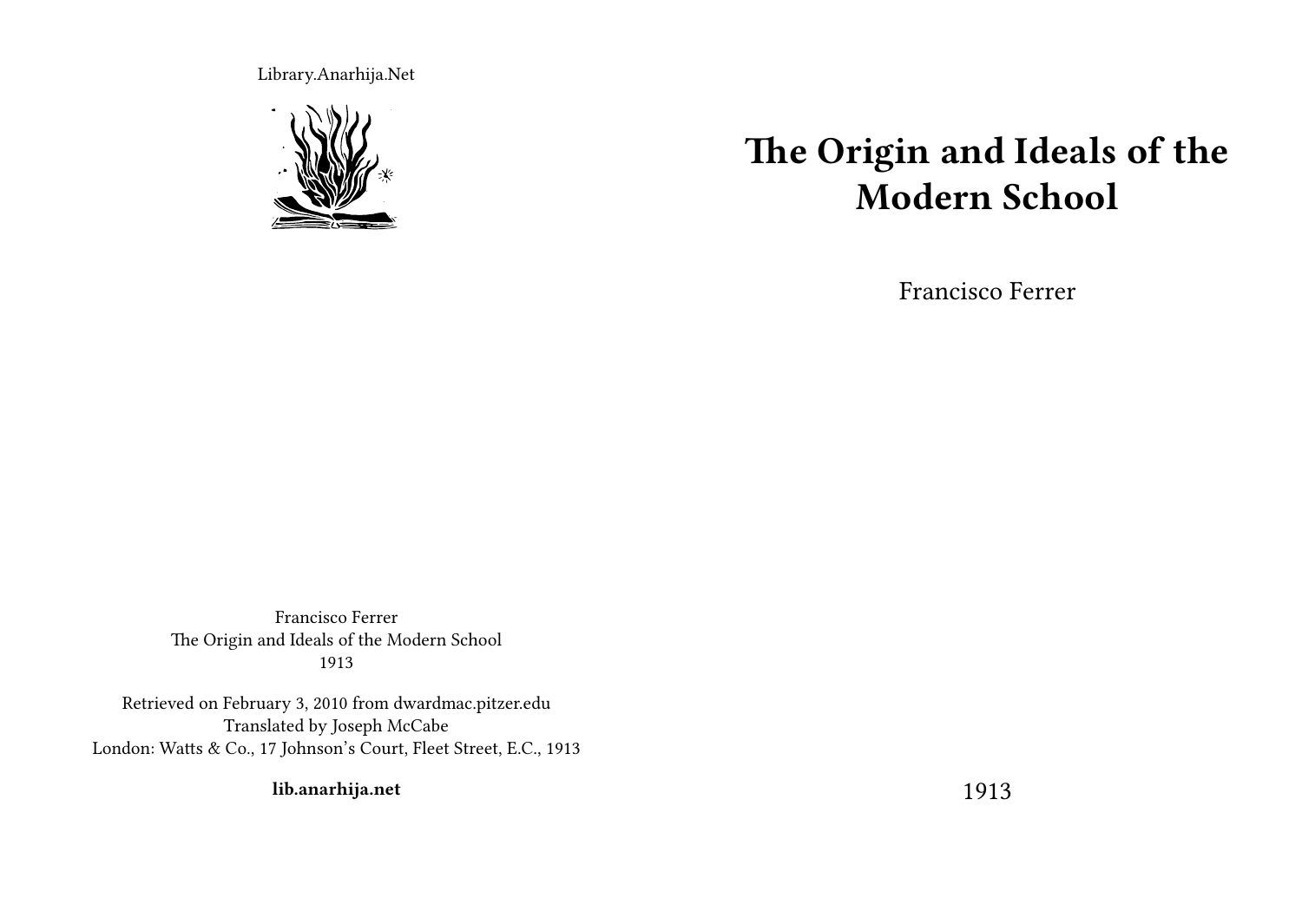Library.Anarhija.Net

# The Origin and Ideals of the Modern School

Francisco Ferrer

1913

Francisco Ferrer
The Origin and Ideals of the Modern School
1913

Retrieved on February 3, 2010 from dwardmac.pitzer.edu
Translated by Joseph McCabe
London: Watts & Co., 17 Johnson's Court, Fleet Street, E.C., 1913

**lib.anarhija.net**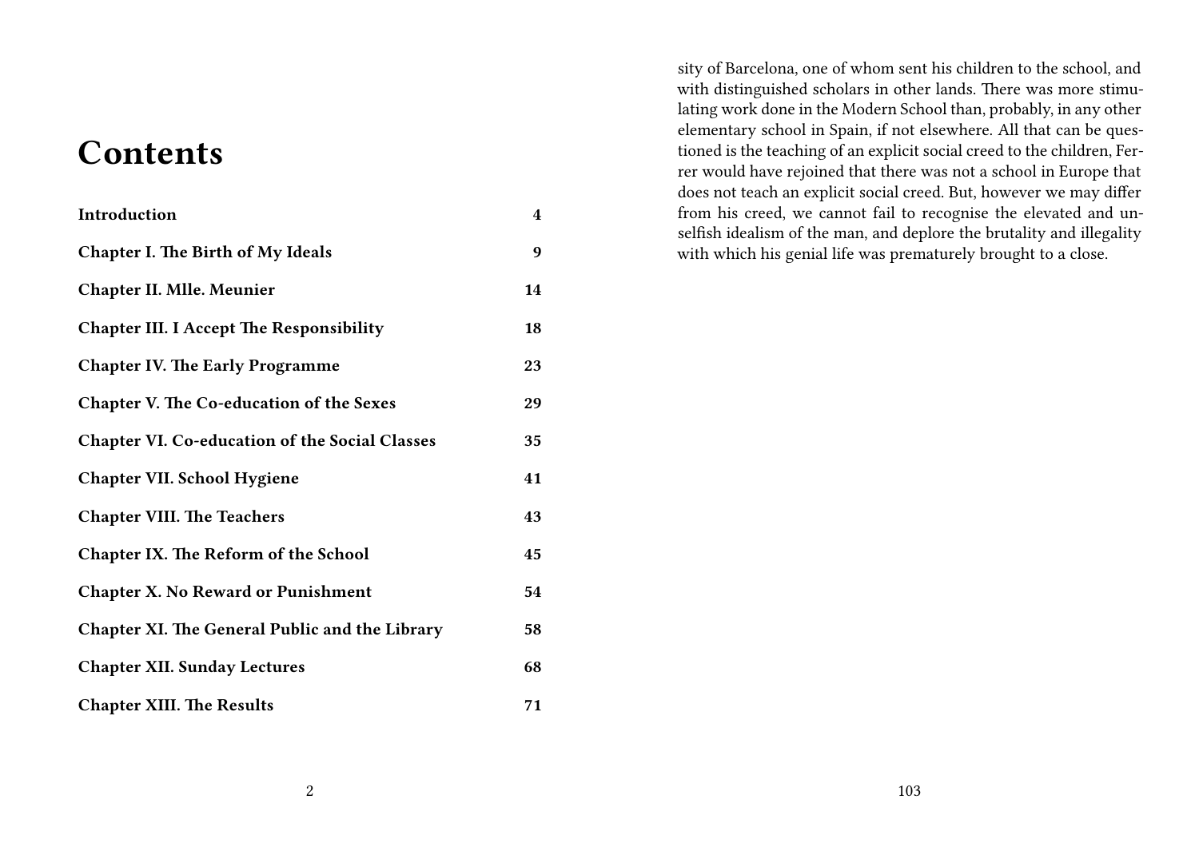# Contents

| | |
|---|---|
| **Introduction** | **4** |
| **Chapter I. The Birth of My Ideals** | **9** |
| **Chapter II. Mlle. Meunier** | **14** |
| **Chapter III. I Accept The Responsibility** | **18** |
| **Chapter IV. The Early Programme** | **23** |
| **Chapter V. The Co-education of the Sexes** | **29** |
| **Chapter VI. Co-education of the Social Classes** | **35** |
| **Chapter VII. School Hygiene** | **41** |
| **Chapter VIII. The Teachers** | **43** |
| **Chapter IX. The Reform of the School** | **45** |
| **Chapter X. No Reward or Punishment** | **54** |
| **Chapter XI. The General Public and the Library** | **58** |
| **Chapter XII. Sunday Lectures** | **68** |
| **Chapter XIII. The Results** | **71** |

sity of Barcelona, one of whom sent his children to the school, and with distinguished scholars in other lands. There was more stimulating work done in the Modern School than, probably, in any other elementary school in Spain, if not elsewhere. All that can be questioned is the teaching of an explicit social creed to the children, Ferrer would have rejoined that there was not a school in Europe that does not teach an explicit social creed. But, however we may differ from his creed, we cannot fail to recognise the elevated and unselfish idealism of the man, and deplore the brutality and illegality with which his genial life was prematurely brought to a close.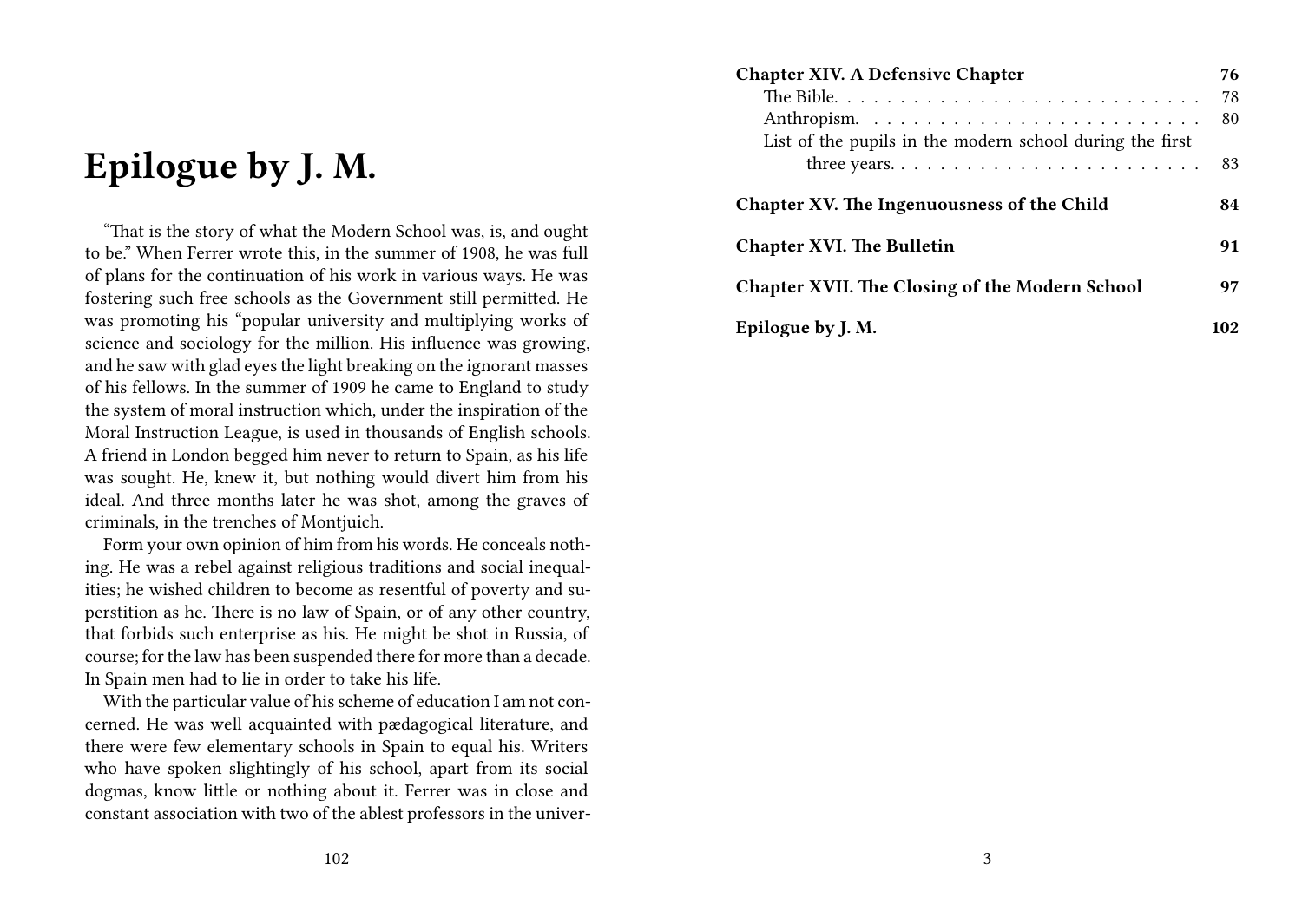# Epilogue by J. M.

"That is the story of what the Modern School was, is, and ought to be." When Ferrer wrote this, in the summer of 1908, he was full of plans for the continuation of his work in various ways. He was fostering such free schools as the Government still permitted. He was promoting his "popular university and multiplying works of science and sociology for the million. His influence was growing, and he saw with glad eyes the light breaking on the ignorant masses of his fellows. In the summer of 1909 he came to England to study the system of moral instruction which, under the inspiration of the Moral Instruction League, is used in thousands of English schools. A friend in London begged him never to return to Spain, as his life was sought. He, knew it, but nothing would divert him from his ideal. And three months later he was shot, among the graves of criminals, in the trenches of Montjuich.

Form your own opinion of him from his words. He conceals nothing. He was a rebel against religious traditions and social inequalities; he wished children to become as resentful of poverty and superstition as he. There is no law of Spain, or of any other country, that forbids such enterprise as his. He might be shot in Russia, of course; for the law has been suspended there for more than a decade. In Spain men had to lie in order to take his life.

With the particular value of his scheme of education I am not concerned. He was well acquainted with pædagogical literature, and there were few elementary schools in Spain to equal his. Writers who have spoken slightingly of his school, apart from its social dogmas, know little or nothing about it. Ferrer was in close and constant association with two of the ablest professors in the univer-

**Chapter XIV. A Defensive Chapter** 76
- The Bible. 78
- Anthropism. 80
- List of the pupils in the modern school during the first three years. 83

**Chapter XV. The Ingenuousness of the Child** 84

**Chapter XVI. The Bulletin** 91

**Chapter XVII. The Closing of the Modern School** 97

**Epilogue by J. M.** 102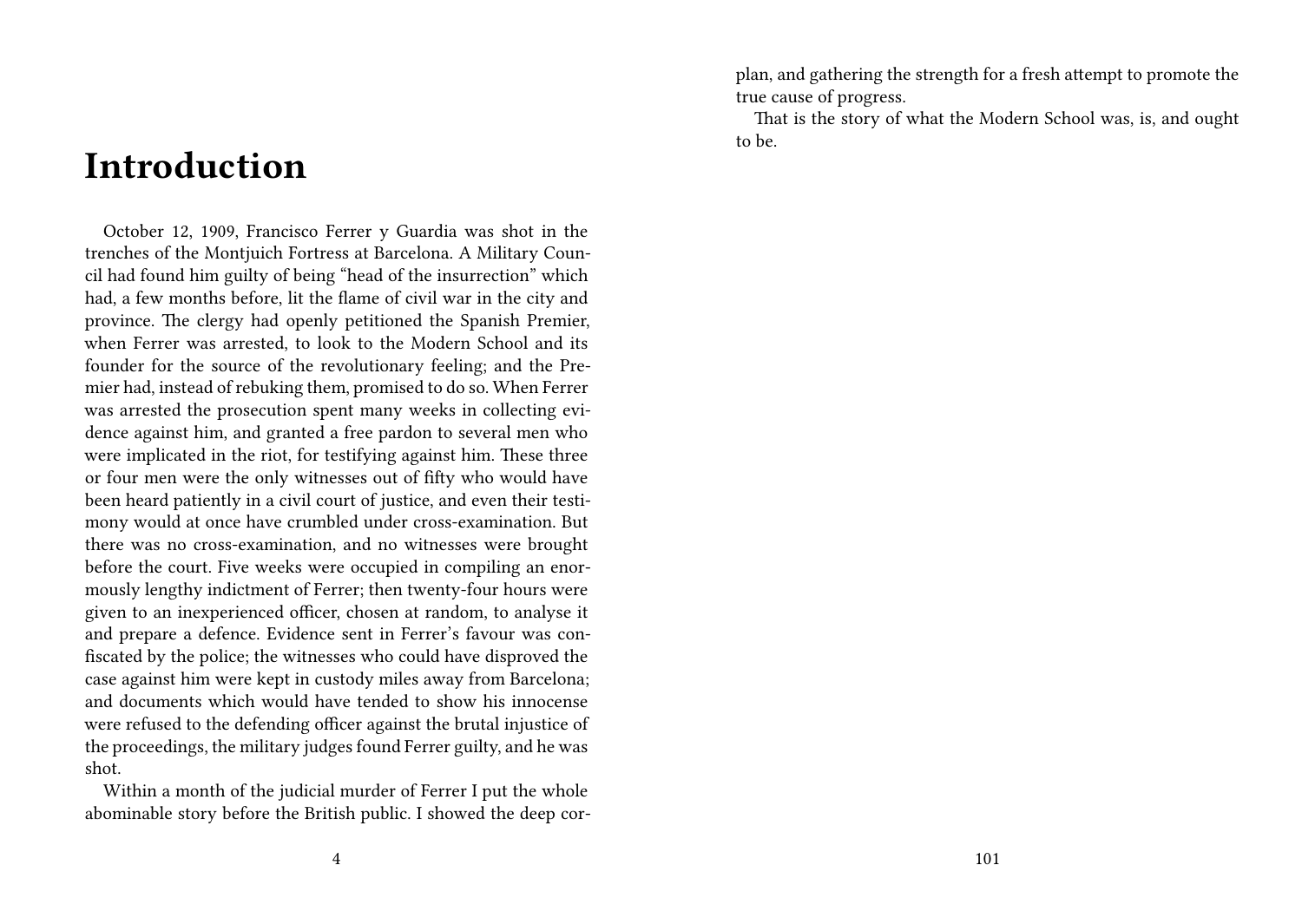# Introduction

October 12, 1909, Francisco Ferrer y Guardia was shot in the trenches of the Montjuich Fortress at Barcelona. A Military Council had found him guilty of being "head of the insurrection" which had, a few months before, lit the flame of civil war in the city and province. The clergy had openly petitioned the Spanish Premier, when Ferrer was arrested, to look to the Modern School and its founder for the source of the revolutionary feeling; and the Premier had, instead of rebuking them, promised to do so. When Ferrer was arrested the prosecution spent many weeks in collecting evidence against him, and granted a free pardon to several men who were implicated in the riot, for testifying against him. These three or four men were the only witnesses out of fifty who would have been heard patiently in a civil court of justice, and even their testimony would at once have crumbled under cross-examination. But there was no cross-examination, and no witnesses were brought before the court. Five weeks were occupied in compiling an enormously lengthy indictment of Ferrer; then twenty-four hours were given to an inexperienced officer, chosen at random, to analyse it and prepare a defence. Evidence sent in Ferrer's favour was confiscated by the police; the witnesses who could have disproved the case against him were kept in custody miles away from Barcelona; and documents which would have tended to show his innocense were refused to the defending officer against the brutal injustice of the proceedings, the military judges found Ferrer guilty, and he was shot.

Within a month of the judicial murder of Ferrer I put the whole abominable story before the British public. I showed the deep cor-

plan, and gathering the strength for a fresh attempt to promote the true cause of progress.

That is the story of what the Modern School was, is, and ought to be.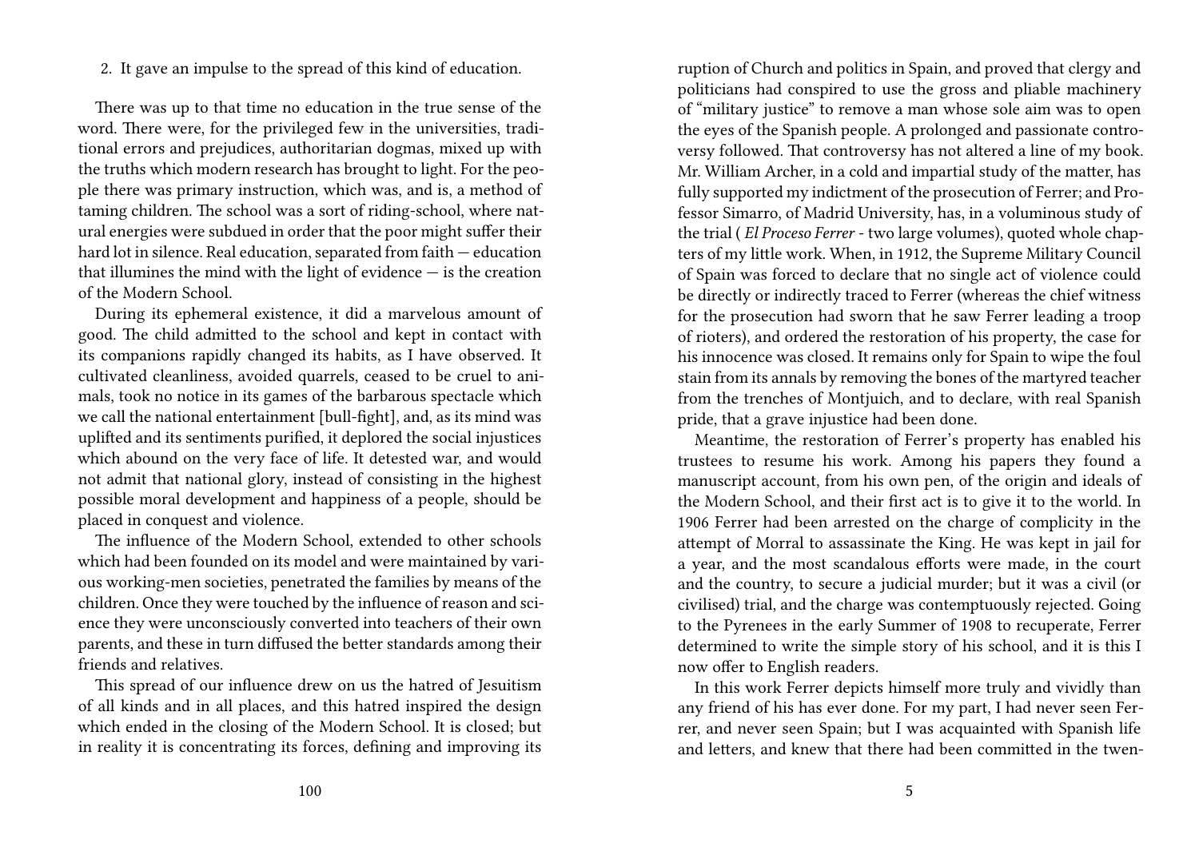2. It gave an impulse to the spread of this kind of education.

There was up to that time no education in the true sense of the word. There were, for the privileged few in the universities, traditional errors and prejudices, authoritarian dogmas, mixed up with the truths which modern research has brought to light. For the people there was primary instruction, which was, and is, a method of taming children. The school was a sort of riding-school, where natural energies were subdued in order that the poor might suffer their hard lot in silence. Real education, separated from faith — education that illumines the mind with the light of evidence — is the creation of the Modern School.

During its ephemeral existence, it did a marvelous amount of good. The child admitted to the school and kept in contact with its companions rapidly changed its habits, as I have observed. It cultivated cleanliness, avoided quarrels, ceased to be cruel to animals, took no notice in its games of the barbarous spectacle which we call the national entertainment [bull-fight], and, as its mind was uplifted and its sentiments purified, it deplored the social injustices which abound on the very face of life. It detested war, and would not admit that national glory, instead of consisting in the highest possible moral development and happiness of a people, should be placed in conquest and violence.

The influence of the Modern School, extended to other schools which had been founded on its model and were maintained by various working-men societies, penetrated the families by means of the children. Once they were touched by the influence of reason and science they were unconsciously converted into teachers of their own parents, and these in turn diffused the better standards among their friends and relatives.

This spread of our influence drew on us the hatred of Jesuitism of all kinds and in all places, and this hatred inspired the design which ended in the closing of the Modern School. It is closed; but in reality it is concentrating its forces, defining and improving its

ruption of Church and politics in Spain, and proved that clergy and politicians had conspired to use the gross and pliable machinery of "military justice" to remove a man whose sole aim was to open the eyes of the Spanish people. A prolonged and passionate controversy followed. That controversy has not altered a line of my book. Mr. William Archer, in a cold and impartial study of the matter, has fully supported my indictment of the prosecution of Ferrer; and Professor Simarro, of Madrid University, has, in a voluminous study of the trial ( *El Proceso Ferrer* - two large volumes), quoted whole chapters of my little work. When, in 1912, the Supreme Military Council of Spain was forced to declare that no single act of violence could be directly or indirectly traced to Ferrer (whereas the chief witness for the prosecution had sworn that he saw Ferrer leading a troop of rioters), and ordered the restoration of his property, the case for his innocence was closed. It remains only for Spain to wipe the foul stain from its annals by removing the bones of the martyred teacher from the trenches of Montjuich, and to declare, with real Spanish pride, that a grave injustice had been done.

Meantime, the restoration of Ferrer's property has enabled his trustees to resume his work. Among his papers they found a manuscript account, from his own pen, of the origin and ideals of the Modern School, and their first act is to give it to the world. In 1906 Ferrer had been arrested on the charge of complicity in the attempt of Morral to assassinate the King. He was kept in jail for a year, and the most scandalous efforts were made, in the court and the country, to secure a judicial murder; but it was a civil (or civilised) trial, and the charge was contemptuously rejected. Going to the Pyrenees in the early Summer of 1908 to recuperate, Ferrer determined to write the simple story of his school, and it is this I now offer to English readers.

In this work Ferrer depicts himself more truly and vividly than any friend of his has ever done. For my part, I had never seen Ferrer, and never seen Spain; but I was acquainted with Spanish life and letters, and knew that there had been committed in the twen-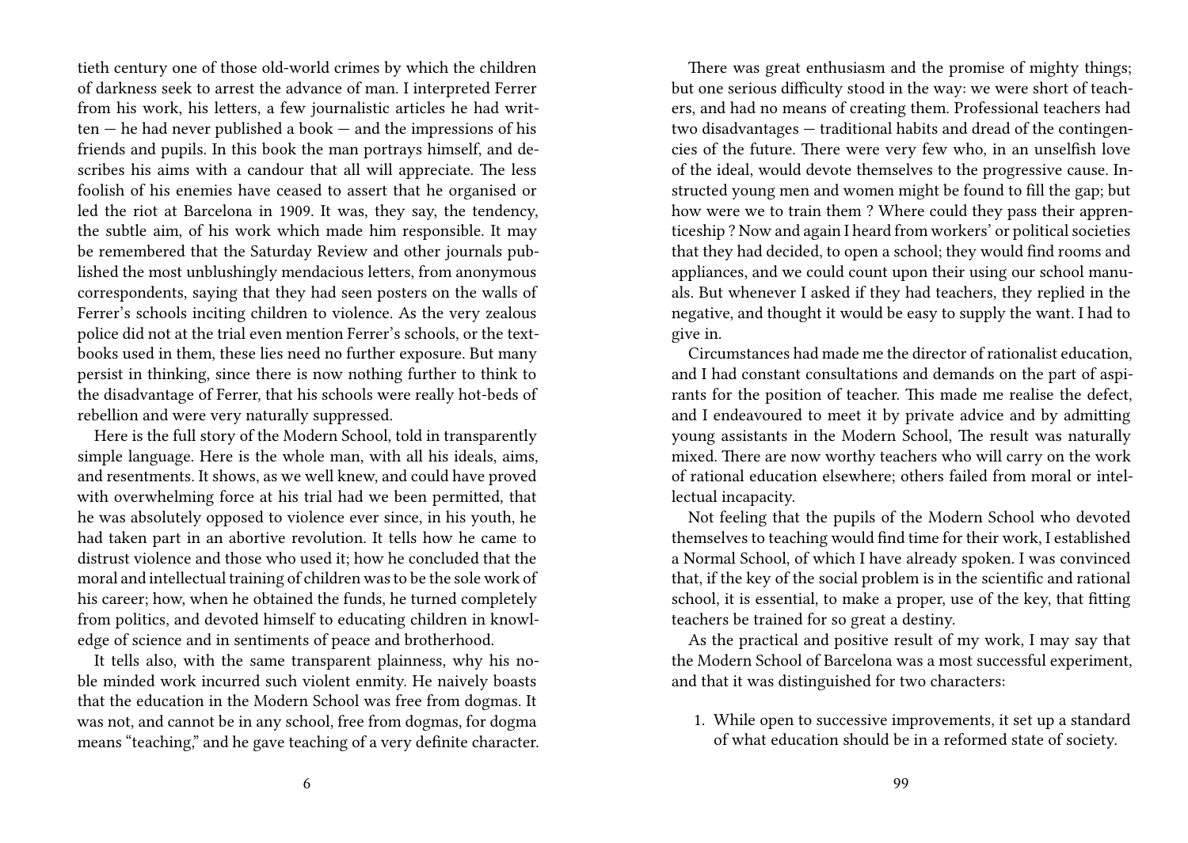tieth century one of those old-world crimes by which the children of darkness seek to arrest the advance of man. I interpreted Ferrer from his work, his letters, a few journalistic articles he had written — he had never published a book — and the impressions of his friends and pupils. In this book the man portrays himself, and describes his aims with a candour that all will appreciate. The less foolish of his enemies have ceased to assert that he organised or led the riot at Barcelona in 1909. It was, they say, the tendency, the subtle aim, of his work which made him responsible. It may be remembered that the Saturday Review and other journals published the most unblushingly mendacious letters, from anonymous correspondents, saying that they had seen posters on the walls of Ferrer's schools inciting children to violence. As the very zealous police did not at the trial even mention Ferrer's schools, or the textbooks used in them, these lies need no further exposure. But many persist in thinking, since there is now nothing further to think to the disadvantage of Ferrer, that his schools were really hot-beds of rebellion and were very naturally suppressed.

Here is the full story of the Modern School, told in transparently simple language. Here is the whole man, with all his ideals, aims, and resentments. It shows, as we well knew, and could have proved with overwhelming force at his trial had we been permitted, that he was absolutely opposed to violence ever since, in his youth, he had taken part in an abortive revolution. It tells how he came to distrust violence and those who used it; how he concluded that the moral and intellectual training of children was to be the sole work of his career; how, when he obtained the funds, he turned completely from politics, and devoted himself to educating children in knowledge of science and in sentiments of peace and brotherhood.

It tells also, with the same transparent plainness, why his noble minded work incurred such violent enmity. He naively boasts that the education in the Modern School was free from dogmas. It was not, and cannot be in any school, free from dogmas, for dogma means "teaching," and he gave teaching of a very definite character.

There was great enthusiasm and the promise of mighty things; but one serious difficulty stood in the way: we were short of teachers, and had no means of creating them. Professional teachers had two disadvantages — traditional habits and dread of the contingencies of the future. There were very few who, in an unselfish love of the ideal, would devote themselves to the progressive cause. Instructed young men and women might be found to fill the gap; but how were we to train them ? Where could they pass their apprenticeship ? Now and again I heard from workers' or political societies that they had decided, to open a school; they would find rooms and appliances, and we could count upon their using our school manuals. But whenever I asked if they had teachers, they replied in the negative, and thought it would be easy to supply the want. I had to give in.

Circumstances had made me the director of rationalist education, and I had constant consultations and demands on the part of aspirants for the position of teacher. This made me realise the defect, and I endeavoured to meet it by private advice and by admitting young assistants in the Modern School, The result was naturally mixed. There are now worthy teachers who will carry on the work of rational education elsewhere; others failed from moral or intellectual incapacity.

Not feeling that the pupils of the Modern School who devoted themselves to teaching would find time for their work, I established a Normal School, of which I have already spoken. I was convinced that, if the key of the social problem is in the scientific and rational school, it is essential, to make a proper, use of the key, that fitting teachers be trained for so great a destiny.

As the practical and positive result of my work, I may say that the Modern School of Barcelona was a most successful experiment, and that it was distinguished for two characters:

1. While open to successive improvements, it set up a standard of what education should be in a reformed state of society.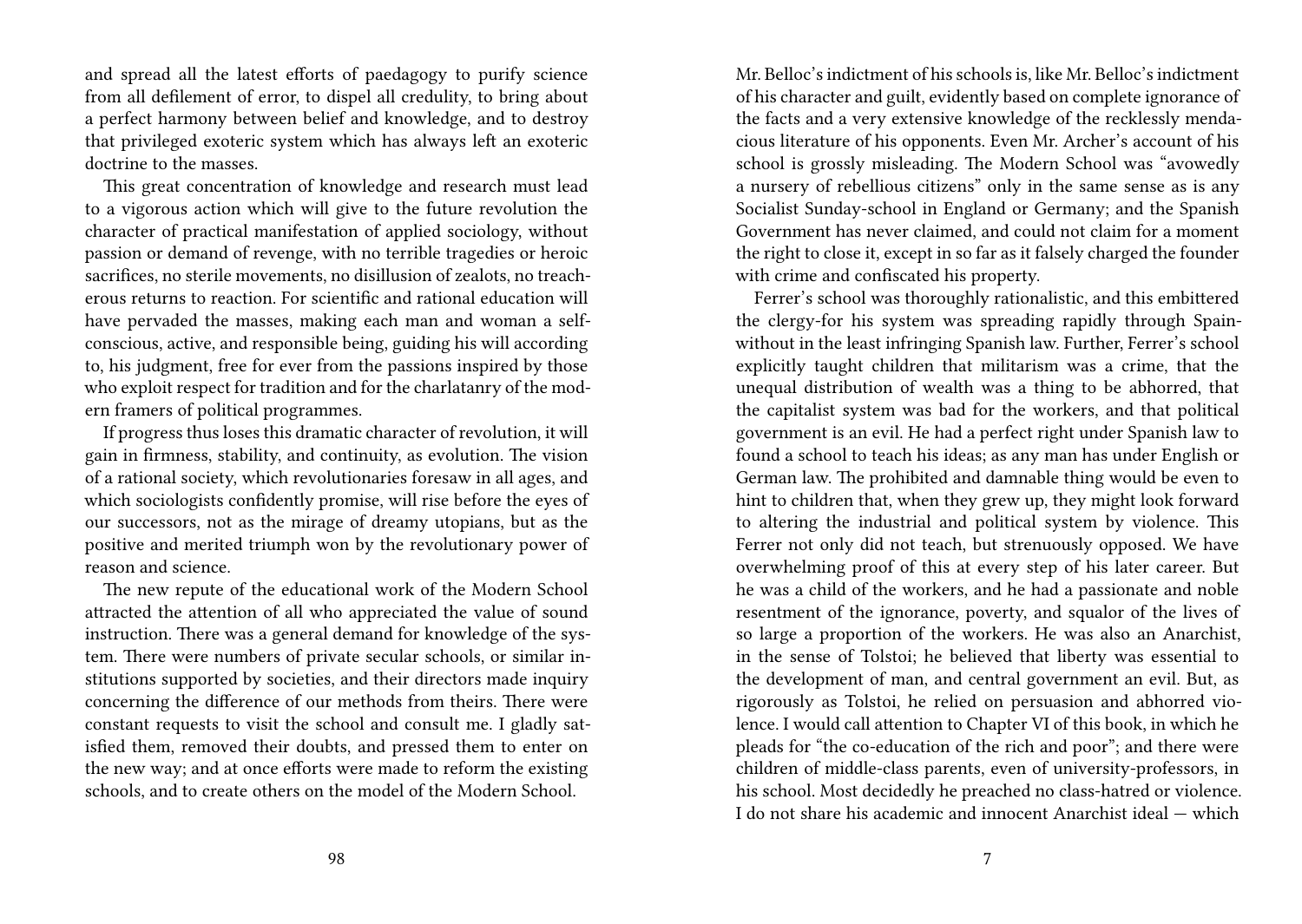and spread all the latest efforts of paedagogy to purify science from all defilement of error, to dispel all credulity, to bring about a perfect harmony between belief and knowledge, and to destroy that privileged exoteric system which has always left an exoteric doctrine to the masses.

This great concentration of knowledge and research must lead to a vigorous action which will give to the future revolution the character of practical manifestation of applied sociology, without passion or demand of revenge, with no terrible tragedies or heroic sacrifices, no sterile movements, no disillusion of zealots, no treacherous returns to reaction. For scientific and rational education will have pervaded the masses, making each man and woman a self-conscious, active, and responsible being, guiding his will according to, his judgment, free for ever from the passions inspired by those who exploit respect for tradition and for the charlatanry of the modern framers of political programmes.

If progress thus loses this dramatic character of revolution, it will gain in firmness, stability, and continuity, as evolution. The vision of a rational society, which revolutionaries foresaw in all ages, and which sociologists confidently promise, will rise before the eyes of our successors, not as the mirage of dreamy utopians, but as the positive and merited triumph won by the revolutionary power of reason and science.

The new repute of the educational work of the Modern School attracted the attention of all who appreciated the value of sound instruction. There was a general demand for knowledge of the system. There were numbers of private secular schools, or similar institutions supported by societies, and their directors made inquiry concerning the difference of our methods from theirs. There were constant requests to visit the school and consult me. I gladly satisfied them, removed their doubts, and pressed them to enter on the new way; and at once efforts were made to reform the existing schools, and to create others on the model of the Modern School.

Mr. Belloc's indictment of his schools is, like Mr. Belloc's indictment of his character and guilt, evidently based on complete ignorance of the facts and a very extensive knowledge of the recklessly mendacious literature of his opponents. Even Mr. Archer's account of his school is grossly misleading. The Modern School was "avowedly a nursery of rebellious citizens" only in the same sense as is any Socialist Sunday-school in England or Germany; and the Spanish Government has never claimed, and could not claim for a moment the right to close it, except in so far as it falsely charged the founder with crime and confiscated his property.

Ferrer's school was thoroughly rationalistic, and this embittered the clergy-for his system was spreading rapidly through Spain-without in the least infringing Spanish law. Further, Ferrer's school explicitly taught children that militarism was a crime, that the unequal distribution of wealth was a thing to be abhorred, that the capitalist system was bad for the workers, and that political government is an evil. He had a perfect right under Spanish law to found a school to teach his ideas; as any man has under English or German law. The prohibited and damnable thing would be even to hint to children that, when they grew up, they might look forward to altering the industrial and political system by violence. This Ferrer not only did not teach, but strenuously opposed. We have overwhelming proof of this at every step of his later career. But he was a child of the workers, and he had a passionate and noble resentment of the ignorance, poverty, and squalor of the lives of so large a proportion of the workers. He was also an Anarchist, in the sense of Tolstoi; he believed that liberty was essential to the development of man, and central government an evil. But, as rigorously as Tolstoi, he relied on persuasion and abhorred violence. I would call attention to Chapter VI of this book, in which he pleads for "the co-education of the rich and poor"; and there were children of middle-class parents, even of university-professors, in his school. Most decidedly he preached no class-hatred or violence. I do not share his academic and innocent Anarchist ideal — which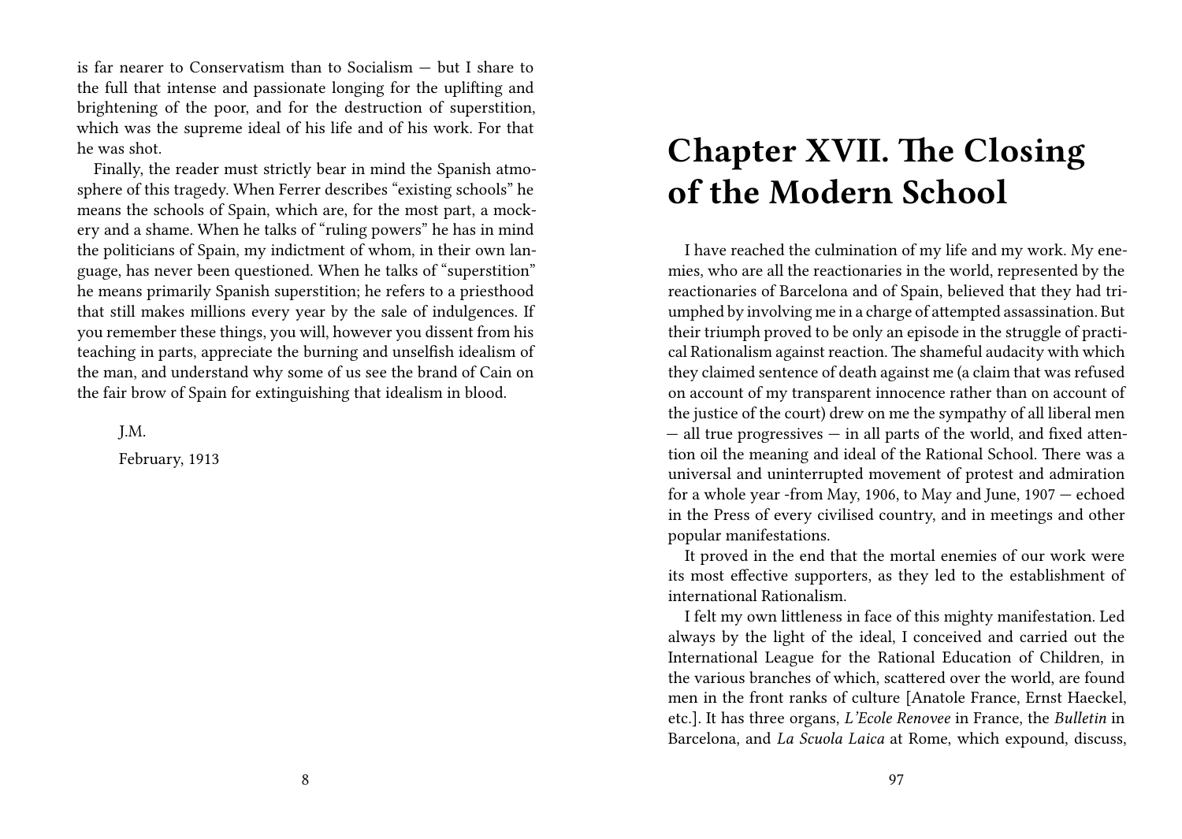is far nearer to Conservatism than to Socialism — but I share to the full that intense and passionate longing for the uplifting and brightening of the poor, and for the destruction of superstition, which was the supreme ideal of his life and of his work. For that he was shot.

Finally, the reader must strictly bear in mind the Spanish atmosphere of this tragedy. When Ferrer describes "existing schools" he means the schools of Spain, which are, for the most part, a mockery and a shame. When he talks of "ruling powers" he has in mind the politicians of Spain, my indictment of whom, in their own language, has never been questioned. When he talks of "superstition" he means primarily Spanish superstition; he refers to a priesthood that still makes millions every year by the sale of indulgences. If you remember these things, you will, however you dissent from his teaching in parts, appreciate the burning and unselfish idealism of the man, and understand why some of us see the brand of Cain on the fair brow of Spain for extinguishing that idealism in blood.

J.M.

February, 1913

# Chapter XVII. The Closing of the Modern School

I have reached the culmination of my life and my work. My enemies, who are all the reactionaries in the world, represented by the reactionaries of Barcelona and of Spain, believed that they had triumphed by involving me in a charge of attempted assassination. But their triumph proved to be only an episode in the struggle of practical Rationalism against reaction. The shameful audacity with which they claimed sentence of death against me (a claim that was refused on account of my transparent innocence rather than on account of the justice of the court) drew on me the sympathy of all liberal men — all true progressives — in all parts of the world, and fixed attention oil the meaning and ideal of the Rational School. There was a universal and uninterrupted movement of protest and admiration for a whole year -from May, 1906, to May and June, 1907 — echoed in the Press of every civilised country, and in meetings and other popular manifestations.

It proved in the end that the mortal enemies of our work were its most effective supporters, as they led to the establishment of international Rationalism.

I felt my own littleness in face of this mighty manifestation. Led always by the light of the ideal, I conceived and carried out the International League for the Rational Education of Children, in the various branches of which, scattered over the world, are found men in the front ranks of culture [Anatole France, Ernst Haeckel, etc.]. It has three organs, *L'Ecole Renovee* in France, the *Bulletin* in Barcelona, and *La Scuola Laica* at Rome, which expound, discuss,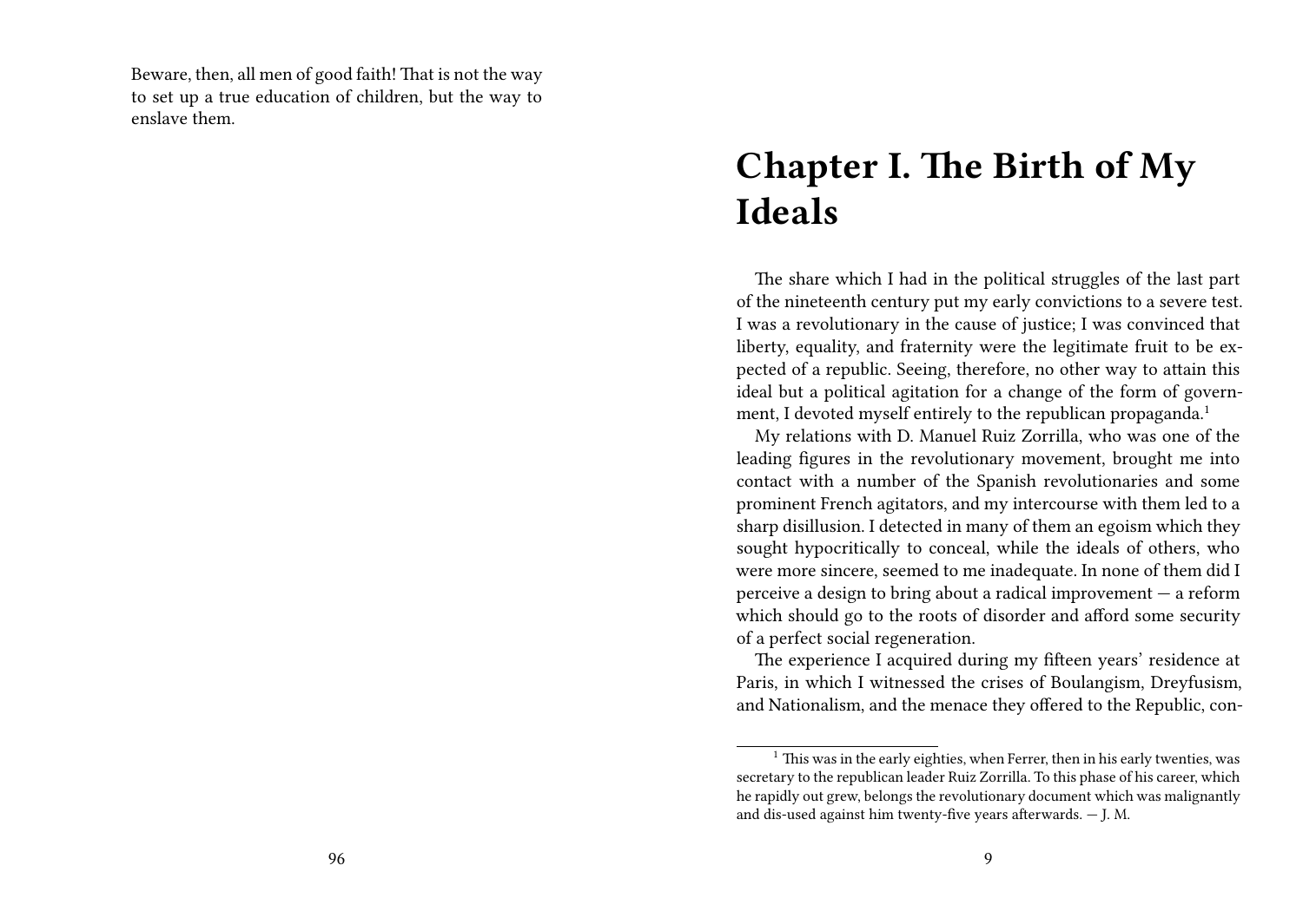Beware, then, all men of good faith! That is not the way to set up a true education of children, but the way to enslave them.

# Chapter I. The Birth of My Ideals

The share which I had in the political struggles of the last part of the nineteenth century put my early convictions to a severe test. I was a revolutionary in the cause of justice; I was convinced that liberty, equality, and fraternity were the legitimate fruit to be expected of a republic. Seeing, therefore, no other way to attain this ideal but a political agitation for a change of the form of government, I devoted myself entirely to the republican propaganda.[1]

My relations with D. Manuel Ruiz Zorrilla, who was one of the leading figures in the revolutionary movement, brought me into contact with a number of the Spanish revolutionaries and some prominent French agitators, and my intercourse with them led to a sharp disillusion. I detected in many of them an egoism which they sought hypocritically to conceal, while the ideals of others, who were more sincere, seemed to me inadequate. In none of them did I perceive a design to bring about a radical improvement — a reform which should go to the roots of disorder and afford some security of a perfect social regeneration.

The experience I acquired during my fifteen years' residence at Paris, in which I witnessed the crises of Boulangism, Dreyfusism, and Nationalism, and the menace they offered to the Republic, con-

[1] This was in the early eighties, when Ferrer, then in his early twenties, was secretary to the republican leader Ruiz Zorrilla. To this phase of his career, which he rapidly out grew, belongs the revolutionary document which was malignantly and dis-used against him twenty-five years afterwards. — J. M.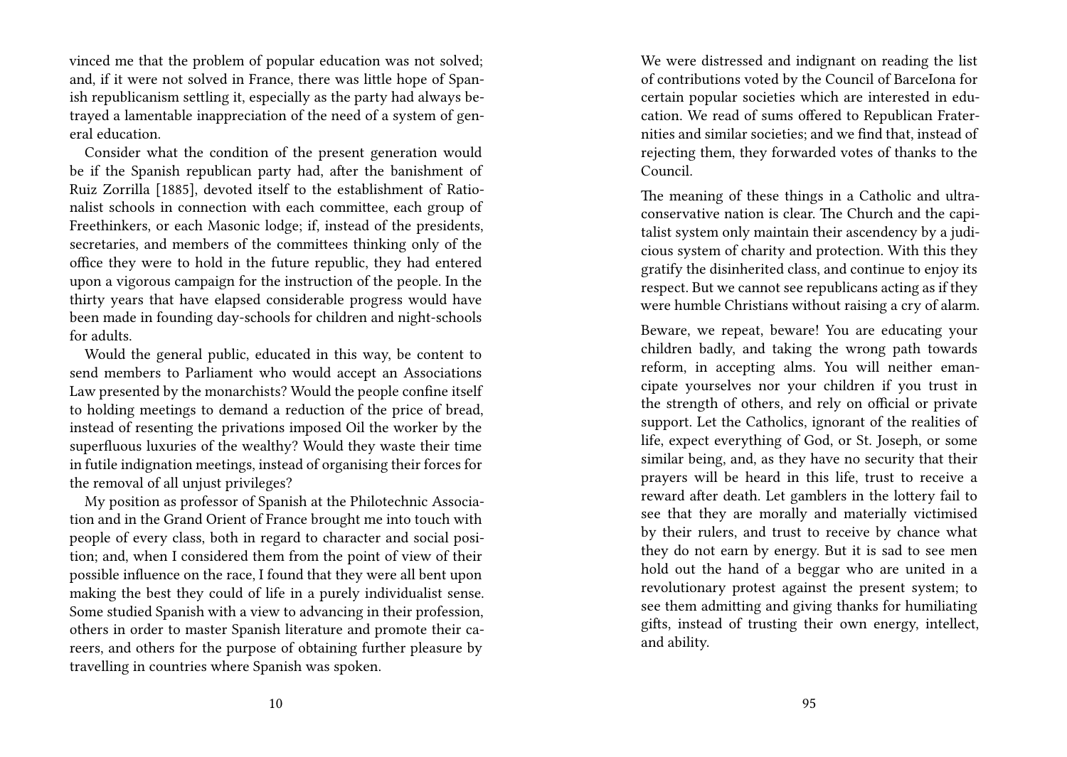vinced me that the problem of popular education was not solved; and, if it were not solved in France, there was little hope of Spanish republicanism settling it, especially as the party had always betrayed a lamentable inappreciation of the need of a system of general education.

Consider what the condition of the present generation would be if the Spanish republican party had, after the banishment of Ruiz Zorrilla [1885], devoted itself to the establishment of Rationalist schools in connection with each committee, each group of Freethinkers, or each Masonic lodge; if, instead of the presidents, secretaries, and members of the committees thinking only of the office they were to hold in the future republic, they had entered upon a vigorous campaign for the instruction of the people. In the thirty years that have elapsed considerable progress would have been made in founding day-schools for children and night-schools for adults.

Would the general public, educated in this way, be content to send members to Parliament who would accept an Associations Law presented by the monarchists? Would the people confine itself to holding meetings to demand a reduction of the price of bread, instead of resenting the privations imposed Oil the worker by the superfluous luxuries of the wealthy? Would they waste their time in futile indignation meetings, instead of organising their forces for the removal of all unjust privileges?

My position as professor of Spanish at the Philotechnic Association and in the Grand Orient of France brought me into touch with people of every class, both in regard to character and social position; and, when I considered them from the point of view of their possible influence on the race, I found that they were all bent upon making the best they could of life in a purely individualist sense. Some studied Spanish with a view to advancing in their profession, others in order to master Spanish literature and promote their careers, and others for the purpose of obtaining further pleasure by travelling in countries where Spanish was spoken.

> We were distressed and indignant on reading the list of contributions voted by the Council of BarceIona for certain popular societies which are interested in education. We read of sums offered to Republican Fraternities and similar societies; and we find that, instead of rejecting them, they forwarded votes of thanks to the Council.
>
> The meaning of these things in a Catholic and ultra-conservative nation is clear. The Church and the capitalist system only maintain their ascendency by a judicious system of charity and protection. With this they gratify the disinherited class, and continue to enjoy its respect. But we cannot see republicans acting as if they were humble Christians without raising a cry of alarm.
>
> Beware, we repeat, beware! You are educating your children badly, and taking the wrong path towards reform, in accepting alms. You will neither emancipate yourselves nor your children if you trust in the strength of others, and rely on official or private support. Let the Catholics, ignorant of the realities of life, expect everything of God, or St. Joseph, or some similar being, and, as they have no security that their prayers will be heard in this life, trust to receive a reward after death. Let gamblers in the lottery fail to see that they are morally and materially victimised by their rulers, and trust to receive by chance what they do not earn by energy. But it is sad to see men hold out the hand of a beggar who are united in a revolutionary protest against the present system; to see them admitting and giving thanks for humiliating gifts, instead of trusting their own energy, intellect, and ability.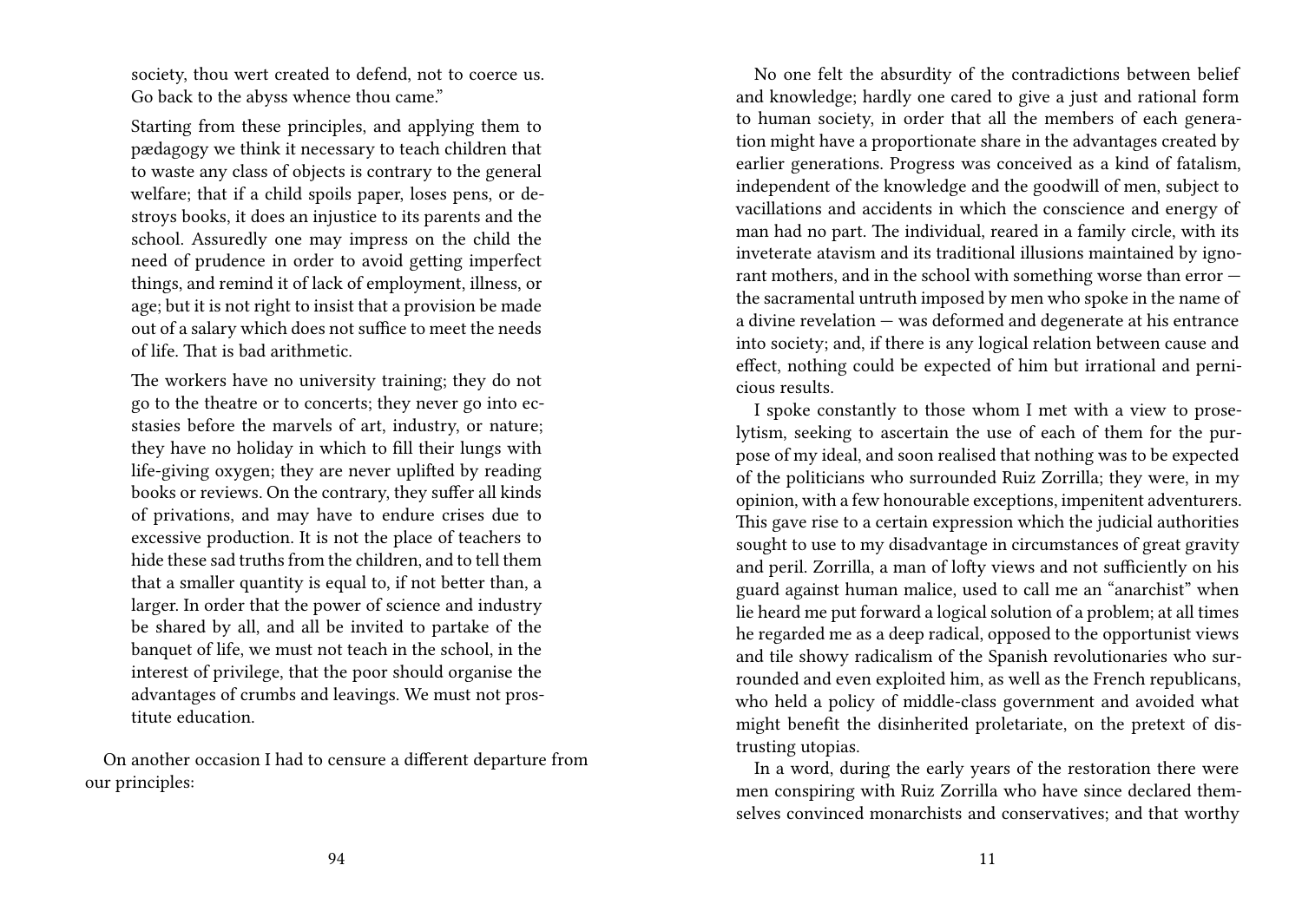society, thou wert created to defend, not to coerce us. Go back to the abyss whence thou came."

> Starting from these principles, and applying them to pædagogy we think it necessary to teach children that to waste any class of objects is contrary to the general welfare; that if a child spoils paper, loses pens, or destroys books, it does an injustice to its parents and the school. Assuredly one may impress on the child the need of prudence in order to avoid getting imperfect things, and remind it of lack of employment, illness, or age; but it is not right to insist that a provision be made out of a salary which does not suffice to meet the needs of life. That is bad arithmetic.
>
> The workers have no university training; they do not go to the theatre or to concerts; they never go into ecstasies before the marvels of art, industry, or nature; they have no holiday in which to fill their lungs with life-giving oxygen; they are never uplifted by reading books or reviews. On the contrary, they suffer all kinds of privations, and may have to endure crises due to excessive production. It is not the place of teachers to hide these sad truths from the children, and to tell them that a smaller quantity is equal to, if not better than, a larger. In order that the power of science and industry be shared by all, and all be invited to partake of the banquet of life, we must not teach in the school, in the interest of privilege, that the poor should organise the advantages of crumbs and leavings. We must not prostitute education.

On another occasion I had to censure a different departure from our principles:

No one felt the absurdity of the contradictions between belief and knowledge; hardly one cared to give a just and rational form to human society, in order that all the members of each generation might have a proportionate share in the advantages created by earlier generations. Progress was conceived as a kind of fatalism, independent of the knowledge and the goodwill of men, subject to vacillations and accidents in which the conscience and energy of man had no part. The individual, reared in a family circle, with its inveterate atavism and its traditional illusions maintained by ignorant mothers, and in the school with something worse than error — the sacramental untruth imposed by men who spoke in the name of a divine revelation — was deformed and degenerate at his entrance into society; and, if there is any logical relation between cause and effect, nothing could be expected of him but irrational and pernicious results.

I spoke constantly to those whom I met with a view to proselytism, seeking to ascertain the use of each of them for the purpose of my ideal, and soon realised that nothing was to be expected of the politicians who surrounded Ruiz Zorrilla; they were, in my opinion, with a few honourable exceptions, impenitent adventurers. This gave rise to a certain expression which the judicial authorities sought to use to my disadvantage in circumstances of great gravity and peril. Zorrilla, a man of lofty views and not sufficiently on his guard against human malice, used to call me an "anarchist" when lie heard me put forward a logical solution of a problem; at all times he regarded me as a deep radical, opposed to the opportunist views and tile showy radicalism of the Spanish revolutionaries who surrounded and even exploited him, as well as the French republicans, who held a policy of middle-class government and avoided what might benefit the disinherited proletariate, on the pretext of distrusting utopias.

In a word, during the early years of the restoration there were men conspiring with Ruiz Zorrilla who have since declared themselves convinced monarchists and conservatives; and that worthy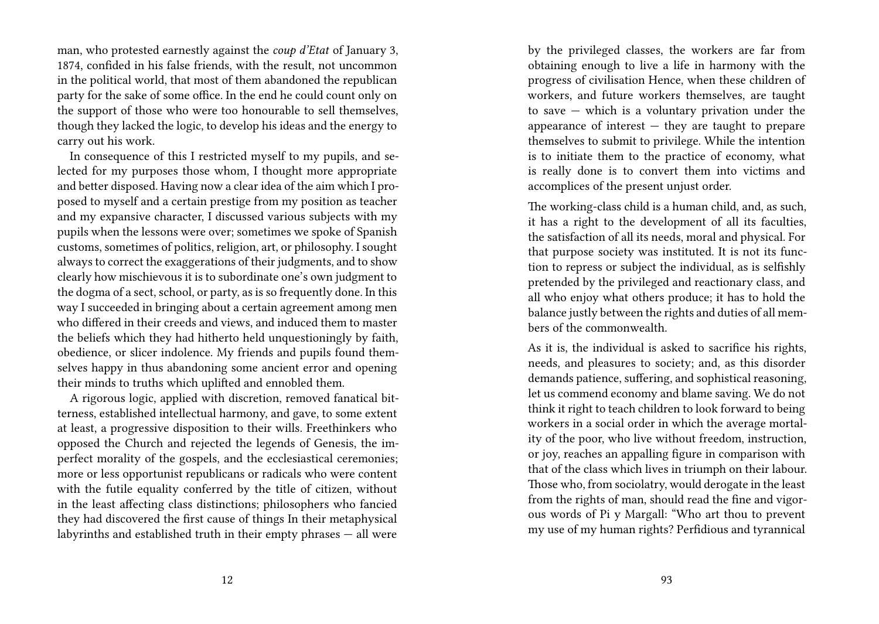man, who protested earnestly against the *coup d'Etat* of January 3, 1874, confided in his false friends, with the result, not uncommon in the political world, that most of them abandoned the republican party for the sake of some office. In the end he could count only on the support of those who were too honourable to sell themselves, though they lacked the logic, to develop his ideas and the energy to carry out his work.

In consequence of this I restricted myself to my pupils, and selected for my purposes those whom, I thought more appropriate and better disposed. Having now a clear idea of the aim which I proposed to myself and a certain prestige from my position as teacher and my expansive character, I discussed various subjects with my pupils when the lessons were over; sometimes we spoke of Spanish customs, sometimes of politics, religion, art, or philosophy. I sought always to correct the exaggerations of their judgments, and to show clearly how mischievous it is to subordinate one's own judgment to the dogma of a sect, school, or party, as is so frequently done. In this way I succeeded in bringing about a certain agreement among men who differed in their creeds and views, and induced them to master the beliefs which they had hitherto held unquestioningly by faith, obedience, or slicer indolence. My friends and pupils found themselves happy in thus abandoning some ancient error and opening their minds to truths which uplifted and ennobled them.

A rigorous logic, applied with discretion, removed fanatical bitterness, established intellectual harmony, and gave, to some extent at least, a progressive disposition to their wills. Freethinkers who opposed the Church and rejected the legends of Genesis, the imperfect morality of the gospels, and the ecclesiastical ceremonies; more or less opportunist republicans or radicals who were content with the futile equality conferred by the title of citizen, without in the least affecting class distinctions; philosophers who fancied they had discovered the first cause of things In their metaphysical labyrinths and established truth in their empty phrases — all were

by the privileged classes, the workers are far from obtaining enough to live a life in harmony with the progress of civilisation Hence, when these children of workers, and future workers themselves, are taught to save — which is a voluntary privation under the appearance of interest — they are taught to prepare themselves to submit to privilege. While the intention is to initiate them to the practice of economy, what is really done is to convert them into victims and accomplices of the present unjust order.

The working-class child is a human child, and, as such, it has a right to the development of all its faculties, the satisfaction of all its needs, moral and physical. For that purpose society was instituted. It is not its function to repress or subject the individual, as is selfishly pretended by the privileged and reactionary class, and all who enjoy what others produce; it has to hold the balance justly between the rights and duties of all members of the commonwealth.

As it is, the individual is asked to sacrifice his rights, needs, and pleasures to society; and, as this disorder demands patience, suffering, and sophistical reasoning, let us commend economy and blame saving. We do not think it right to teach children to look forward to being workers in a social order in which the average mortality of the poor, who live without freedom, instruction, or joy, reaches an appalling figure in comparison with that of the class which lives in triumph on their labour. Those who, from sociolatry, would derogate in the least from the rights of man, should read the fine and vigorous words of Pi y Margall: "Who art thou to prevent my use of my human rights? Perfidious and tyrannical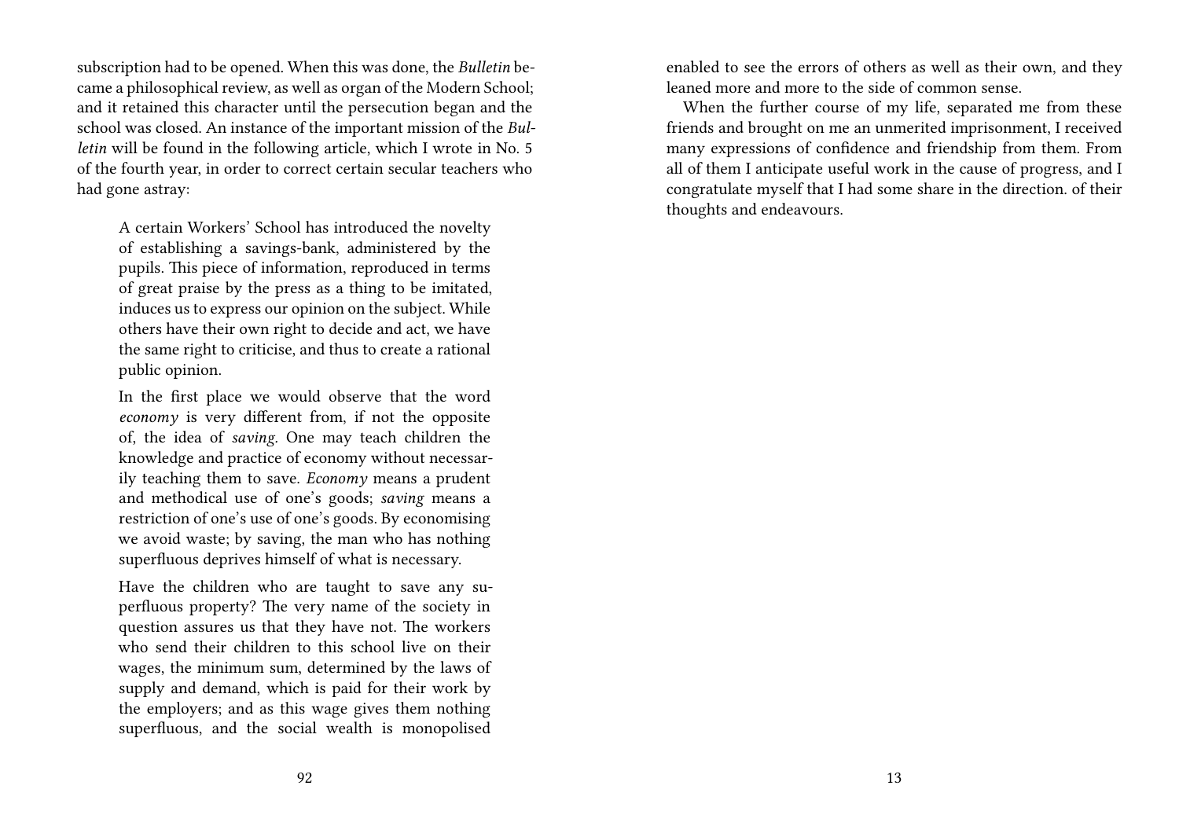subscription had to be opened. When this was done, the *Bulletin* became a philosophical review, as well as organ of the Modern School; and it retained this character until the persecution began and the school was closed. An instance of the important mission of the *Bulletin* will be found in the following article, which I wrote in No. 5 of the fourth year, in order to correct certain secular teachers who had gone astray:

> A certain Workers' School has introduced the novelty of establishing a savings-bank, administered by the pupils. This piece of information, reproduced in terms of great praise by the press as a thing to be imitated, induces us to express our opinion on the subject. While others have their own right to decide and act, we have the same right to criticise, and thus to create a rational public opinion.
>
> In the first place we would observe that the word *economy* is very different from, if not the opposite of, the idea of *saving.* One may teach children the knowledge and practice of economy without necessarily teaching them to save. *Economy* means a prudent and methodical use of one's goods; *saving* means a restriction of one's use of one's goods. By economising we avoid waste; by saving, the man who has nothing superfluous deprives himself of what is necessary.
>
> Have the children who are taught to save any superfluous property? The very name of the society in question assures us that they have not. The workers who send their children to this school live on their wages, the minimum sum, determined by the laws of supply and demand, which is paid for their work by the employers; and as this wage gives them nothing superfluous, and the social wealth is monopolised

enabled to see the errors of others as well as their own, and they leaned more and more to the side of common sense.

When the further course of my life, separated me from these friends and brought on me an unmerited imprisonment, I received many expressions of confidence and friendship from them. From all of them I anticipate useful work in the cause of progress, and I congratulate myself that I had some share in the direction. of their thoughts and endeavours.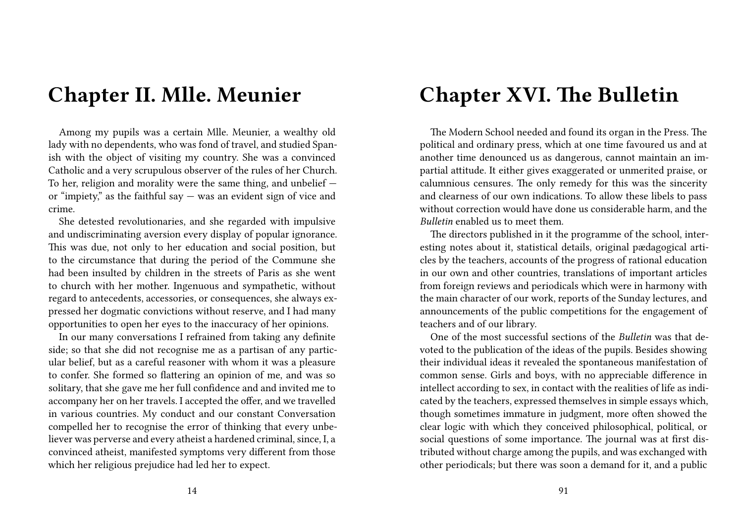# Chapter II. Mlle. Meunier

Among my pupils was a certain Mlle. Meunier, a wealthy old lady with no dependents, who was fond of travel, and studied Spanish with the object of visiting my country. She was a convinced Catholic and a very scrupulous observer of the rules of her Church. To her, religion and morality were the same thing, and unbelief — or "impiety," as the faithful say — was an evident sign of vice and crime.

She detested revolutionaries, and she regarded with impulsive and undiscriminating aversion every display of popular ignorance. This was due, not only to her education and social position, but to the circumstance that during the period of the Commune she had been insulted by children in the streets of Paris as she went to church with her mother. Ingenuous and sympathetic, without regard to antecedents, accessories, or consequences, she always expressed her dogmatic convictions without reserve, and I had many opportunities to open her eyes to the inaccuracy of her opinions.

In our many conversations I refrained from taking any definite side; so that she did not recognise me as a partisan of any particular belief, but as a careful reasoner with whom it was a pleasure to confer. She formed so flattering an opinion of me, and was so solitary, that she gave me her full confidence and and invited me to accompany her on her travels. I accepted the offer, and we travelled in various countries. My conduct and our constant Conversation compelled her to recognise the error of thinking that every unbeliever was perverse and every atheist a hardened criminal, since, I, a convinced atheist, manifested symptoms very different from those which her religious prejudice had led her to expect.

# Chapter XVI. The Bulletin

The Modern School needed and found its organ in the Press. The political and ordinary press, which at one time favoured us and at another time denounced us as dangerous, cannot maintain an impartial attitude. It either gives exaggerated or unmerited praise, or calumnious censures. The only remedy for this was the sincerity and clearness of our own indications. To allow these libels to pass without correction would have done us considerable harm, and the *Bulletin* enabled us to meet them.

The directors published in it the programme of the school, interesting notes about it, statistical details, original pædagogical articles by the teachers, accounts of the progress of rational education in our own and other countries, translations of important articles from foreign reviews and periodicals which were in harmony with the main character of our work, reports of the Sunday lectures, and announcements of the public competitions for the engagement of teachers and of our library.

One of the most successful sections of the *Bulletin* was that devoted to the publication of the ideas of the pupils. Besides showing their individual ideas it revealed the spontaneous manifestation of common sense. Girls and boys, with no appreciable difference in intellect according to sex, in contact with the realities of life as indicated by the teachers, expressed themselves in simple essays which, though sometimes immature in judgment, more often showed the clear logic with which they conceived philosophical, political, or social questions of some importance. The journal was at first distributed without charge among the pupils, and was exchanged with other periodicals; but there was soon a demand for it, and a public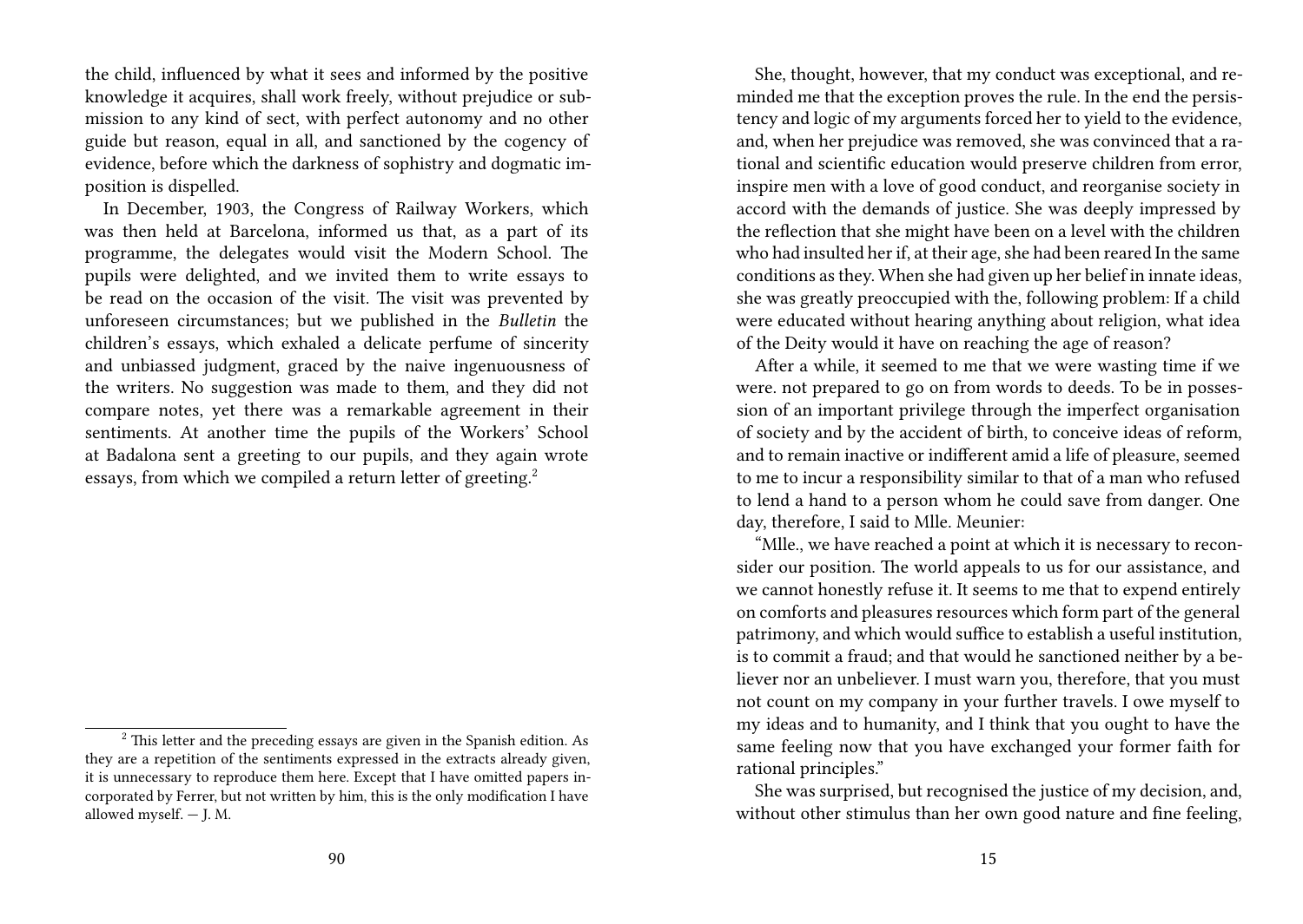the child, influenced by what it sees and informed by the positive knowledge it acquires, shall work freely, without prejudice or submission to any kind of sect, with perfect autonomy and no other guide but reason, equal in all, and sanctioned by the cogency of evidence, before which the darkness of sophistry and dogmatic imposition is dispelled.

In December, 1903, the Congress of Railway Workers, which was then held at Barcelona, informed us that, as a part of its programme, the delegates would visit the Modern School. The pupils were delighted, and we invited them to write essays to be read on the occasion of the visit. The visit was prevented by unforeseen circumstances; but we published in the *Bulletin* the children's essays, which exhaled a delicate perfume of sincerity and unbiassed judgment, graced by the naive ingenuousness of the writers. No suggestion was made to them, and they did not compare notes, yet there was a remarkable agreement in their sentiments. At another time the pupils of the Workers' School at Badalona sent a greeting to our pupils, and they again wrote essays, from which we compiled a return letter of greeting.[2]

[2] This letter and the preceding essays are given in the Spanish edition. As they are a repetition of the sentiments expressed in the extracts already given, it is unnecessary to reproduce them here. Except that I have omitted papers incorporated by Ferrer, but not written by him, this is the only modification I have allowed myself. — J. M.

She, thought, however, that my conduct was exceptional, and reminded me that the exception proves the rule. In the end the persistency and logic of my arguments forced her to yield to the evidence, and, when her prejudice was removed, she was convinced that a rational and scientific education would preserve children from error, inspire men with a love of good conduct, and reorganise society in accord with the demands of justice. She was deeply impressed by the reflection that she might have been on a level with the children who had insulted her if, at their age, she had been reared In the same conditions as they. When she had given up her belief in innate ideas, she was greatly preoccupied with the, following problem: If a child were educated without hearing anything about religion, what idea of the Deity would it have on reaching the age of reason?

After a while, it seemed to me that we were wasting time if we were. not prepared to go on from words to deeds. To be in possession of an important privilege through the imperfect organisation of society and by the accident of birth, to conceive ideas of reform, and to remain inactive or indifferent amid a life of pleasure, seemed to me to incur a responsibility similar to that of a man who refused to lend a hand to a person whom he could save from danger. One day, therefore, I said to Mlle. Meunier:

"Mlle., we have reached a point at which it is necessary to reconsider our position. The world appeals to us for our assistance, and we cannot honestly refuse it. It seems to me that to expend entirely on comforts and pleasures resources which form part of the general patrimony, and which would suffice to establish a useful institution, is to commit a fraud; and that would he sanctioned neither by a believer nor an unbeliever. I must warn you, therefore, that you must not count on my company in your further travels. I owe myself to my ideas and to humanity, and I think that you ought to have the same feeling now that you have exchanged your former faith for rational principles."

She was surprised, but recognised the justice of my decision, and, without other stimulus than her own good nature and fine feeling,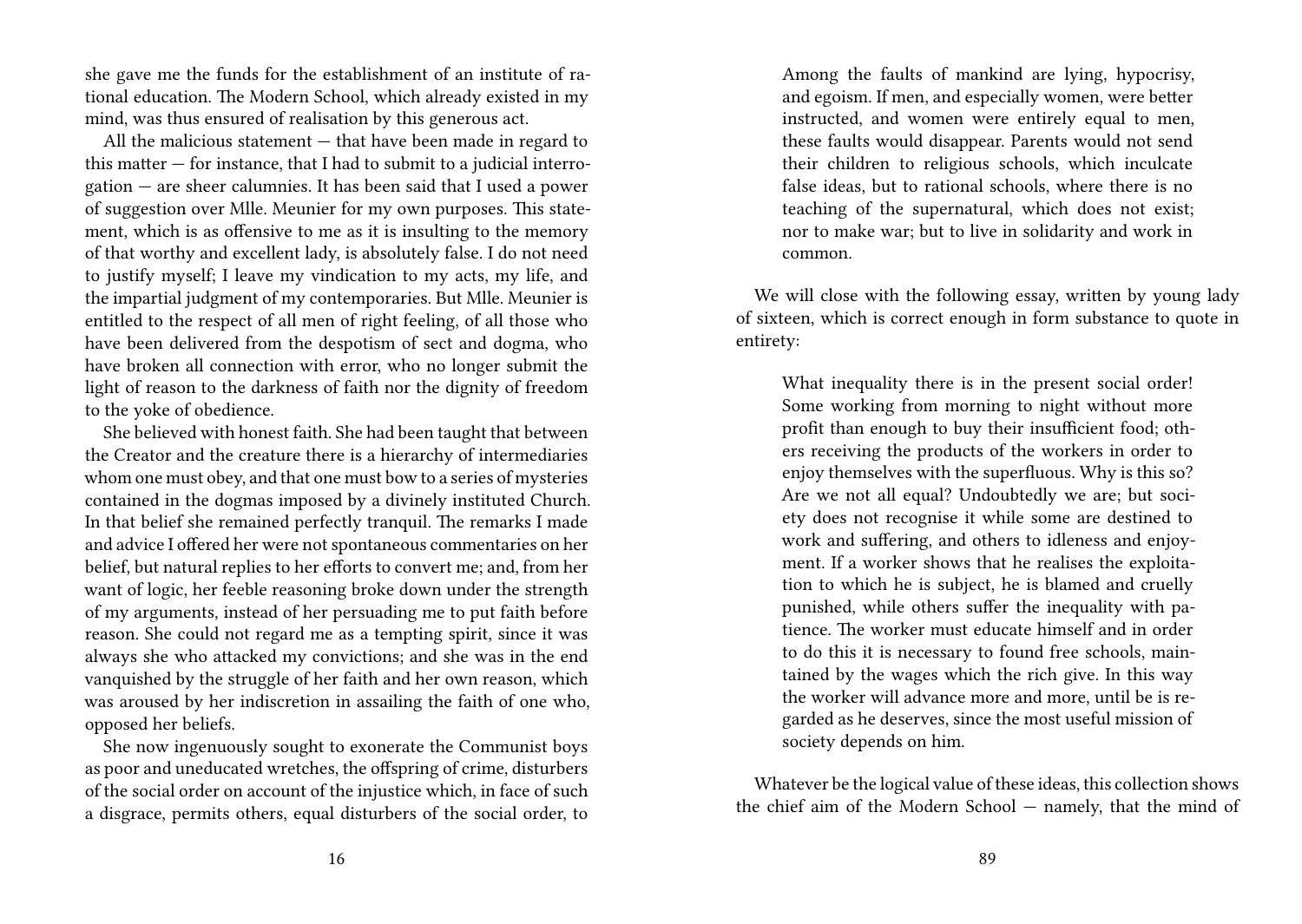she gave me the funds for the establishment of an institute of rational education. The Modern School, which already existed in my mind, was thus ensured of realisation by this generous act.

All the malicious statement — that have been made in regard to this matter — for instance, that I had to submit to a judicial interrogation — are sheer calumnies. It has been said that I used a power of suggestion over Mlle. Meunier for my own purposes. This statement, which is as offensive to me as it is insulting to the memory of that worthy and excellent lady, is absolutely false. I do not need to justify myself; I leave my vindication to my acts, my life, and the impartial judgment of my contemporaries. But Mlle. Meunier is entitled to the respect of all men of right feeling, of all those who have been delivered from the despotism of sect and dogma, who have broken all connection with error, who no longer submit the light of reason to the darkness of faith nor the dignity of freedom to the yoke of obedience.

She believed with honest faith. She had been taught that between the Creator and the creature there is a hierarchy of intermediaries whom one must obey, and that one must bow to a series of mysteries contained in the dogmas imposed by a divinely instituted Church. In that belief she remained perfectly tranquil. The remarks I made and advice I offered her were not spontaneous commentaries on her belief, but natural replies to her efforts to convert me; and, from her want of logic, her feeble reasoning broke down under the strength of my arguments, instead of her persuading me to put faith before reason. She could not regard me as a tempting spirit, since it was always she who attacked my convictions; and she was in the end vanquished by the struggle of her faith and her own reason, which was aroused by her indiscretion in assailing the faith of one who, opposed her beliefs.

She now ingenuously sought to exonerate the Communist boys as poor and uneducated wretches, the offspring of crime, disturbers of the social order on account of the injustice which, in face of such a disgrace, permits others, equal disturbers of the social order, to

> Among the faults of mankind are lying, hypocrisy, and egoism. If men, and especially women, were better instructed, and women were entirely equal to men, these faults would disappear. Parents would not send their children to religious schools, which inculcate false ideas, but to rational schools, where there is no teaching of the supernatural, which does not exist; nor to make war; but to live in solidarity and work in common.

We will close with the following essay, written by young lady of sixteen, which is correct enough in form substance to quote in entirety:

> What inequality there is in the present social order! Some working from morning to night without more profit than enough to buy their insufficient food; others receiving the products of the workers in order to enjoy themselves with the superfluous. Why is this so? Are we not all equal? Undoubtedly we are; but society does not recognise it while some are destined to work and suffering, and others to idleness and enjoyment. If a worker shows that he realises the exploitation to which he is subject, he is blamed and cruelly punished, while others suffer the inequality with patience. The worker must educate himself and in order to do this it is necessary to found free schools, maintained by the wages which the rich give. In this way the worker will advance more and more, until be is regarded as he deserves, since the most useful mission of society depends on him.

Whatever be the logical value of these ideas, this collection shows the chief aim of the Modern School — namely, that the mind of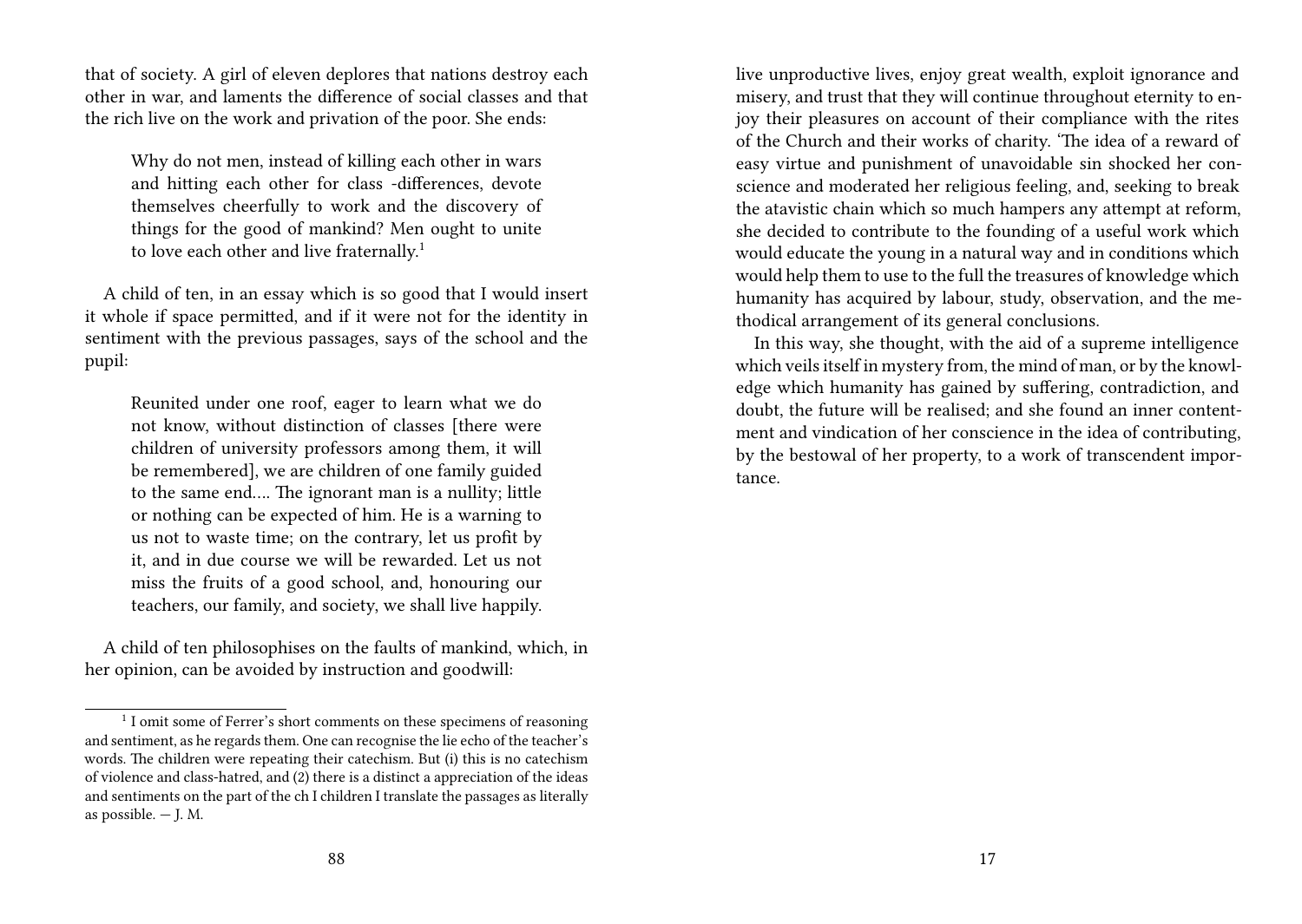that of society. A girl of eleven deplores that nations destroy each other in war, and laments the difference of social classes and that the rich live on the work and privation of the poor. She ends:

> Why do not men, instead of killing each other in wars and hitting each other for class -differences, devote themselves cheerfully to work and the discovery of things for the good of mankind? Men ought to unite to love each other and live fraternally.[1]

A child of ten, in an essay which is so good that I would insert it whole if space permitted, and if it were not for the identity in sentiment with the previous passages, says of the school and the pupil:

> Reunited under one roof, eager to learn what we do not know, without distinction of classes [there were children of university professors among them, it will be remembered], we are children of one family guided to the same end.… The ignorant man is a nullity; little or nothing can be expected of him. He is a warning to us not to waste time; on the contrary, let us profit by it, and in due course we will be rewarded. Let us not miss the fruits of a good school, and, honouring our teachers, our family, and society, we shall live happily.

A child of ten philosophises on the faults of mankind, which, in her opinion, can be avoided by instruction and goodwill:

[1] I omit some of Ferrer's short comments on these specimens of reasoning and sentiment, as he regards them. One can recognise the lie echo of the teacher's words. The children were repeating their catechism. But (i) this is no catechism of violence and class-hatred, and (2) there is a distinct a appreciation of the ideas and sentiments on the part of the ch I children I translate the passages as literally as possible. — J. M.

live unproductive lives, enjoy great wealth, exploit ignorance and misery, and trust that they will continue throughout eternity to enjoy their pleasures on account of their compliance with the rites of the Church and their works of charity. 'The idea of a reward of easy virtue and punishment of unavoidable sin shocked her conscience and moderated her religious feeling, and, seeking to break the atavistic chain which so much hampers any attempt at reform, she decided to contribute to the founding of a useful work which would educate the young in a natural way and in conditions which would help them to use to the full the treasures of knowledge which humanity has acquired by labour, study, observation, and the methodical arrangement of its general conclusions.

In this way, she thought, with the aid of a supreme intelligence which veils itself in mystery from, the mind of man, or by the knowledge which humanity has gained by suffering, contradiction, and doubt, the future will be realised; and she found an inner contentment and vindication of her conscience in the idea of contributing, by the bestowal of her property, to a work of transcendent importance.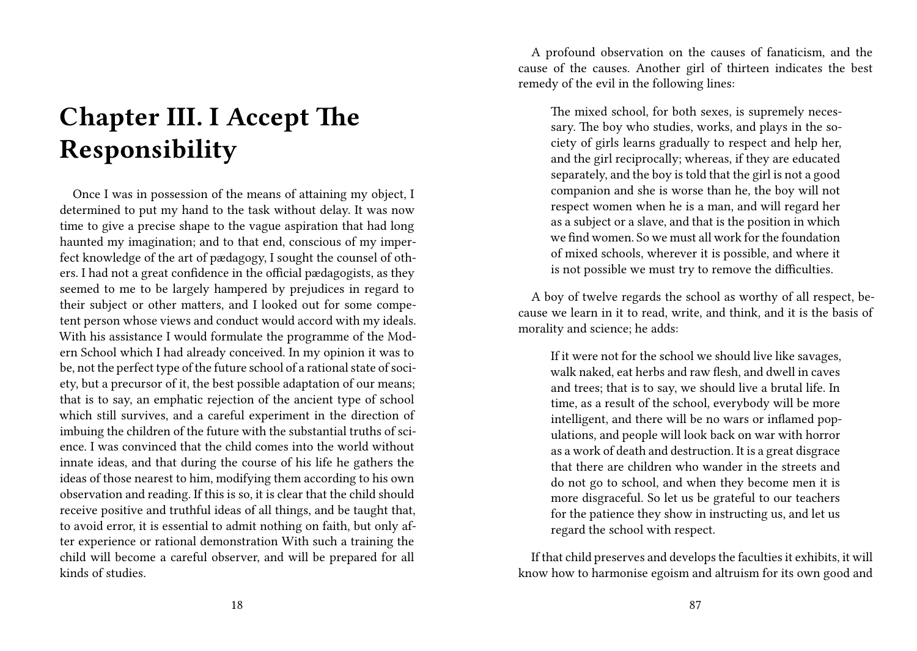# Chapter III. I Accept The Responsibility

Once I was in possession of the means of attaining my object, I determined to put my hand to the task without delay. It was now time to give a precise shape to the vague aspiration that had long haunted my imagination; and to that end, conscious of my imperfect knowledge of the art of pædagogy, I sought the counsel of others. I had not a great confidence in the official pædagogists, as they seemed to me to be largely hampered by prejudices in regard to their subject or other matters, and I looked out for some competent person whose views and conduct would accord with my ideals. With his assistance I would formulate the programme of the Modern School which I had already conceived. In my opinion it was to be, not the perfect type of the future school of a rational state of society, but a precursor of it, the best possible adaptation of our means; that is to say, an emphatic rejection of the ancient type of school which still survives, and a careful experiment in the direction of imbuing the children of the future with the substantial truths of science. I was convinced that the child comes into the world without innate ideas, and that during the course of his life he gathers the ideas of those nearest to him, modifying them according to his own observation and reading. If this is so, it is clear that the child should receive positive and truthful ideas of all things, and be taught that, to avoid error, it is essential to admit nothing on faith, but only after experience or rational demonstration With such a training the child will become a careful observer, and will be prepared for all kinds of studies.

A profound observation on the causes of fanaticism, and the cause of the causes. Another girl of thirteen indicates the best remedy of the evil in the following lines:

> The mixed school, for both sexes, is supremely necessary. The boy who studies, works, and plays in the society of girls learns gradually to respect and help her, and the girl reciprocally; whereas, if they are educated separately, and the boy is told that the girl is not a good companion and she is worse than he, the boy will not respect women when he is a man, and will regard her as a subject or a slave, and that is the position in which we find women. So we must all work for the foundation of mixed schools, wherever it is possible, and where it is not possible we must try to remove the difficulties.

A boy of twelve regards the school as worthy of all respect, because we learn in it to read, write, and think, and it is the basis of morality and science; he adds:

> If it were not for the school we should live like savages, walk naked, eat herbs and raw flesh, and dwell in caves and trees; that is to say, we should live a brutal life. In time, as a result of the school, everybody will be more intelligent, and there will be no wars or inflamed populations, and people will look back on war with horror as a work of death and destruction. It is a great disgrace that there are children who wander in the streets and do not go to school, and when they become men it is more disgraceful. So let us be grateful to our teachers for the patience they show in instructing us, and let us regard the school with respect.

If that child preserves and develops the faculties it exhibits, it will know how to harmonise egoism and altruism for its own good and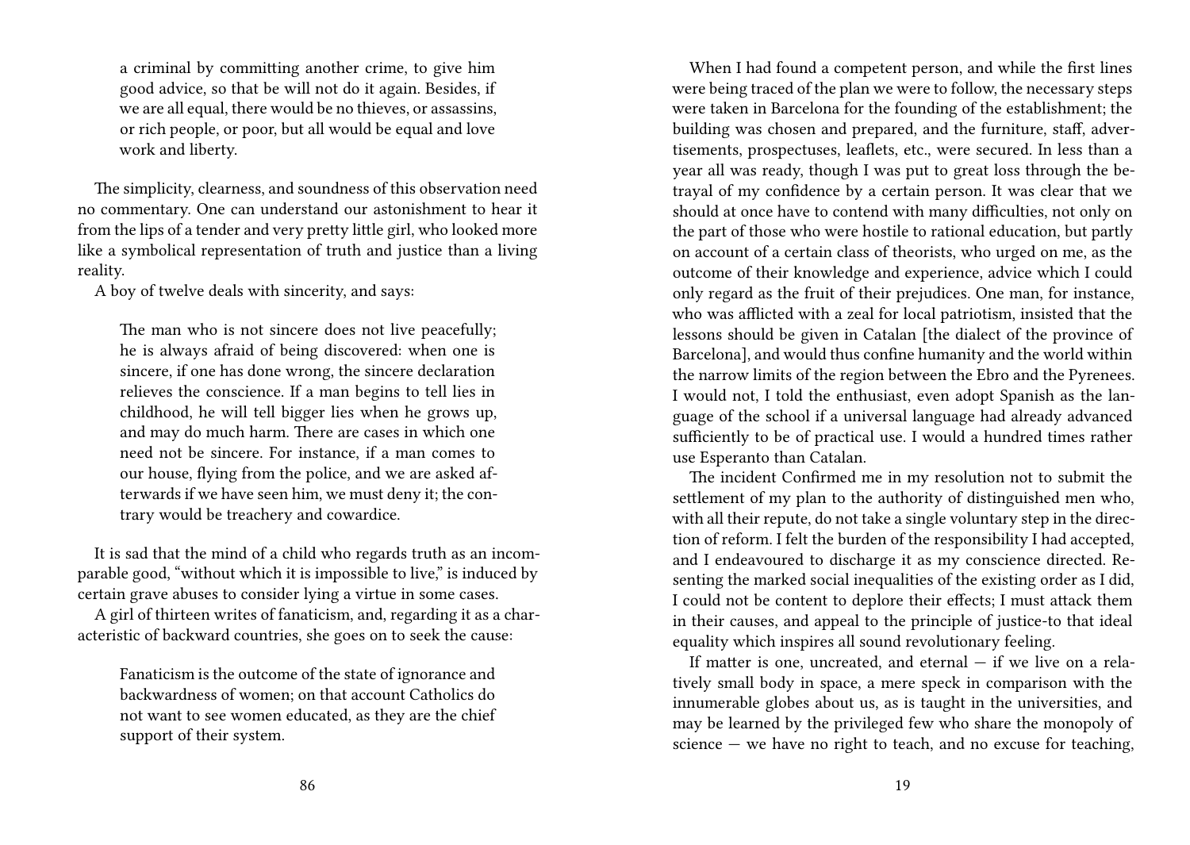a criminal by committing another crime, to give him good advice, so that be will not do it again. Besides, if we are all equal, there would be no thieves, or assassins, or rich people, or poor, but all would be equal and love work and liberty.

The simplicity, clearness, and soundness of this observation need no commentary. One can understand our astonishment to hear it from the lips of a tender and very pretty little girl, who looked more like a symbolical representation of truth and justice than a living reality.

A boy of twelve deals with sincerity, and says:

> The man who is not sincere does not live peacefully; he is always afraid of being discovered: when one is sincere, if one has done wrong, the sincere declaration relieves the conscience. If a man begins to tell lies in childhood, he will tell bigger lies when he grows up, and may do much harm. There are cases in which one need not be sincere. For instance, if a man comes to our house, flying from the police, and we are asked afterwards if we have seen him, we must deny it; the contrary would be treachery and cowardice.

It is sad that the mind of a child who regards truth as an incomparable good, "without which it is impossible to live," is induced by certain grave abuses to consider lying a virtue in some cases.

A girl of thirteen writes of fanaticism, and, regarding it as a characteristic of backward countries, she goes on to seek the cause:

> Fanaticism is the outcome of the state of ignorance and backwardness of women; on that account Catholics do not want to see women educated, as they are the chief support of their system.

When I had found a competent person, and while the first lines were being traced of the plan we were to follow, the necessary steps were taken in Barcelona for the founding of the establishment; the building was chosen and prepared, and the furniture, staff, advertisements, prospectuses, leaflets, etc., were secured. In less than a year all was ready, though I was put to great loss through the betrayal of my confidence by a certain person. It was clear that we should at once have to contend with many difficulties, not only on the part of those who were hostile to rational education, but partly on account of a certain class of theorists, who urged on me, as the outcome of their knowledge and experience, advice which I could only regard as the fruit of their prejudices. One man, for instance, who was afflicted with a zeal for local patriotism, insisted that the lessons should be given in Catalan [the dialect of the province of Barcelona], and would thus confine humanity and the world within the narrow limits of the region between the Ebro and the Pyrenees. I would not, I told the enthusiast, even adopt Spanish as the language of the school if a universal language had already advanced sufficiently to be of practical use. I would a hundred times rather use Esperanto than Catalan.

The incident Confirmed me in my resolution not to submit the settlement of my plan to the authority of distinguished men who, with all their repute, do not take a single voluntary step in the direction of reform. I felt the burden of the responsibility I had accepted, and I endeavoured to discharge it as my conscience directed. Resenting the marked social inequalities of the existing order as I did, I could not be content to deplore their effects; I must attack them in their causes, and appeal to the principle of justice-to that ideal equality which inspires all sound revolutionary feeling.

If matter is one, uncreated, and eternal — if we live on a relatively small body in space, a mere speck in comparison with the innumerable globes about us, as is taught in the universities, and may be learned by the privileged few who share the monopoly of science — we have no right to teach, and no excuse for teaching,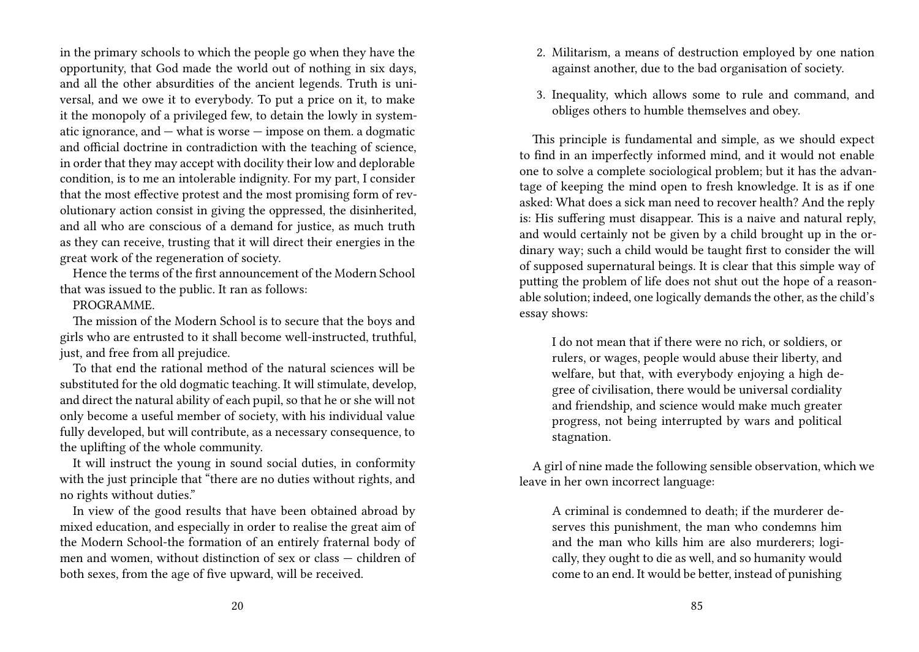in the primary schools to which the people go when they have the opportunity, that God made the world out of nothing in six days, and all the other absurdities of the ancient legends. Truth is universal, and we owe it to everybody. To put a price on it, to make it the monopoly of a privileged few, to detain the lowly in systematic ignorance, and — what is worse — impose on them. a dogmatic and official doctrine in contradiction with the teaching of science, in order that they may accept with docility their low and deplorable condition, is to me an intolerable indignity. For my part, I consider that the most effective protest and the most promising form of revolutionary action consist in giving the oppressed, the disinherited, and all who are conscious of a demand for justice, as much truth as they can receive, trusting that it will direct their energies in the great work of the regeneration of society.

Hence the terms of the first announcement of the Modern School that was issued to the public. It ran as follows:

PROGRAMME.

The mission of the Modern School is to secure that the boys and girls who are entrusted to it shall become well-instructed, truthful, just, and free from all prejudice.

To that end the rational method of the natural sciences will be substituted for the old dogmatic teaching. It will stimulate, develop, and direct the natural ability of each pupil, so that he or she will not only become a useful member of society, with his individual value fully developed, but will contribute, as a necessary consequence, to the uplifting of the whole community.

It will instruct the young in sound social duties, in conformity with the just principle that "there are no duties without rights, and no rights without duties."

In view of the good results that have been obtained abroad by mixed education, and especially in order to realise the great aim of the Modern School-the formation of an entirely fraternal body of men and women, without distinction of sex or class — children of both sexes, from the age of five upward, will be received.

2. Militarism, a means of destruction employed by one nation against another, due to the bad organisation of society.
3. Inequality, which allows some to rule and command, and obliges others to humble themselves and obey.

This principle is fundamental and simple, as we should expect to find in an imperfectly informed mind, and it would not enable one to solve a complete sociological problem; but it has the advantage of keeping the mind open to fresh knowledge. It is as if one asked: What does a sick man need to recover health? And the reply is: His suffering must disappear. This is a naive and natural reply, and would certainly not be given by a child brought up in the ordinary way; such a child would be taught first to consider the will of supposed supernatural beings. It is clear that this simple way of putting the problem of life does not shut out the hope of a reasonable solution; indeed, one logically demands the other, as the child's essay shows:

> I do not mean that if there were no rich, or soldiers, or rulers, or wages, people would abuse their liberty, and welfare, but that, with everybody enjoying a high degree of civilisation, there would be universal cordiality and friendship, and science would make much greater progress, not being interrupted by wars and political stagnation.

A girl of nine made the following sensible observation, which we leave in her own incorrect language:

> A criminal is condemned to death; if the murderer deserves this punishment, the man who condemns him and the man who kills him are also murderers; logically, they ought to die as well, and so humanity would come to an end. It would be better, instead of punishing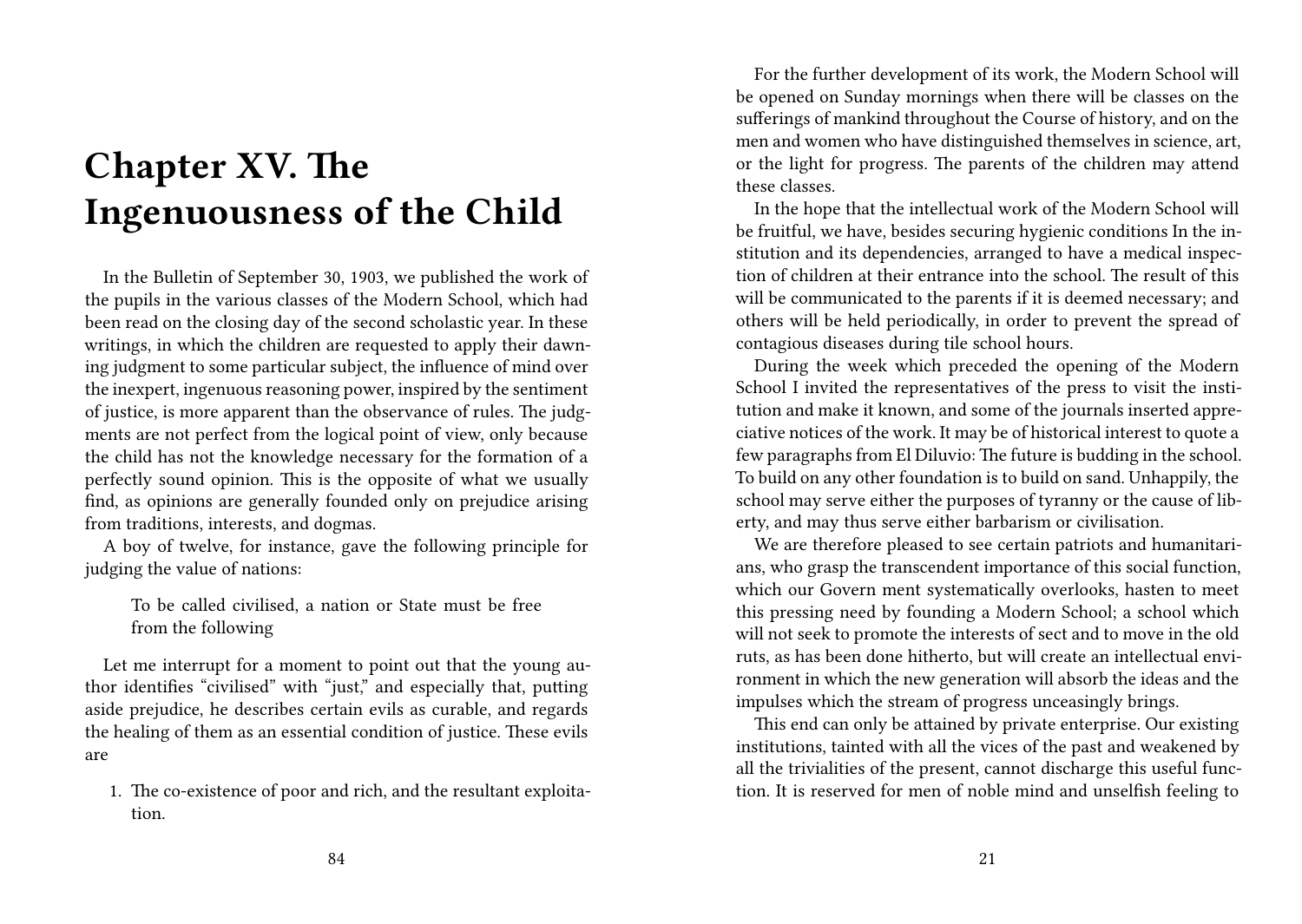# Chapter XV. The Ingenuousness of the Child

In the Bulletin of September 30, 1903, we published the work of the pupils in the various classes of the Modern School, which had been read on the closing day of the second scholastic year. In these writings, in which the children are requested to apply their dawning judgment to some particular subject, the influence of mind over the inexpert, ingenuous reasoning power, inspired by the sentiment of justice, is more apparent than the observance of rules. The judgments are not perfect from the logical point of view, only because the child has not the knowledge necessary for the formation of a perfectly sound opinion. This is the opposite of what we usually find, as opinions are generally founded only on prejudice arising from traditions, interests, and dogmas.

A boy of twelve, for instance, gave the following principle for judging the value of nations:

> To be called civilised, a nation or State must be free from the following

Let me interrupt for a moment to point out that the young author identifies "civilised" with "just," and especially that, putting aside prejudice, he describes certain evils as curable, and regards the healing of them as an essential condition of justice. These evils are

1. The co-existence of poor and rich, and the resultant exploitation.

For the further development of its work, the Modern School will be opened on Sunday mornings when there will be classes on the sufferings of mankind throughout the Course of history, and on the men and women who have distinguished themselves in science, art, or the light for progress. The parents of the children may attend these classes.

In the hope that the intellectual work of the Modern School will be fruitful, we have, besides securing hygienic conditions In the institution and its dependencies, arranged to have a medical inspection of children at their entrance into the school. The result of this will be communicated to the parents if it is deemed necessary; and others will be held periodically, in order to prevent the spread of contagious diseases during tile school hours.

During the week which preceded the opening of the Modern School I invited the representatives of the press to visit the institution and make it known, and some of the journals inserted appreciative notices of the work. It may be of historical interest to quote a few paragraphs from El Diluvio: The future is budding in the school. To build on any other foundation is to build on sand. Unhappily, the school may serve either the purposes of tyranny or the cause of liberty, and may thus serve either barbarism or civilisation.

We are therefore pleased to see certain patriots and humanitarians, who grasp the transcendent importance of this social function, which our Govern ment systematically overlooks, hasten to meet this pressing need by founding a Modern School; a school which will not seek to promote the interests of sect and to move in the old ruts, as has been done hitherto, but will create an intellectual environment in which the new generation will absorb the ideas and the impulses which the stream of progress unceasingly brings.

This end can only be attained by private enterprise. Our existing institutions, tainted with all the vices of the past and weakened by all the trivialities of the present, cannot discharge this useful function. It is reserved for men of noble mind and unselfish feeling to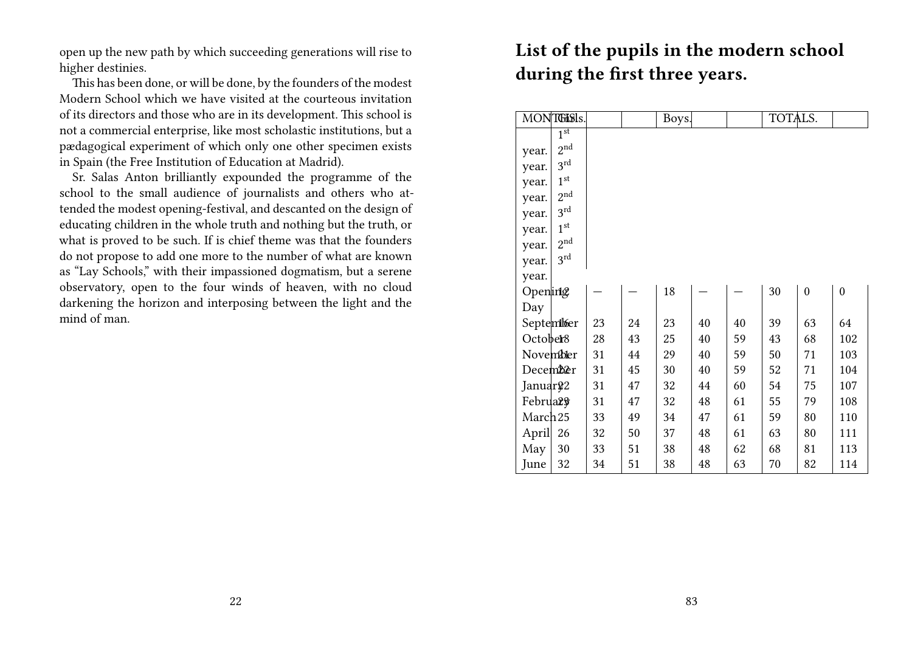open up the new path by which succeeding generations will rise to higher destinies.

This has been done, or will be done, by the founders of the modest Modern School which we have visited at the courteous invitation of its directors and those who are in its development. This school is not a commercial enterprise, like most scholastic institutions, but a pædagogical experiment of which only one other specimen exists in Spain (the Free Institution of Education at Madrid).

Sr. Salas Anton brilliantly expounded the programme of the school to the small audience of journalists and others who attended the modest opening-festival, and descanted on the design of educating children in the whole truth and nothing but the truth, or what is proved to be such. If is chief theme was that the founders do not propose to add one more to the number of what are known as "Lay Schools," with their impassioned dogmatism, but a serene observatory, open to the four winds of heaven, with no cloud darkening the horizon and interposing between the light and the mind of man.

## List of the pupils in the modern school during the first three years.

| MONTHS. | Girls. | | | Boys. | | | TOTALS. | | |
|---|---|---|---|---|---|---|---|---|---|
| | 1st year. | 2nd year. | 3rd year. | 1st year. | 2nd year. | 3rd year. | 1st year. | 2nd year. | 3rd year. |
| Opening Day | 12 | — | — | 18 | — | — | 30 | 0 | 0 |
| September | 16 | 23 | 24 | 23 | 40 | 40 | 39 | 63 | 64 |
| October | 18 | 28 | 43 | 25 | 40 | 59 | 43 | 68 | 102 |
| November | 21 | 31 | 44 | 29 | 40 | 59 | 50 | 71 | 103 |
| December | 22 | 31 | 45 | 30 | 40 | 59 | 52 | 71 | 104 |
| January | 22 | 31 | 47 | 32 | 44 | 60 | 54 | 75 | 107 |
| February | 23 | 31 | 47 | 32 | 48 | 61 | 55 | 79 | 108 |
| March | 25 | 33 | 49 | 34 | 47 | 61 | 59 | 80 | 110 |
| April | 26 | 32 | 50 | 37 | 48 | 61 | 63 | 80 | 111 |
| May | 30 | 33 | 51 | 38 | 48 | 62 | 68 | 81 | 113 |
| June | 32 | 34 | 51 | 38 | 48 | 63 | 70 | 82 | 114 |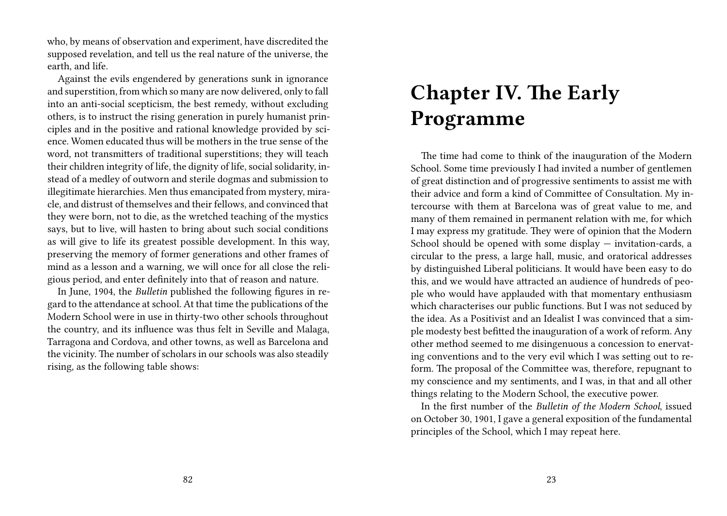who, by means of observation and experiment, have discredited the supposed revelation, and tell us the real nature of the universe, the earth, and life.

Against the evils engendered by generations sunk in ignorance and superstition, from which so many are now delivered, only to fall into an anti-social scepticism, the best remedy, without excluding others, is to instruct the rising generation in purely humanist principles and in the positive and rational knowledge provided by science. Women educated thus will be mothers in the true sense of the word, not transmitters of traditional superstitions; they will teach their children integrity of life, the dignity of life, social solidarity, instead of a medley of outworn and sterile dogmas and submission to illegitimate hierarchies. Men thus emancipated from mystery, miracle, and distrust of themselves and their fellows, and convinced that they were born, not to die, as the wretched teaching of the mystics says, but to live, will hasten to bring about such social conditions as will give to life its greatest possible development. In this way, preserving the memory of former generations and other frames of mind as a lesson and a warning, we will once for all close the religious period, and enter definitely into that of reason and nature.

In June, 1904, the *Bulletin* published the following figures in regard to the attendance at school. At that time the publications of the Modern School were in use in thirty-two other schools throughout the country, and its influence was thus felt in Seville and Malaga, Tarragona and Cordova, and other towns, as well as Barcelona and the vicinity. The number of scholars in our schools was also steadily rising, as the following table shows:

# Chapter IV. The Early Programme

The time had come to think of the inauguration of the Modern School. Some time previously I had invited a number of gentlemen of great distinction and of progressive sentiments to assist me with their advice and form a kind of Committee of Consultation. My intercourse with them at Barcelona was of great value to me, and many of them remained in permanent relation with me, for which I may express my gratitude. They were of opinion that the Modern School should be opened with some display — invitation-cards, a circular to the press, a large hall, music, and oratorical addresses by distinguished Liberal politicians. It would have been easy to do this, and we would have attracted an audience of hundreds of people who would have applauded with that momentary enthusiasm which characterises our public functions. But I was not seduced by the idea. As a Positivist and an Idealist I was convinced that a simple modesty best befitted the inauguration of a work of reform. Any other method seemed to me disingenuous a concession to enervating conventions and to the very evil which I was setting out to reform. The proposal of the Committee was, therefore, repugnant to my conscience and my sentiments, and I was, in that and all other things relating to the Modern School, the executive power.

In the first number of the *Bulletin of the Modern School*, issued on October 30, 1901, I gave a general exposition of the fundamental principles of the School, which I may repeat here.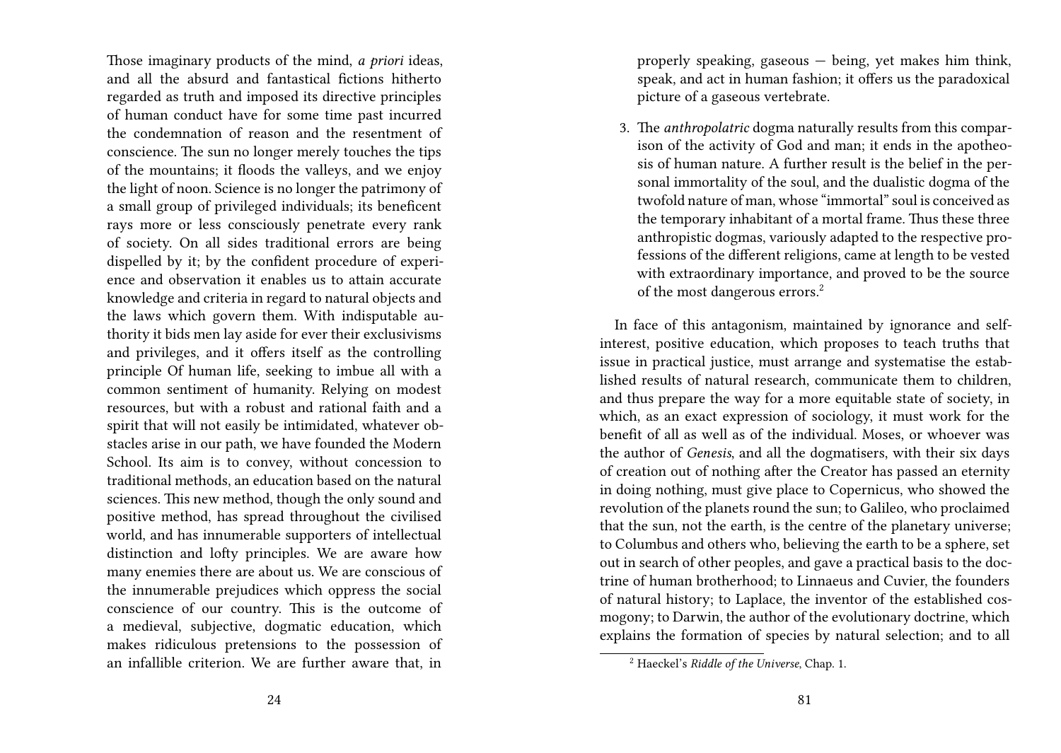Those imaginary products of the mind, *a priori* ideas, and all the absurd and fantastical fictions hitherto regarded as truth and imposed its directive principles of human conduct have for some time past incurred the condemnation of reason and the resentment of conscience. The sun no longer merely touches the tips of the mountains; it floods the valleys, and we enjoy the light of noon. Science is no longer the patrimony of a small group of privileged individuals; its beneficent rays more or less consciously penetrate every rank of society. On all sides traditional errors are being dispelled by it; by the confident procedure of experience and observation it enables us to attain accurate knowledge and criteria in regard to natural objects and the laws which govern them. With indisputable authority it bids men lay aside for ever their exclusivisms and privileges, and it offers itself as the controlling principle Of human life, seeking to imbue all with a common sentiment of humanity. Relying on modest resources, but with a robust and rational faith and a spirit that will not easily be intimidated, whatever obstacles arise in our path, we have founded the Modern School. Its aim is to convey, without concession to traditional methods, an education based on the natural sciences. This new method, though the only sound and positive method, has spread throughout the civilised world, and has innumerable supporters of intellectual distinction and lofty principles. We are aware how many enemies there are about us. We are conscious of the innumerable prejudices which oppress the social conscience of our country. This is the outcome of a medieval, subjective, dogmatic education, which makes ridiculous pretensions to the possession of an infallible criterion. We are further aware that, in

properly speaking, gaseous — being, yet makes him think, speak, and act in human fashion; it offers us the paradoxical picture of a gaseous vertebrate.

3. The *anthropolatric* dogma naturally results from this comparison of the activity of God and man; it ends in the apotheosis of human nature. A further result is the belief in the personal immortality of the soul, and the dualistic dogma of the twofold nature of man, whose "immortal" soul is conceived as the temporary inhabitant of a mortal frame. Thus these three anthropistic dogmas, variously adapted to the respective professions of the different religions, came at length to be vested with extraordinary importance, and proved to be the source of the most dangerous errors.[2]

In face of this antagonism, maintained by ignorance and self-interest, positive education, which proposes to teach truths that issue in practical justice, must arrange and systematise the established results of natural research, communicate them to children, and thus prepare the way for a more equitable state of society, in which, as an exact expression of sociology, it must work for the benefit of all as well as of the individual. Moses, or whoever was the author of *Genesis*, and all the dogmatisers, with their six days of creation out of nothing after the Creator has passed an eternity in doing nothing, must give place to Copernicus, who showed the revolution of the planets round the sun; to Galileo, who proclaimed that the sun, not the earth, is the centre of the planetary universe; to Columbus and others who, believing the earth to be a sphere, set out in search of other peoples, and gave a practical basis to the doctrine of human brotherhood; to Linnaeus and Cuvier, the founders of natural history; to Laplace, the inventor of the established cosmogony; to Darwin, the author of the evolutionary doctrine, which explains the formation of species by natural selection; and to all

[2] Haeckel's *Riddle of the Universe*, Chap. 1.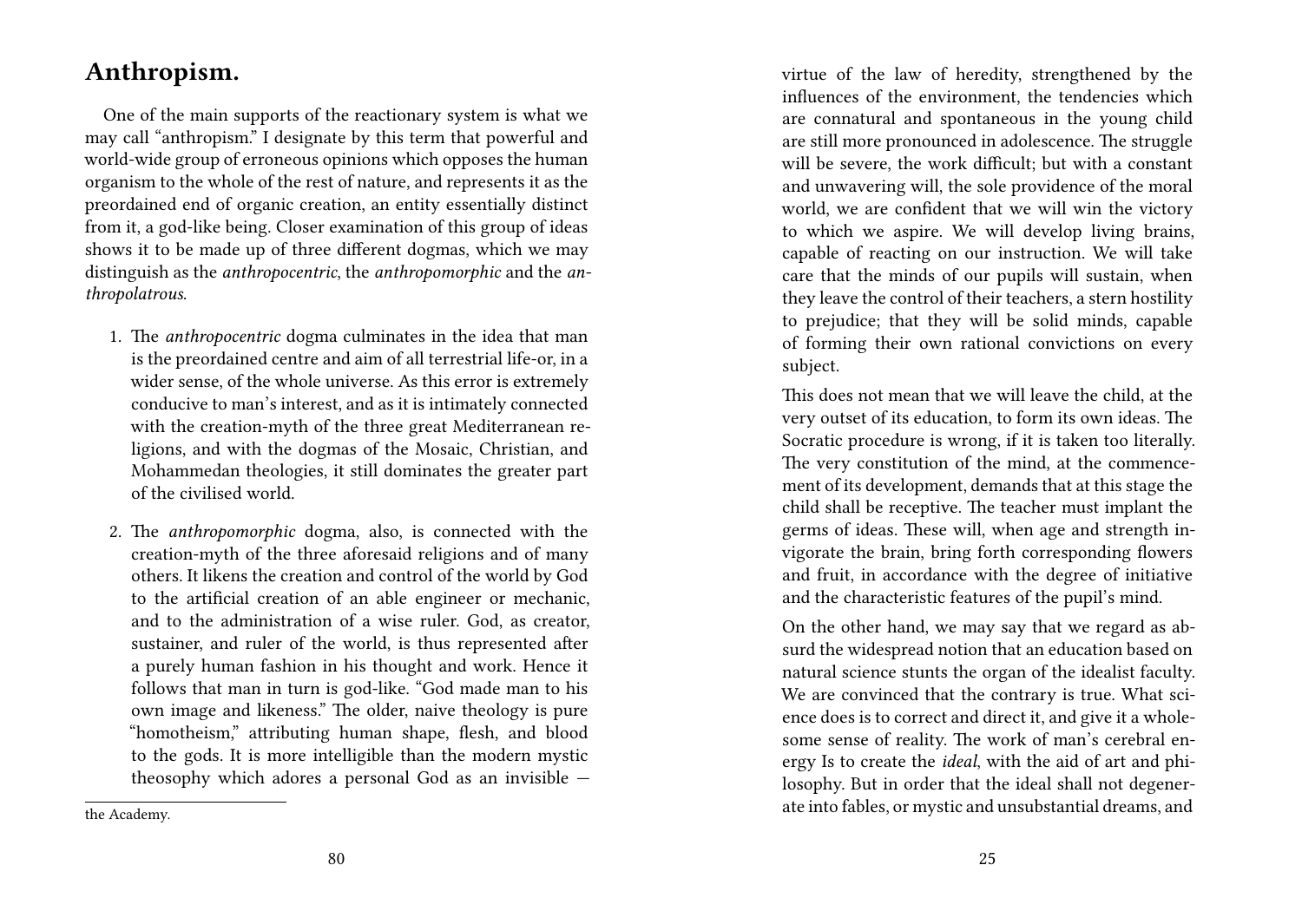## Anthropism.

One of the main supports of the reactionary system is what we may call "anthropism." I designate by this term that powerful and world-wide group of erroneous opinions which opposes the human organism to the whole of the rest of nature, and represents it as the preordained end of organic creation, an entity essentially distinct from it, a god-like being. Closer examination of this group of ideas shows it to be made up of three different dogmas, which we may distinguish as the *anthropocentric*, the *anthropomorphic* and the *anthropolatrous*.

1. The *anthropocentric* dogma culminates in the idea that man is the preordained centre and aim of all terrestrial life-or, in a wider sense, of the whole universe. As this error is extremely conducive to man's interest, and as it is intimately connected with the creation-myth of the three great Mediterranean religions, and with the dogmas of the Mosaic, Christian, and Mohammedan theologies, it still dominates the greater part of the civilised world.

2. The *anthropomorphic* dogma, also, is connected with the creation-myth of the three aforesaid religions and of many others. It likens the creation and control of the world by God to the artificial creation of an able engineer or mechanic, and to the administration of a wise ruler. God, as creator, sustainer, and ruler of the world, is thus represented after a purely human fashion in his thought and work. Hence it follows that man in turn is god-like. "God made man to his own image and likeness." The older, naive theology is pure "homotheism," attributing human shape, flesh, and blood to the gods. It is more intelligible than the modern mystic theosophy which adores a personal God as an invisible —

the Academy.

virtue of the law of heredity, strengthened by the influences of the environment, the tendencies which are connatural and spontaneous in the young child are still more pronounced in adolescence. The struggle will be severe, the work difficult; but with a constant and unwavering will, the sole providence of the moral world, we are confident that we will win the victory to which we aspire. We will develop living brains, capable of reacting on our instruction. We will take care that the minds of our pupils will sustain, when they leave the control of their teachers, a stern hostility to prejudice; that they will be solid minds, capable of forming their own rational convictions on every subject.

This does not mean that we will leave the child, at the very outset of its education, to form its own ideas. The Socratic procedure is wrong, if it is taken too literally. The very constitution of the mind, at the commencement of its development, demands that at this stage the child shall be receptive. The teacher must implant the germs of ideas. These will, when age and strength invigorate the brain, bring forth corresponding flowers and fruit, in accordance with the degree of initiative and the characteristic features of the pupil's mind.

On the other hand, we may say that we regard as absurd the widespread notion that an education based on natural science stunts the organ of the idealist faculty. We are convinced that the contrary is true. What science does is to correct and direct it, and give it a wholesome sense of reality. The work of man's cerebral energy Is to create the *ideal*, with the aid of art and philosophy. But in order that the ideal shall not degenerate into fables, or mystic and unsubstantial dreams, and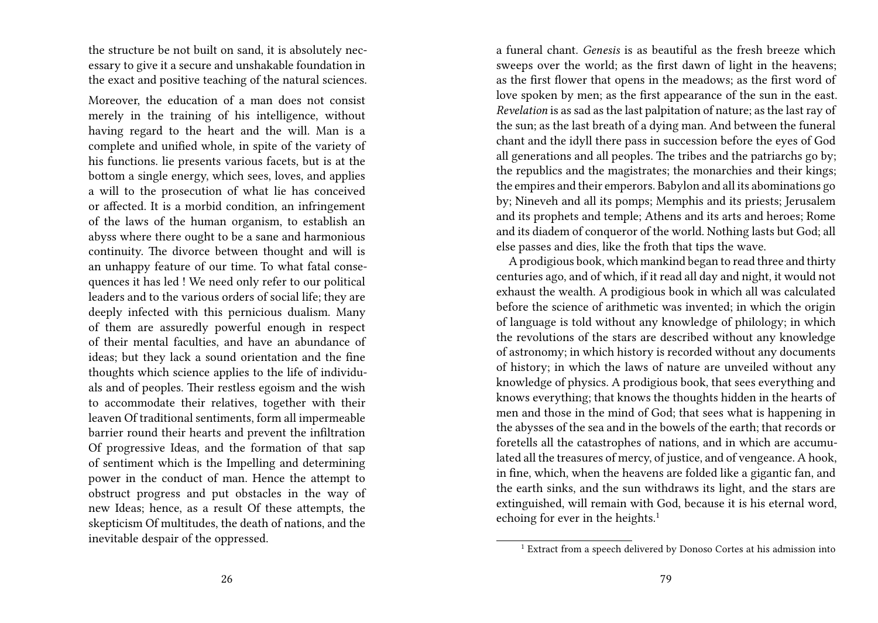the structure be not built on sand, it is absolutely necessary to give it a secure and unshakable foundation in the exact and positive teaching of the natural sciences.

Moreover, the education of a man does not consist merely in the training of his intelligence, without having regard to the heart and the will. Man is a complete and unified whole, in spite of the variety of his functions. lie presents various facets, but is at the bottom a single energy, which sees, loves, and applies a will to the prosecution of what lie has conceived or affected. It is a morbid condition, an infringement of the laws of the human organism, to establish an abyss where there ought to be a sane and harmonious continuity. The divorce between thought and will is an unhappy feature of our time. To what fatal consequences it has led ! We need only refer to our political leaders and to the various orders of social life; they are deeply infected with this pernicious dualism. Many of them are assuredly powerful enough in respect of their mental faculties, and have an abundance of ideas; but they lack a sound orientation and the fine thoughts which science applies to the life of individuals and of peoples. Their restless egoism and the wish to accommodate their relatives, together with their leaven Of traditional sentiments, form all impermeable barrier round their hearts and prevent the infiltration Of progressive Ideas, and the formation of that sap of sentiment which is the Impelling and determining power in the conduct of man. Hence the attempt to obstruct progress and put obstacles in the way of new Ideas; hence, as a result Of these attempts, the skepticism Of multitudes, the death of nations, and the inevitable despair of the oppressed.

a funeral chant. *Genesis* is as beautiful as the fresh breeze which sweeps over the world; as the first dawn of light in the heavens; as the first flower that opens in the meadows; as the first word of love spoken by men; as the first appearance of the sun in the east. *Revelation* is as sad as the last palpitation of nature; as the last ray of the sun; as the last breath of a dying man. And between the funeral chant and the idyll there pass in succession before the eyes of God all generations and all peoples. The tribes and the patriarchs go by; the republics and the magistrates; the monarchies and their kings; the empires and their emperors. Babylon and all its abominations go by; Nineveh and all its pomps; Memphis and its priests; Jerusalem and its prophets and temple; Athens and its arts and heroes; Rome and its diadem of conqueror of the world. Nothing lasts but God; all else passes and dies, like the froth that tips the wave.

A prodigious book, which mankind began to read three and thirty centuries ago, and of which, if it read all day and night, it would not exhaust the wealth. A prodigious book in which all was calculated before the science of arithmetic was invented; in which the origin of language is told without any knowledge of philology; in which the revolutions of the stars are described without any knowledge of astronomy; in which history is recorded without any documents of history; in which the laws of nature are unveiled without any knowledge of physics. A prodigious book, that sees everything and knows everything; that knows the thoughts hidden in the hearts of men and those in the mind of God; that sees what is happening in the abysses of the sea and in the bowels of the earth; that records or foretells all the catastrophes of nations, and in which are accumulated all the treasures of mercy, of justice, and of vengeance. A hook, in fine, which, when the heavens are folded like a gigantic fan, and the earth sinks, and the sun withdraws its light, and the stars are extinguished, will remain with God, because it is his eternal word, echoing for ever in the heights.[1]

[1] Extract from a speech delivered by Donoso Cortes at his admission into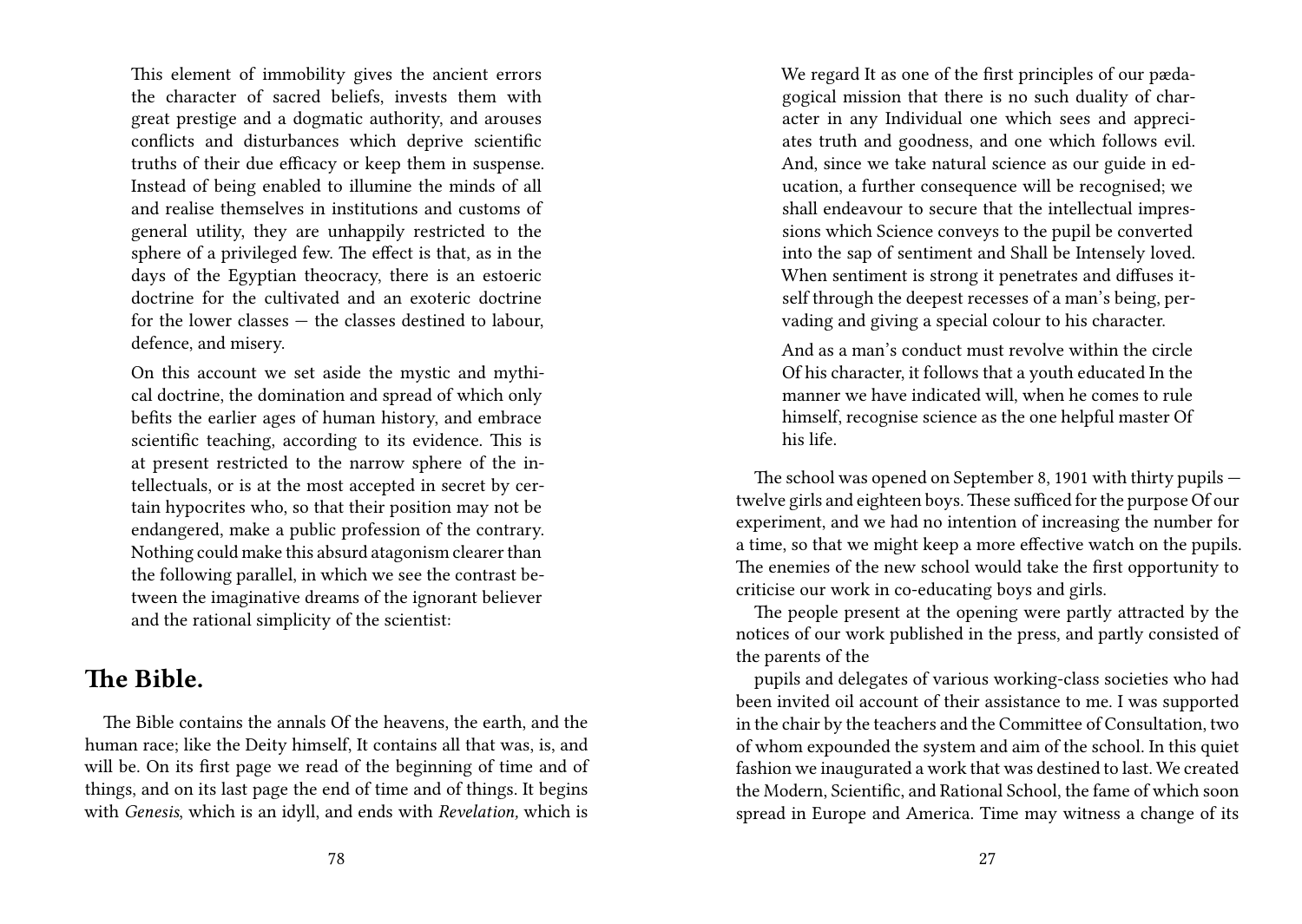This element of immobility gives the ancient errors the character of sacred beliefs, invests them with great prestige and a dogmatic authority, and arouses conflicts and disturbances which deprive scientific truths of their due efficacy or keep them in suspense. Instead of being enabled to illumine the minds of all and realise themselves in institutions and customs of general utility, they are unhappily restricted to the sphere of a privileged few. The effect is that, as in the days of the Egyptian theocracy, there is an estoeric doctrine for the cultivated and an exoteric doctrine for the lower classes — the classes destined to labour, defence, and misery.

On this account we set aside the mystic and mythical doctrine, the domination and spread of which only befits the earlier ages of human history, and embrace scientific teaching, according to its evidence. This is at present restricted to the narrow sphere of the intellectuals, or is at the most accepted in secret by certain hypocrites who, so that their position may not be endangered, make a public profession of the contrary. Nothing could make this absurd atagonism clearer than the following parallel, in which we see the contrast between the imaginative dreams of the ignorant believer and the rational simplicity of the scientist:

## The Bible.

The Bible contains the annals Of the heavens, the earth, and the human race; like the Deity himself, It contains all that was, is, and will be. On its first page we read of the beginning of time and of things, and on its last page the end of time and of things. It begins with *Genesis*, which is an idyll, and ends with *Revelation,* which is

We regard It as one of the first principles of our pædagogical mission that there is no such duality of character in any Individual one which sees and appreciates truth and goodness, and one which follows evil. And, since we take natural science as our guide in education, a further consequence will be recognised; we shall endeavour to secure that the intellectual impressions which Science conveys to the pupil be converted into the sap of sentiment and Shall be Intensely loved. When sentiment is strong it penetrates and diffuses itself through the deepest recesses of a man's being, pervading and giving a special colour to his character.

And as a man's conduct must revolve within the circle Of his character, it follows that a youth educated In the manner we have indicated will, when he comes to rule himself, recognise science as the one helpful master Of his life.

The school was opened on September 8, 1901 with thirty pupils — twelve girls and eighteen boys. These sufficed for the purpose Of our experiment, and we had no intention of increasing the number for a time, so that we might keep a more effective watch on the pupils. The enemies of the new school would take the first opportunity to criticise our work in co-educating boys and girls.

The people present at the opening were partly attracted by the notices of our work published in the press, and partly consisted of the parents of the pupils and delegates of various working-class societies who had been invited oil account of their assistance to me. I was supported in the chair by the teachers and the Committee of Consultation, two of whom expounded the system and aim of the school. In this quiet fashion we inaugurated a work that was destined to last. We created the Modern, Scientific, and Rational School, the fame of which soon spread in Europe and America. Time may witness a change of its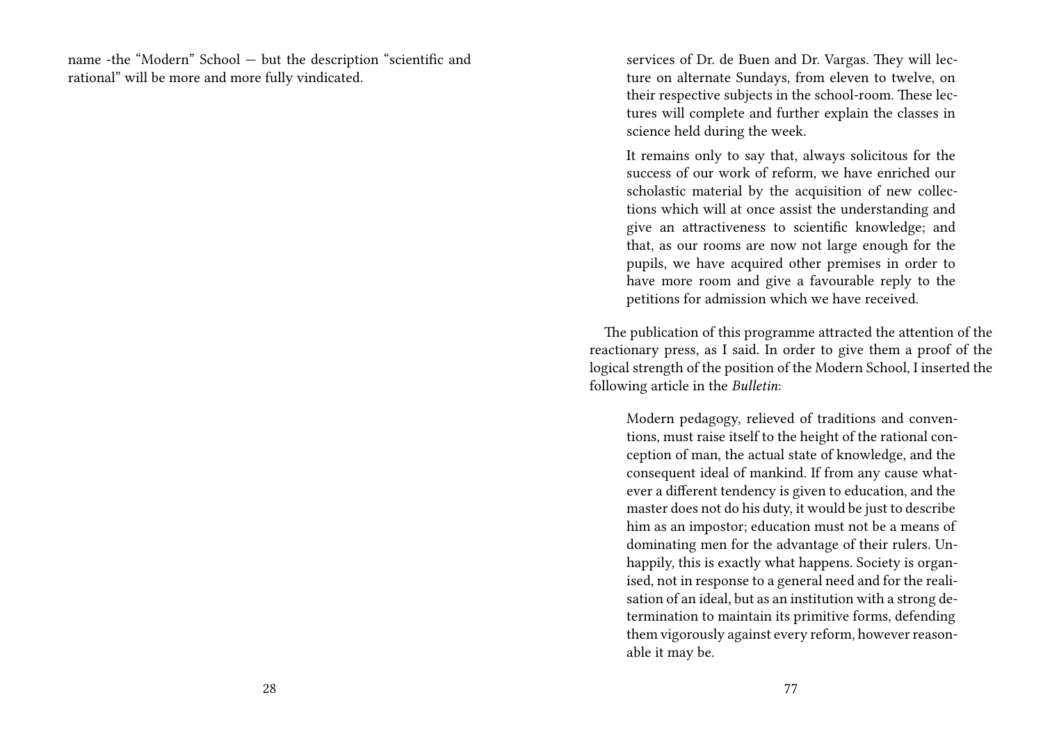name -the “Modern” School — but the description “scientific and rational” will be more and more fully vindicated.

> services of Dr. de Buen and Dr. Vargas. They will lecture on alternate Sundays, from eleven to twelve, on their respective subjects in the school-room. These lectures will complete and further explain the classes in science held during the week.
>
> It remains only to say that, always solicitous for the success of our work of reform, we have enriched our scholastic material by the acquisition of new collections which will at once assist the understanding and give an attractiveness to scientific knowledge; and that, as our rooms are now not large enough for the pupils, we have acquired other premises in order to have more room and give a favourable reply to the petitions for admission which we have received.

The publication of this programme attracted the attention of the reactionary press, as I said. In order to give them a proof of the logical strength of the position of the Modern School, I inserted the following article in the *Bulletin*:

> Modern pedagogy, relieved of traditions and conventions, must raise itself to the height of the rational conception of man, the actual state of knowledge, and the consequent ideal of mankind. If from any cause whatever a different tendency is given to education, and the master does not do his duty, it would be just to describe him as an impostor; education must not be a means of dominating men for the advantage of their rulers. Unhappily, this is exactly what happens. Society is organised, not in response to a general need and for the realisation of an ideal, but as an institution with a strong determination to maintain its primitive forms, defending them vigorously against every reform, however reasonable it may be.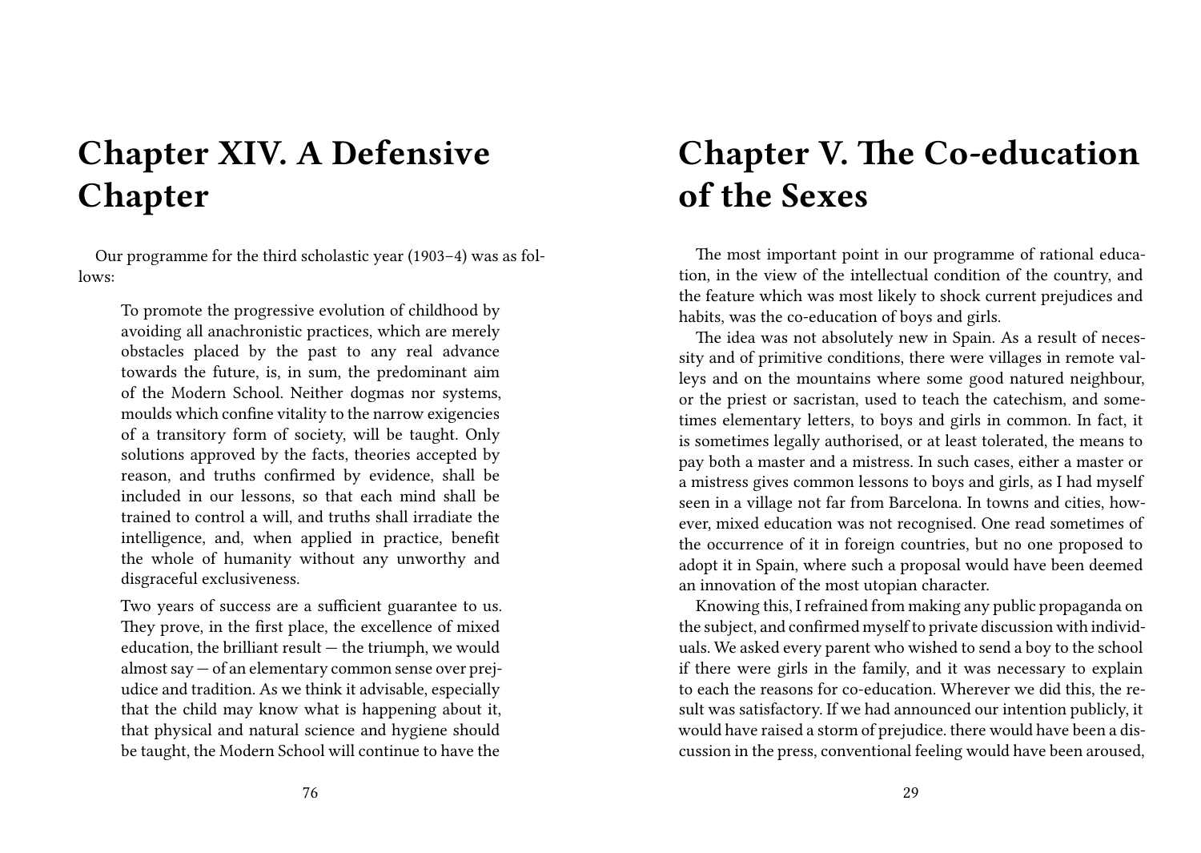# Chapter XIV. A Defensive Chapter

Our programme for the third scholastic year (1903–4) was as follows:

> To promote the progressive evolution of childhood by avoiding all anachronistic practices, which are merely obstacles placed by the past to any real advance towards the future, is, in sum, the predominant aim of the Modern School. Neither dogmas nor systems, moulds which confine vitality to the narrow exigencies of a transitory form of society, will be taught. Only solutions approved by the facts, theories accepted by reason, and truths confirmed by evidence, shall be included in our lessons, so that each mind shall be trained to control a will, and truths shall irradiate the intelligence, and, when applied in practice, benefit the whole of humanity without any unworthy and disgraceful exclusiveness.
>
> Two years of success are a sufficient guarantee to us. They prove, in the first place, the excellence of mixed education, the brilliant result — the triumph, we would almost say — of an elementary common sense over prejudice and tradition. As we think it advisable, especially that the child may know what is happening about it, that physical and natural science and hygiene should be taught, the Modern School will continue to have the

# Chapter V. The Co-education of the Sexes

The most important point in our programme of rational education, in the view of the intellectual condition of the country, and the feature which was most likely to shock current prejudices and habits, was the co-education of boys and girls.

The idea was not absolutely new in Spain. As a result of necessity and of primitive conditions, there were villages in remote valleys and on the mountains where some good natured neighbour, or the priest or sacristan, used to teach the catechism, and sometimes elementary letters, to boys and girls in common. In fact, it is sometimes legally authorised, or at least tolerated, the means to pay both a master and a mistress. In such cases, either a master or a mistress gives common lessons to boys and girls, as I had myself seen in a village not far from Barcelona. In towns and cities, however, mixed education was not recognised. One read sometimes of the occurrence of it in foreign countries, but no one proposed to adopt it in Spain, where such a proposal would have been deemed an innovation of the most utopian character.

Knowing this, I refrained from making any public propaganda on the subject, and confirmed myself to private discussion with individuals. We asked every parent who wished to send a boy to the school if there were girls in the family, and it was necessary to explain to each the reasons for co-education. Wherever we did this, the result was satisfactory. If we had announced our intention publicly, it would have raised a storm of prejudice. there would have been a discussion in the press, conventional feeling would have been aroused,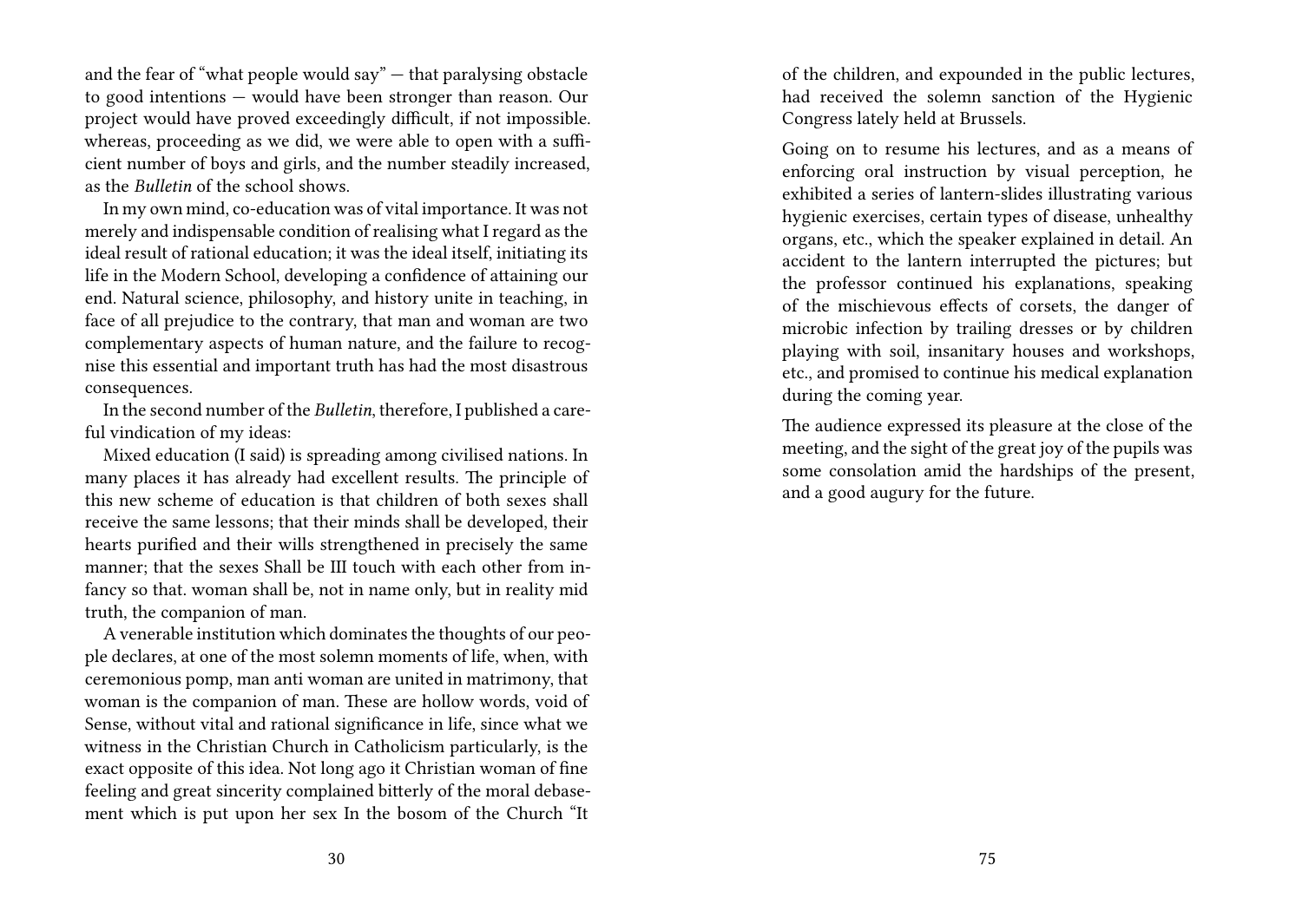and the fear of "what people would say" — that paralysing obstacle to good intentions — would have been stronger than reason. Our project would have proved exceedingly difficult, if not impossible. whereas, proceeding as we did, we were able to open with a sufficient number of boys and girls, and the number steadily increased, as the *Bulletin* of the school shows.

In my own mind, co-education was of vital importance. It was not merely and indispensable condition of realising what I regard as the ideal result of rational education; it was the ideal itself, initiating its life in the Modern School, developing a confidence of attaining our end. Natural science, philosophy, and history unite in teaching, in face of all prejudice to the contrary, that man and woman are two complementary aspects of human nature, and the failure to recognise this essential and important truth has had the most disastrous consequences.

In the second number of the *Bulletin*, therefore, I published a careful vindication of my ideas:

Mixed education (I said) is spreading among civilised nations. In many places it has already had excellent results. The principle of this new scheme of education is that children of both sexes shall receive the same lessons; that their minds shall be developed, their hearts purified and their wills strengthened in precisely the same manner; that the sexes Shall be III touch with each other from infancy so that. woman shall be, not in name only, but in reality mid truth, the companion of man.

A venerable institution which dominates the thoughts of our people declares, at one of the most solemn moments of life, when, with ceremonious pomp, man anti woman are united in matrimony, that woman is the companion of man. These are hollow words, void of Sense, without vital and rational significance in life, since what we witness in the Christian Church in Catholicism particularly, is the exact opposite of this idea. Not long ago it Christian woman of fine feeling and great sincerity complained bitterly of the moral debasement which is put upon her sex In the bosom of the Church "It

of the children, and expounded in the public lectures, had received the solemn sanction of the Hygienic Congress lately held at Brussels.

Going on to resume his lectures, and as a means of enforcing oral instruction by visual perception, he exhibited a series of lantern-slides illustrating various hygienic exercises, certain types of disease, unhealthy organs, etc., which the speaker explained in detail. An accident to the lantern interrupted the pictures; but the professor continued his explanations, speaking of the mischievous effects of corsets, the danger of microbic infection by trailing dresses or by children playing with soil, insanitary houses and workshops, etc., and promised to continue his medical explanation during the coming year.

The audience expressed its pleasure at the close of the meeting, and the sight of the great joy of the pupils was some consolation amid the hardships of the present, and a good augury for the future.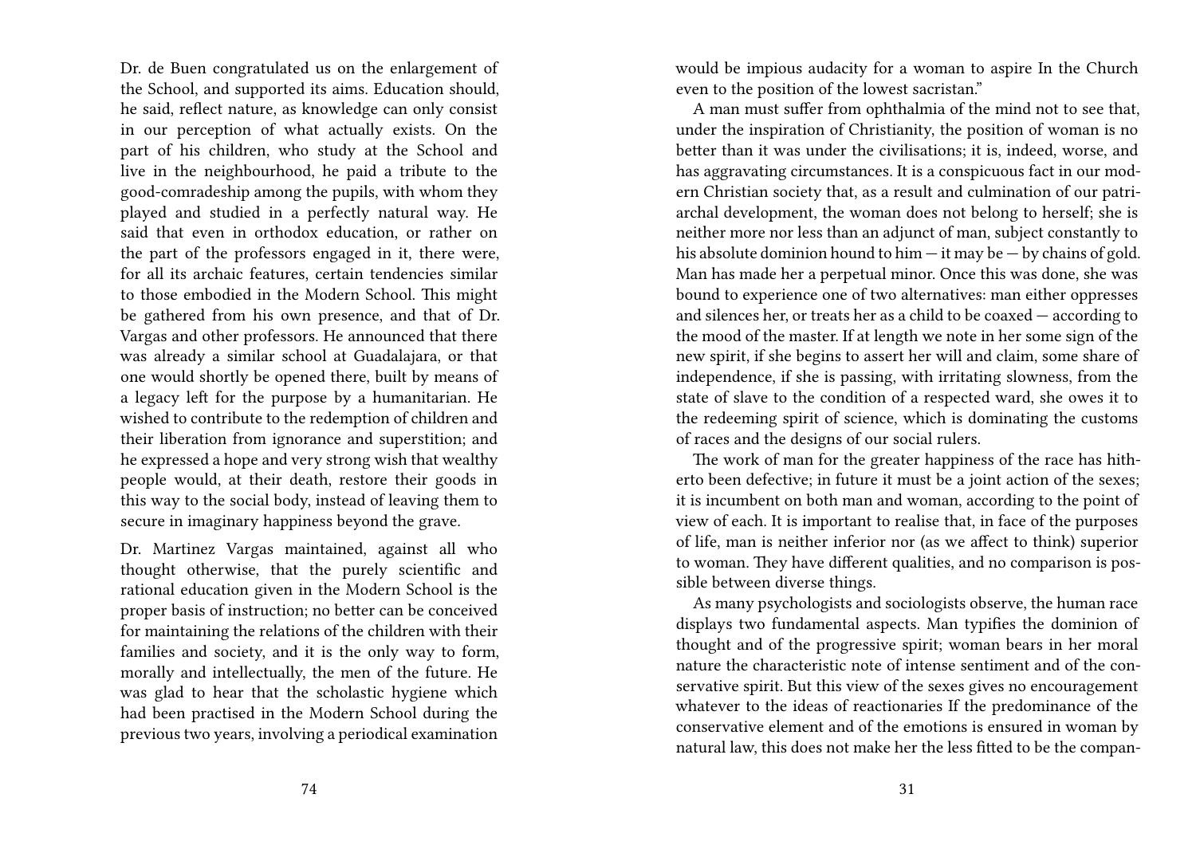Dr. de Buen congratulated us on the enlargement of the School, and supported its aims. Education should, he said, reflect nature, as knowledge can only consist in our perception of what actually exists. On the part of his children, who study at the School and live in the neighbourhood, he paid a tribute to the good-comradeship among the pupils, with whom they played and studied in a perfectly natural way. He said that even in orthodox education, or rather on the part of the professors engaged in it, there were, for all its archaic features, certain tendencies similar to those embodied in the Modern School. This might be gathered from his own presence, and that of Dr. Vargas and other professors. He announced that there was already a similar school at Guadalajara, or that one would shortly be opened there, built by means of a legacy left for the purpose by a humanitarian. He wished to contribute to the redemption of children and their liberation from ignorance and superstition; and he expressed a hope and very strong wish that wealthy people would, at their death, restore their goods in this way to the social body, instead of leaving them to secure in imaginary happiness beyond the grave.

Dr. Martinez Vargas maintained, against all who thought otherwise, that the purely scientific and rational education given in the Modern School is the proper basis of instruction; no better can be conceived for maintaining the relations of the children with their families and society, and it is the only way to form, morally and intellectually, the men of the future. He was glad to hear that the scholastic hygiene which had been practised in the Modern School during the previous two years, involving a periodical examination

would be impious audacity for a woman to aspire In the Church even to the position of the lowest sacristan."

A man must suffer from ophthalmia of the mind not to see that, under the inspiration of Christianity, the position of woman is no better than it was under the civilisations; it is, indeed, worse, and has aggravating circumstances. It is a conspicuous fact in our modern Christian society that, as a result and culmination of our patriarchal development, the woman does not belong to herself; she is neither more nor less than an adjunct of man, subject constantly to his absolute dominion hound to him — it may be — by chains of gold. Man has made her a perpetual minor. Once this was done, she was bound to experience one of two alternatives: man either oppresses and silences her, or treats her as a child to be coaxed — according to the mood of the master. If at length we note in her some sign of the new spirit, if she begins to assert her will and claim, some share of independence, if she is passing, with irritating slowness, from the state of slave to the condition of a respected ward, she owes it to the redeeming spirit of science, which is dominating the customs of races and the designs of our social rulers.

The work of man for the greater happiness of the race has hitherto been defective; in future it must be a joint action of the sexes; it is incumbent on both man and woman, according to the point of view of each. It is important to realise that, in face of the purposes of life, man is neither inferior nor (as we affect to think) superior to woman. They have different qualities, and no comparison is possible between diverse things.

As many psychologists and sociologists observe, the human race displays two fundamental aspects. Man typifies the dominion of thought and of the progressive spirit; woman bears in her moral nature the characteristic note of intense sentiment and of the conservative spirit. But this view of the sexes gives no encouragement whatever to the ideas of reactionaries If the predominance of the conservative element and of the emotions is ensured in woman by natural law, this does not make her the less fitted to be the compan-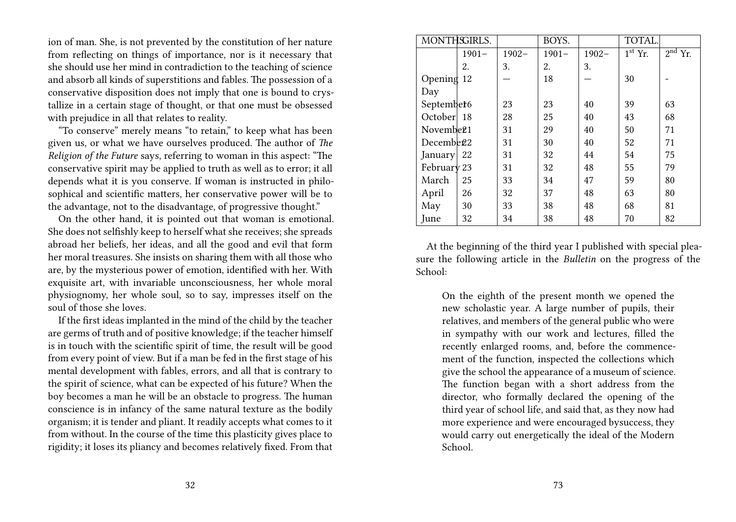ion of man. She, is not prevented by the constitution of her nature from reflecting on things of importance, nor is it necessary that she should use her mind in contradiction to the teaching of science and absorb all kinds of superstitions and fables. The possession of a conservative disposition does not imply that one is bound to crystallize in a certain stage of thought, or that one must be obsessed with prejudice in all that relates to reality.

"To conserve" merely means "to retain," to keep what has been given us, or what we have ourselves produced. The author of *The Religion of the Future* says, referring to woman in this aspect: "The conservative spirit may be applied to truth as well as to error; it all depends what it is you conserve. If woman is instructed in philosophical and scientific matters, her conservative power will be to the advantage, not to the disadvantage, of progressive thought."

On the other hand, it is pointed out that woman is emotional. She does not selfishly keep to herself what she receives; she spreads abroad her beliefs, her ideas, and all the good and evil that form her moral treasures. She insists on sharing them with all those who are, by the mysterious power of emotion, identified with her. With exquisite art, with invariable unconsciousness, her whole moral physiognomy, her whole soul, so to say, impresses itself on the soul of those she loves.

If the first ideas implanted in the mind of the child by the teacher are germs of truth and of positive knowledge; if the teacher himself is in touch with the scientific spirit of time, the result will be good from every point of view. But if a man be fed in the first stage of his mental development with fables, errors, and all that is contrary to the spirit of science, what can be expected of his future? When the boy becomes a man he will be an obstacle to progress. The human conscience is in infancy of the same natural texture as the bodily organism; it is tender and pliant. It readily accepts what comes to it from without. In the course of the time this plasticity gives place to rigidity; it loses its pliancy and becomes relatively fixed. From that

| MONTHS. | GIRLS. | | BOYS. | | TOTAL. | |
|---|---|---|---|---|---|---|
| | 1901–2. | 1902–3. | 1901–2. | 1902–3. | 1st Yr. | 2nd Yr. |
| Opening Day | 12 | — | 18 | — | 30 | - |
| September | 16 | 23 | 23 | 40 | 39 | 63 |
| October | 18 | 28 | 25 | 40 | 43 | 68 |
| November | 21 | 31 | 29 | 40 | 50 | 71 |
| December | 22 | 31 | 30 | 40 | 52 | 71 |
| January | 22 | 31 | 32 | 44 | 54 | 75 |
| February | 23 | 31 | 32 | 48 | 55 | 79 |
| March | 25 | 33 | 34 | 47 | 59 | 80 |
| April | 26 | 32 | 37 | 48 | 63 | 80 |
| May | 30 | 33 | 38 | 48 | 68 | 81 |
| June | 32 | 34 | 38 | 48 | 70 | 82 |

At the beginning of the third year I published with special pleasure the following article in the *Bulletin* on the progress of the School:

> On the eighth of the present month we opened the new scholastic year. A large number of pupils, their relatives, and members of the general public who were in sympathy with our work and lectures, filled the recently enlarged rooms, and, before the commencement of the function, inspected the collections which give the school the appearance of a museum of science. The function began with a short address from the director, who formally declared the opening of the third year of school life, and said that, as they now had more experience and were encouraged bysuccess, they would carry out energetically the ideal of the Modern School.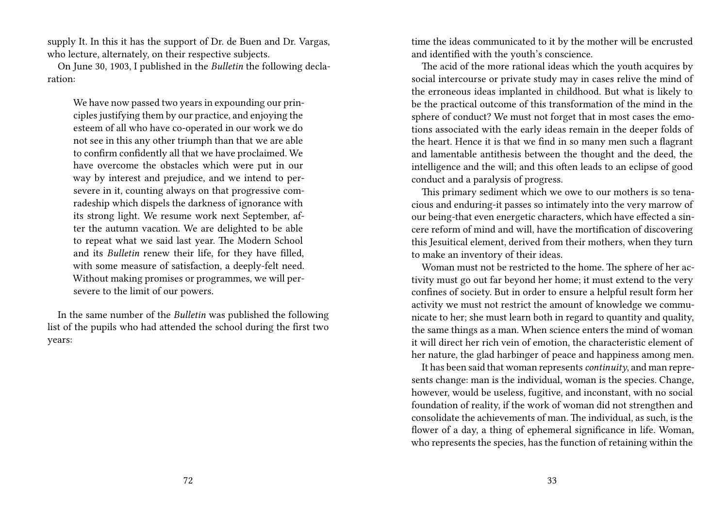supply It. In this it has the support of Dr. de Buen and Dr. Vargas, who lecture, alternately, on their respective subjects.

On June 30, 1903, I published in the *Bulletin* the following declaration:

> We have now passed two years in expounding our principles justifying them by our practice, and enjoying the esteem of all who have co-operated in our work we do not see in this any other triumph than that we are able to confirm confidently all that we have proclaimed. We have overcome the obstacles which were put in our way by interest and prejudice, and we intend to persevere in it, counting always on that progressive comradeship which dispels the darkness of ignorance with its strong light. We resume work next September, after the autumn vacation. We are delighted to be able to repeat what we said last year. The Modern School and its *Bulletin* renew their life, for they have filled, with some measure of satisfaction, a deeply-felt need. Without making promises or programmes, we will persevere to the limit of our powers.

In the same number of the *Bulletin* was published the following list of the pupils who had attended the school during the first two years:

time the ideas communicated to it by the mother will be encrusted and identified with the youth's conscience.

The acid of the more rational ideas which the youth acquires by social intercourse or private study may in cases relive the mind of the erroneous ideas implanted in childhood. But what is likely to be the practical outcome of this transformation of the mind in the sphere of conduct? We must not forget that in most cases the emotions associated with the early ideas remain in the deeper folds of the heart. Hence it is that we find in so many men such a flagrant and lamentable antithesis between the thought and the deed, the intelligence and the will; and this often leads to an eclipse of good conduct and a paralysis of progress.

This primary sediment which we owe to our mothers is so tenacious and enduring-it passes so intimately into the very marrow of our being-that even energetic characters, which have effected a sincere reform of mind and will, have the mortification of discovering this Jesuitical element, derived from their mothers, when they turn to make an inventory of their ideas.

Woman must not be restricted to the home. The sphere of her activity must go out far beyond her home; it must extend to the very confines of society. But in order to ensure a helpful result form her activity we must not restrict the amount of knowledge we communicate to her; she must learn both in regard to quantity and quality, the same things as a man. When science enters the mind of woman it will direct her rich vein of emotion, the characteristic element of her nature, the glad harbinger of peace and happiness among men.

It has been said that woman represents *continuity*, and man represents change: man is the individual, woman is the species. Change, however, would be useless, fugitive, and inconstant, with no social foundation of reality, if the work of woman did not strengthen and consolidate the achievements of man. The individual, as such, is the flower of a day, a thing of ephemeral significance in life. Woman, who represents the species, has the function of retaining within the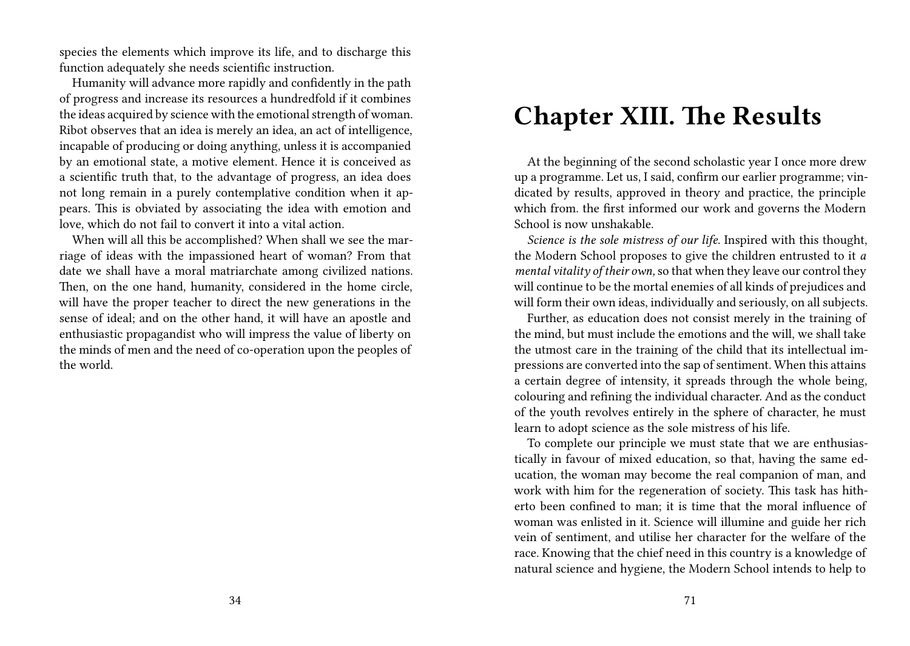species the elements which improve its life, and to discharge this function adequately she needs scientific instruction.

Humanity will advance more rapidly and confidently in the path of progress and increase its resources a hundredfold if it combines the ideas acquired by science with the emotional strength of woman. Ribot observes that an idea is merely an idea, an act of intelligence, incapable of producing or doing anything, unless it is accompanied by an emotional state, a motive element. Hence it is conceived as a scientific truth that, to the advantage of progress, an idea does not long remain in a purely contemplative condition when it appears. This is obviated by associating the idea with emotion and love, which do not fail to convert it into a vital action.

When will all this be accomplished? When shall we see the marriage of ideas with the impassioned heart of woman? From that date we shall have a moral matriarchate among civilized nations. Then, on the one hand, humanity, considered in the home circle, will have the proper teacher to direct the new generations in the sense of ideal; and on the other hand, it will have an apostle and enthusiastic propagandist who will impress the value of liberty on the minds of men and the need of co-operation upon the peoples of the world.

# Chapter XIII. The Results

At the beginning of the second scholastic year I once more drew up a programme. Let us, I said, confirm our earlier programme; vindicated by results, approved in theory and practice, the principle which from. the first informed our work and governs the Modern School is now unshakable.

*Science is the sole mistress of our life.* Inspired with this thought, the Modern School proposes to give the children entrusted to it *a mental vitality of their own,* so that when they leave our control they will continue to be the mortal enemies of all kinds of prejudices and will form their own ideas, individually and seriously, on all subjects.

Further, as education does not consist merely in the training of the mind, but must include the emotions and the will, we shall take the utmost care in the training of the child that its intellectual impressions are converted into the sap of sentiment. When this attains a certain degree of intensity, it spreads through the whole being, colouring and refining the individual character. And as the conduct of the youth revolves entirely in the sphere of character, he must learn to adopt science as the sole mistress of his life.

To complete our principle we must state that we are enthusiastically in favour of mixed education, so that, having the same education, the woman may become the real companion of man, and work with him for the regeneration of society. This task has hitherto been confined to man; it is time that the moral influence of woman was enlisted in it. Science will illumine and guide her rich vein of sentiment, and utilise her character for the welfare of the race. Knowing that the chief need in this country is a knowledge of natural science and hygiene, the Modern School intends to help to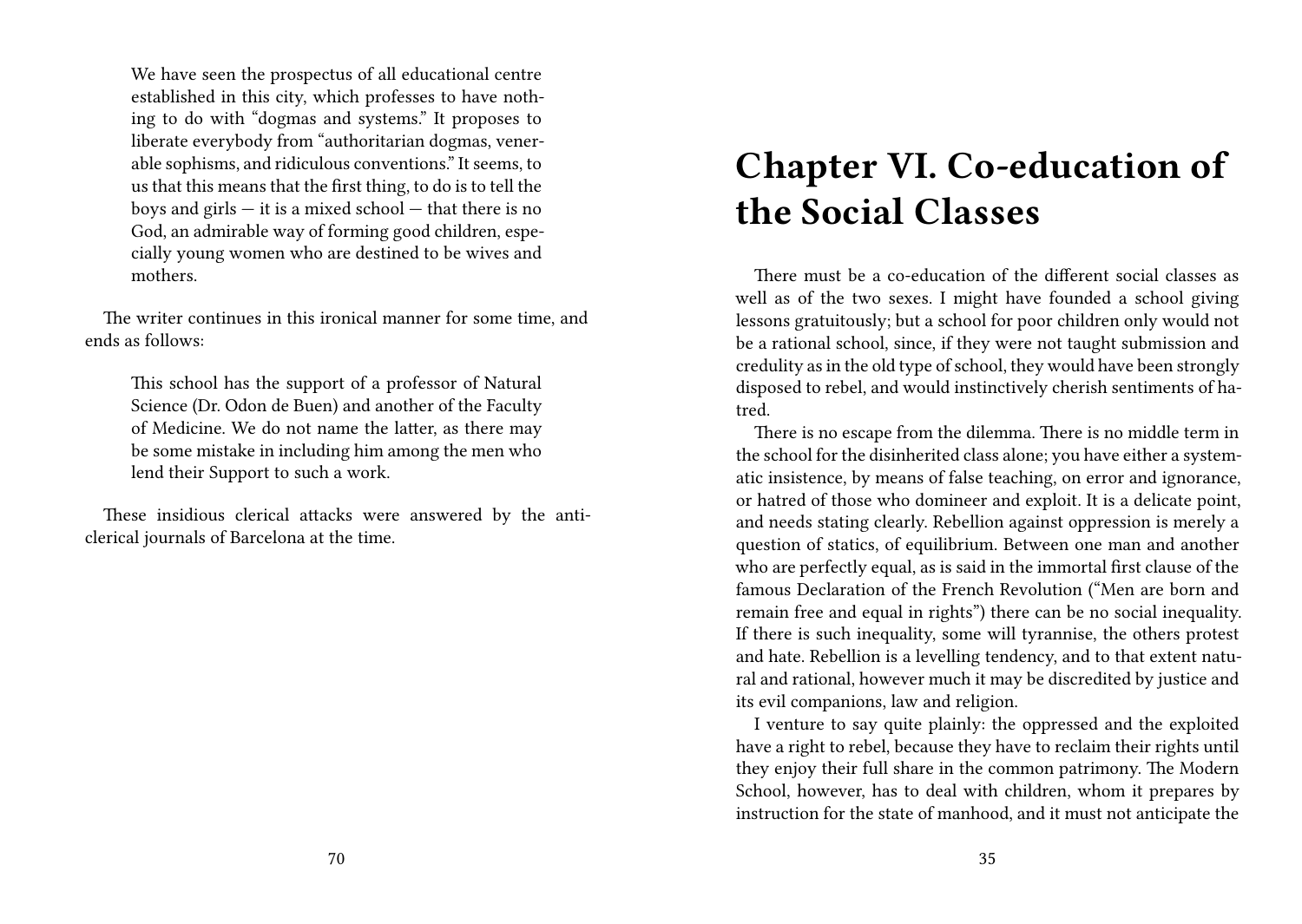We have seen the prospectus of all educational centre established in this city, which professes to have nothing to do with "dogmas and systems." It proposes to liberate everybody from "authoritarian dogmas, venerable sophisms, and ridiculous conventions." It seems, to us that this means that the first thing, to do is to tell the boys and girls — it is a mixed school — that there is no God, an admirable way of forming good children, especially young women who are destined to be wives and mothers.

The writer continues in this ironical manner for some time, and ends as follows:

> This school has the support of a professor of Natural Science (Dr. Odon de Buen) and another of the Faculty of Medicine. We do not name the latter, as there may be some mistake in including him among the men who lend their Support to such a work.

These insidious clerical attacks were answered by the anticlerical journals of Barcelona at the time.

# Chapter VI. Co-education of the Social Classes

There must be a co-education of the different social classes as well as of the two sexes. I might have founded a school giving lessons gratuitously; but a school for poor children only would not be a rational school, since, if they were not taught submission and credulity as in the old type of school, they would have been strongly disposed to rebel, and would instinctively cherish sentiments of hatred.

There is no escape from the dilemma. There is no middle term in the school for the disinherited class alone; you have either a systematic insistence, by means of false teaching, on error and ignorance, or hatred of those who domineer and exploit. It is a delicate point, and needs stating clearly. Rebellion against oppression is merely a question of statics, of equilibrium. Between one man and another who are perfectly equal, as is said in the immortal first clause of the famous Declaration of the French Revolution ("Men are born and remain free and equal in rights") there can be no social inequality. If there is such inequality, some will tyrannise, the others protest and hate. Rebellion is a levelling tendency, and to that extent natural and rational, however much it may be discredited by justice and its evil companions, law and religion.

I venture to say quite plainly: the oppressed and the exploited have a right to rebel, because they have to reclaim their rights until they enjoy their full share in the common patrimony. The Modern School, however, has to deal with children, whom it prepares by instruction for the state of manhood, and it must not anticipate the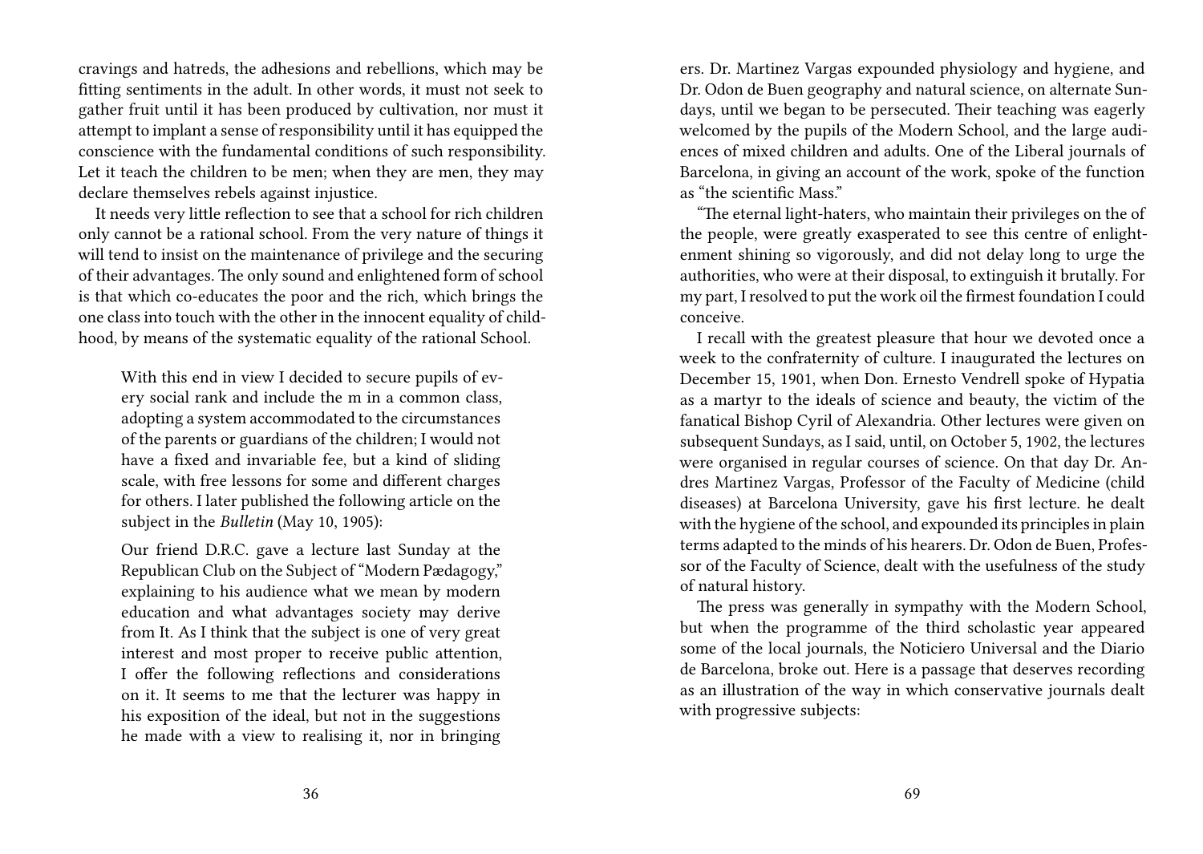cravings and hatreds, the adhesions and rebellions, which may be fitting sentiments in the adult. In other words, it must not seek to gather fruit until it has been produced by cultivation, nor must it attempt to implant a sense of responsibility until it has equipped the conscience with the fundamental conditions of such responsibility. Let it teach the children to be men; when they are men, they may declare themselves rebels against injustice.

It needs very little reflection to see that a school for rich children only cannot be a rational school. From the very nature of things it will tend to insist on the maintenance of privilege and the securing of their advantages. The only sound and enlightened form of school is that which co-educates the poor and the rich, which brings the one class into touch with the other in the innocent equality of childhood, by means of the systematic equality of the rational School.

> With this end in view I decided to secure pupils of every social rank and include the m in a common class, adopting a system accommodated to the circumstances of the parents or guardians of the children; I would not have a fixed and invariable fee, but a kind of sliding scale, with free lessons for some and different charges for others. I later published the following article on the subject in the *Bulletin* (May 10, 1905):
>
> Our friend D.R.C. gave a lecture last Sunday at the Republican Club on the Subject of "Modern Pædagogy," explaining to his audience what we mean by modern education and what advantages society may derive from It. As I think that the subject is one of very great interest and most proper to receive public attention, I offer the following reflections and considerations on it. It seems to me that the lecturer was happy in his exposition of the ideal, but not in the suggestions he made with a view to realising it, nor in bringing

ers. Dr. Martinez Vargas expounded physiology and hygiene, and Dr. Odon de Buen geography and natural science, on alternate Sundays, until we began to be persecuted. Their teaching was eagerly welcomed by the pupils of the Modern School, and the large audiences of mixed children and adults. One of the Liberal journals of Barcelona, in giving an account of the work, spoke of the function as "the scientific Mass."

"The eternal light-haters, who maintain their privileges on the of the people, were greatly exasperated to see this centre of enlightenment shining so vigorously, and did not delay long to urge the authorities, who were at their disposal, to extinguish it brutally. For my part, I resolved to put the work oil the firmest foundation I could conceive.

I recall with the greatest pleasure that hour we devoted once a week to the confraternity of culture. I inaugurated the lectures on December 15, 1901, when Don. Ernesto Vendrell spoke of Hypatia as a martyr to the ideals of science and beauty, the victim of the fanatical Bishop Cyril of Alexandria. Other lectures were given on subsequent Sundays, as I said, until, on October 5, 1902, the lectures were organised in regular courses of science. On that day Dr. Andres Martinez Vargas, Professor of the Faculty of Medicine (child diseases) at Barcelona University, gave his first lecture. he dealt with the hygiene of the school, and expounded its principles in plain terms adapted to the minds of his hearers. Dr. Odon de Buen, Professor of the Faculty of Science, dealt with the usefulness of the study of natural history.

The press was generally in sympathy with the Modern School, but when the programme of the third scholastic year appeared some of the local journals, the Noticiero Universal and the Diario de Barcelona, broke out. Here is a passage that deserves recording as an illustration of the way in which conservative journals dealt with progressive subjects: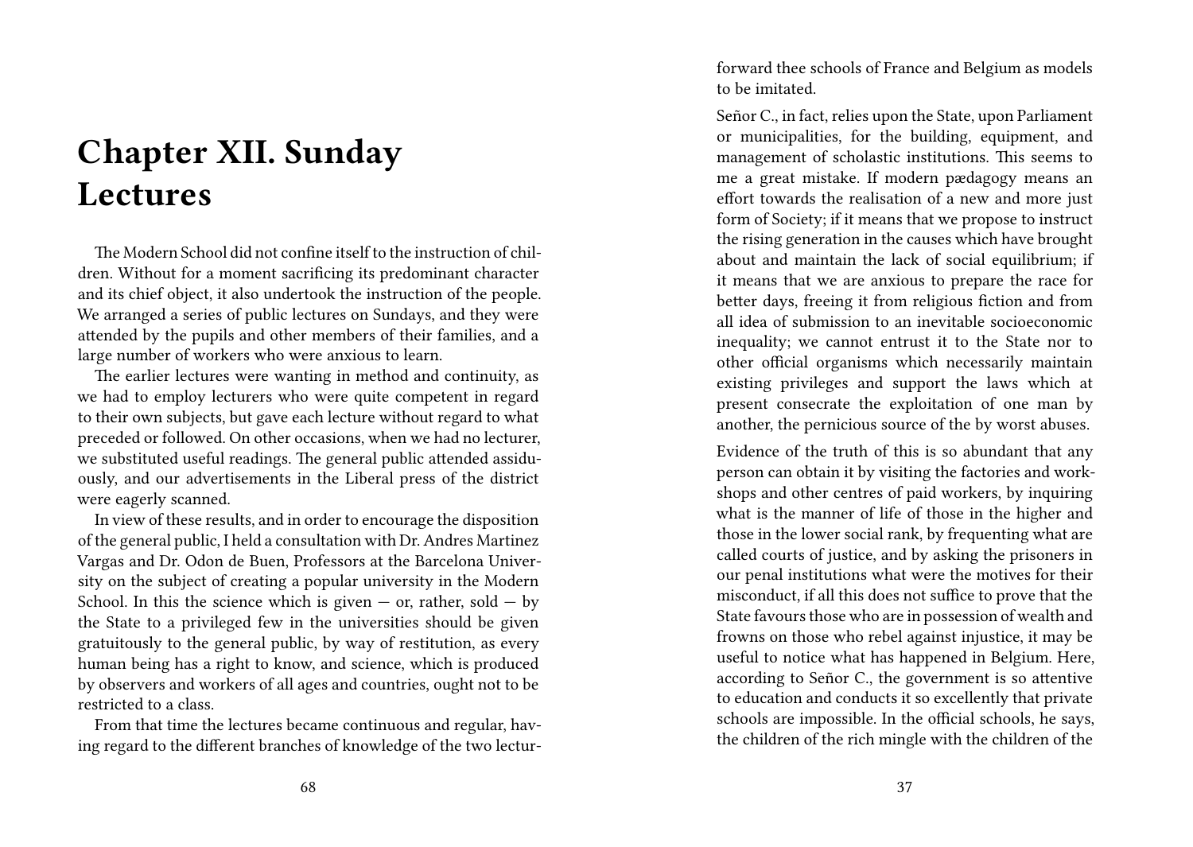# Chapter XII. Sunday Lectures

The Modern School did not confine itself to the instruction of children. Without for a moment sacrificing its predominant character and its chief object, it also undertook the instruction of the people. We arranged a series of public lectures on Sundays, and they were attended by the pupils and other members of their families, and a large number of workers who were anxious to learn.

The earlier lectures were wanting in method and continuity, as we had to employ lecturers who were quite competent in regard to their own subjects, but gave each lecture without regard to what preceded or followed. On other occasions, when we had no lecturer, we substituted useful readings. The general public attended assiduously, and our advertisements in the Liberal press of the district were eagerly scanned.

In view of these results, and in order to encourage the disposition of the general public, I held a consultation with Dr. Andres Martinez Vargas and Dr. Odon de Buen, Professors at the Barcelona University on the subject of creating a popular university in the Modern School. In this the science which is given — or, rather, sold — by the State to a privileged few in the universities should be given gratuitously to the general public, by way of restitution, as every human being has a right to know, and science, which is produced by observers and workers of all ages and countries, ought not to be restricted to a class.

From that time the lectures became continuous and regular, having regard to the different branches of knowledge of the two lectur-

forward thee schools of France and Belgium as models to be imitated.

Señor C., in fact, relies upon the State, upon Parliament or municipalities, for the building, equipment, and management of scholastic institutions. This seems to me a great mistake. If modern pædagogy means an effort towards the realisation of a new and more just form of Society; if it means that we propose to instruct the rising generation in the causes which have brought about and maintain the lack of social equilibrium; if it means that we are anxious to prepare the race for better days, freeing it from religious fiction and from all idea of submission to an inevitable socioeconomic inequality; we cannot entrust it to the State nor to other official organisms which necessarily maintain existing privileges and support the laws which at present consecrate the exploitation of one man by another, the pernicious source of the by worst abuses.

Evidence of the truth of this is so abundant that any person can obtain it by visiting the factories and workshops and other centres of paid workers, by inquiring what is the manner of life of those in the higher and those in the lower social rank, by frequenting what are called courts of justice, and by asking the prisoners in our penal institutions what were the motives for their misconduct, if all this does not suffice to prove that the State favours those who are in possession of wealth and frowns on those who rebel against injustice, it may be useful to notice what has happened in Belgium. Here, according to Señor C., the government is so attentive to education and conducts it so excellently that private schools are impossible. In the official schools, he says, the children of the rich mingle with the children of the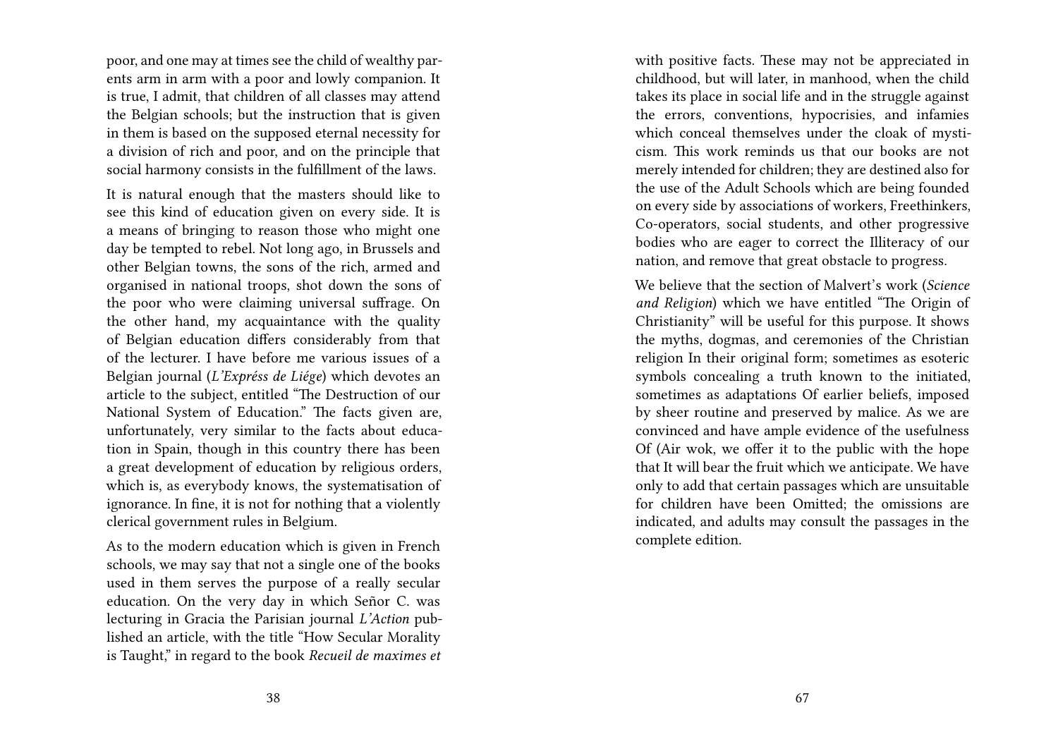poor, and one may at times see the child of wealthy parents arm in arm with a poor and lowly companion. It is true, I admit, that children of all classes may attend the Belgian schools; but the instruction that is given in them is based on the supposed eternal necessity for a division of rich and poor, and on the principle that social harmony consists in the fulfillment of the laws.

It is natural enough that the masters should like to see this kind of education given on every side. It is a means of bringing to reason those who might one day be tempted to rebel. Not long ago, in Brussels and other Belgian towns, the sons of the rich, armed and organised in national troops, shot down the sons of the poor who were claiming universal suffrage. On the other hand, my acquaintance with the quality of Belgian education differs considerably from that of the lecturer. I have before me various issues of a Belgian journal (*L'Expréss de Liége*) which devotes an article to the subject, entitled "The Destruction of our National System of Education." The facts given are, unfortunately, very similar to the facts about education in Spain, though in this country there has been a great development of education by religious orders, which is, as everybody knows, the systematisation of ignorance. In fine, it is not for nothing that a violently clerical government rules in Belgium.

As to the modern education which is given in French schools, we may say that not a single one of the books used in them serves the purpose of a really secular education. On the very day in which Señor C. was lecturing in Gracia the Parisian journal *L'Action* published an article, with the title "How Secular Morality is Taught," in regard to the book *Recueil de maximes et*

with positive facts. These may not be appreciated in childhood, but will later, in manhood, when the child takes its place in social life and in the struggle against the errors, conventions, hypocrisies, and infamies which conceal themselves under the cloak of mysticism. This work reminds us that our books are not merely intended for children; they are destined also for the use of the Adult Schools which are being founded on every side by associations of workers, Freethinkers, Co-operators, social students, and other progressive bodies who are eager to correct the Illiteracy of our nation, and remove that great obstacle to progress.

We believe that the section of Malvert's work (*Science and Religion*) which we have entitled "The Origin of Christianity" will be useful for this purpose. It shows the myths, dogmas, and ceremonies of the Christian religion In their original form; sometimes as esoteric symbols concealing a truth known to the initiated, sometimes as adaptations Of earlier beliefs, imposed by sheer routine and preserved by malice. As we are convinced and have ample evidence of the usefulness Of (Air wok, we offer it to the public with the hope that It will bear the fruit which we anticipate. We have only to add that certain passages which are unsuitable for children have been Omitted; the omissions are indicated, and adults may consult the passages in the complete edition.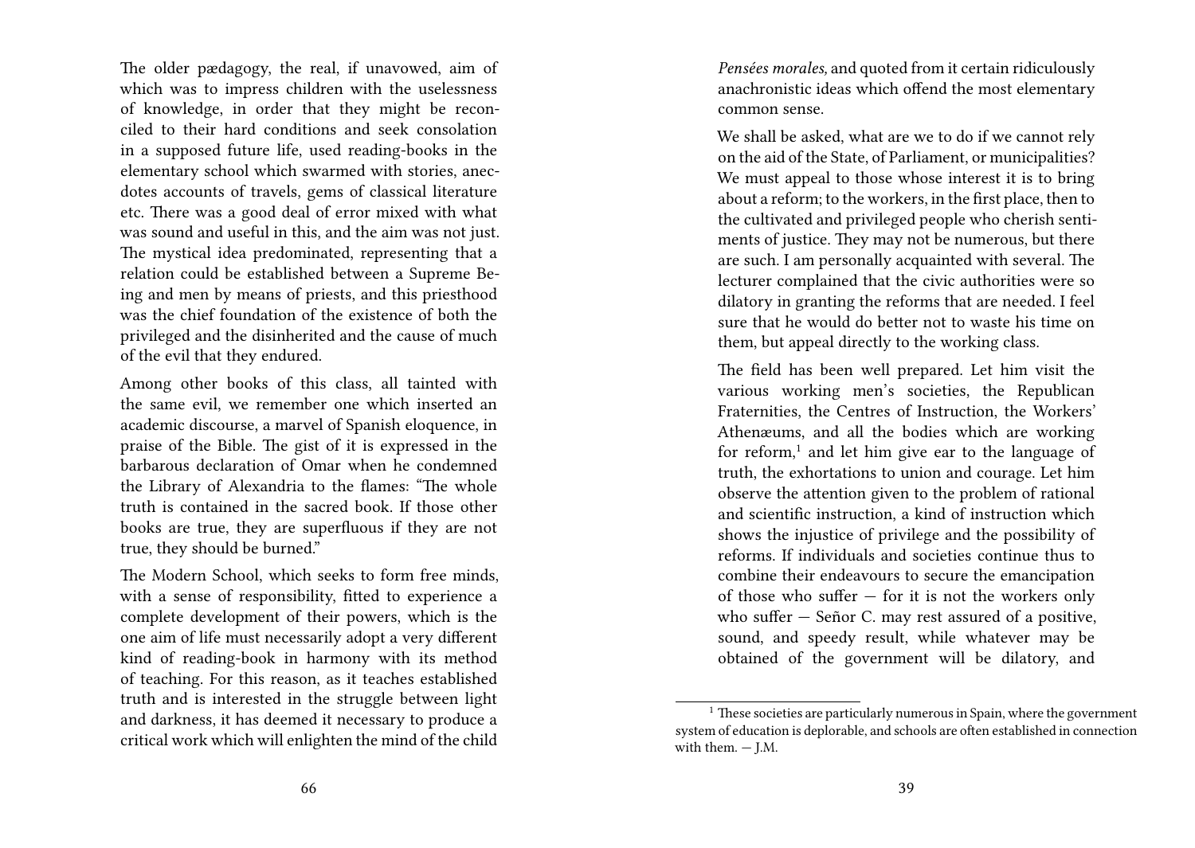The older pædagogy, the real, if unavowed, aim of which was to impress children with the uselessness of knowledge, in order that they might be reconciled to their hard conditions and seek consolation in a supposed future life, used reading-books in the elementary school which swarmed with stories, anecdotes accounts of travels, gems of classical literature etc. There was a good deal of error mixed with what was sound and useful in this, and the aim was not just. The mystical idea predominated, representing that a relation could be established between a Supreme Being and men by means of priests, and this priesthood was the chief foundation of the existence of both the privileged and the disinherited and the cause of much of the evil that they endured.

Among other books of this class, all tainted with the same evil, we remember one which inserted an academic discourse, a marvel of Spanish eloquence, in praise of the Bible. The gist of it is expressed in the barbarous declaration of Omar when he condemned the Library of Alexandria to the flames: "The whole truth is contained in the sacred book. If those other books are true, they are superfluous if they are not true, they should be burned."

The Modern School, which seeks to form free minds, with a sense of responsibility, fitted to experience a complete development of their powers, which is the one aim of life must necessarily adopt a very different kind of reading-book in harmony with its method of teaching. For this reason, as it teaches established truth and is interested in the struggle between light and darkness, it has deemed it necessary to produce a critical work which will enlighten the mind of the child

*Pensées morales,* and quoted from it certain ridiculously anachronistic ideas which offend the most elementary common sense.

We shall be asked, what are we to do if we cannot rely on the aid of the State, of Parliament, or municipalities? We must appeal to those whose interest it is to bring about a reform; to the workers, in the first place, then to the cultivated and privileged people who cherish sentiments of justice. They may not be numerous, but there are such. I am personally acquainted with several. The lecturer complained that the civic authorities were so dilatory in granting the reforms that are needed. I feel sure that he would do better not to waste his time on them, but appeal directly to the working class.

The field has been well prepared. Let him visit the various working men's societies, the Republican Fraternities, the Centres of Instruction, the Workers' Athenæums, and all the bodies which are working for reform,[1] and let him give ear to the language of truth, the exhortations to union and courage. Let him observe the attention given to the problem of rational and scientific instruction, a kind of instruction which shows the injustice of privilege and the possibility of reforms. If individuals and societies continue thus to combine their endeavours to secure the emancipation of those who suffer — for it is not the workers only who suffer — Señor C. may rest assured of a positive, sound, and speedy result, while whatever may be obtained of the government will be dilatory, and

[1] These societies are particularly numerous in Spain, where the government system of education is deplorable, and schools are often established in connection with them. — J.M.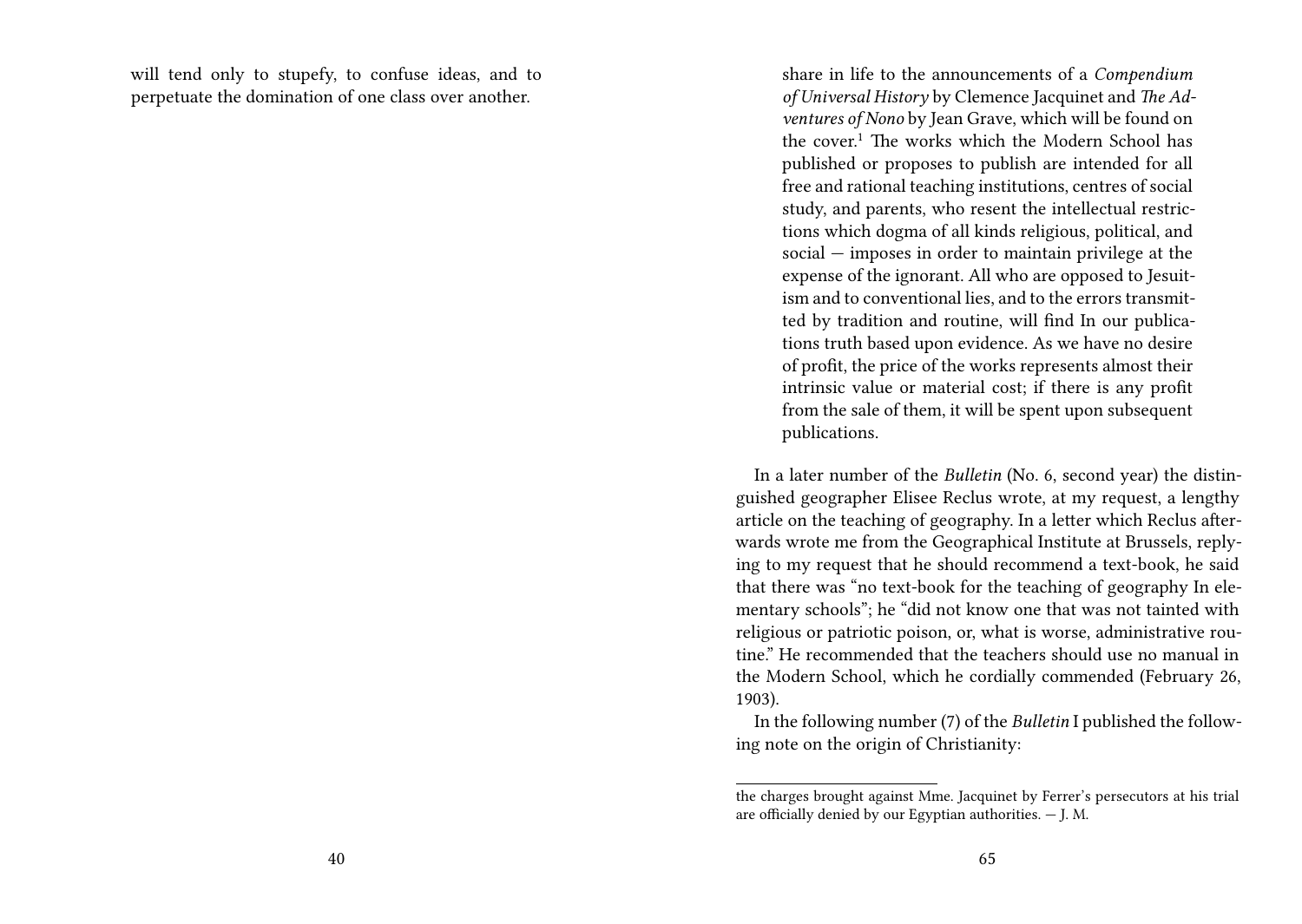will tend only to stupefy, to confuse ideas, and to perpetuate the domination of one class over another.

> share in life to the announcements of a *Compendium of Universal History* by Clemence Jacquinet and *The Adventures of Nono* by Jean Grave, which will be found on the cover.[1] The works which the Modern School has published or proposes to publish are intended for all free and rational teaching institutions, centres of social study, and parents, who resent the intellectual restrictions which dogma of all kinds religious, political, and social — imposes in order to maintain privilege at the expense of the ignorant. All who are opposed to Jesuitism and to conventional lies, and to the errors transmitted by tradition and routine, will find In our publications truth based upon evidence. As we have no desire of profit, the price of the works represents almost their intrinsic value or material cost; if there is any profit from the sale of them, it will be spent upon subsequent publications.

In a later number of the *Bulletin* (No. 6, second year) the distinguished geographer Elisee Reclus wrote, at my request, a lengthy article on the teaching of geography. In a letter which Reclus afterwards wrote me from the Geographical Institute at Brussels, replying to my request that he should recommend a text-book, he said that there was "no text-book for the teaching of geography In elementary schools"; he "did not know one that was not tainted with religious or patriotic poison, or, what is worse, administrative routine." He recommended that the teachers should use no manual in the Modern School, which he cordially commended (February 26, 1903).

In the following number (7) of the *Bulletin* I published the following note on the origin of Christianity:

the charges brought against Mme. Jacquinet by Ferrer's persecutors at his trial are officially denied by our Egyptian authorities. — J. M.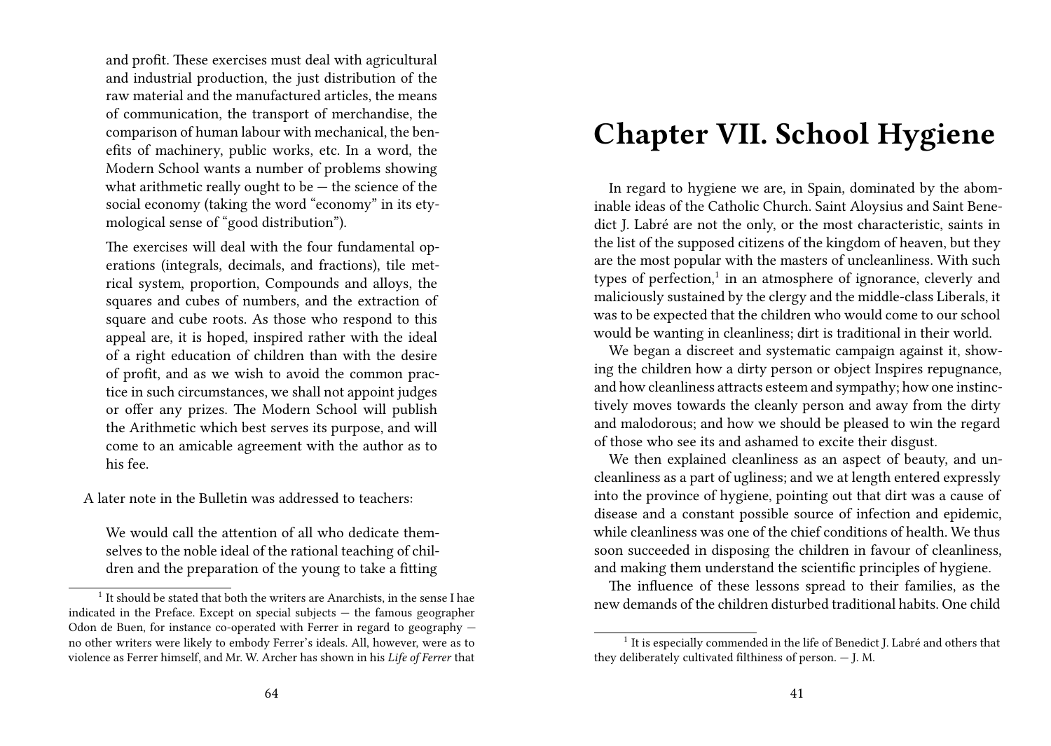and profit. These exercises must deal with agricultural and industrial production, the just distribution of the raw material and the manufactured articles, the means of communication, the transport of merchandise, the comparison of human labour with mechanical, the benefits of machinery, public works, etc. In a word, the Modern School wants a number of problems showing what arithmetic really ought to be — the science of the social economy (taking the word "economy" in its etymological sense of "good distribution").

> The exercises will deal with the four fundamental operations (integrals, decimals, and fractions), tile metrical system, proportion, Compounds and alloys, the squares and cubes of numbers, and the extraction of square and cube roots. As those who respond to this appeal are, it is hoped, inspired rather with the ideal of a right education of children than with the desire of profit, and as we wish to avoid the common practice in such circumstances, we shall not appoint judges or offer any prizes. The Modern School will publish the Arithmetic which best serves its purpose, and will come to an amicable agreement with the author as to his fee.

A later note in the Bulletin was addressed to teachers:

> We would call the attention of all who dedicate themselves to the noble ideal of the rational teaching of children and the preparation of the young to take a fitting

[1] It should be stated that both the writers are Anarchists, in the sense I hae indicated in the Preface. Except on special subjects — the famous geographer Odon de Buen, for instance co-operated with Ferrer in regard to geography — no other writers were likely to embody Ferrer's ideals. All, however, were as to violence as Ferrer himself, and Mr. W. Archer has shown in his *Life of Ferrer* that

# Chapter VII. School Hygiene

In regard to hygiene we are, in Spain, dominated by the abominable ideas of the Catholic Church. Saint Aloysius and Saint Benedict J. Labré are not the only, or the most characteristic, saints in the list of the supposed citizens of the kingdom of heaven, but they are the most popular with the masters of uncleanliness. With such types of perfection,[1] in an atmosphere of ignorance, cleverly and maliciously sustained by the clergy and the middle-class Liberals, it was to be expected that the children who would come to our school would be wanting in cleanliness; dirt is traditional in their world.

We began a discreet and systematic campaign against it, showing the children how a dirty person or object Inspires repugnance, and how cleanliness attracts esteem and sympathy; how one instinctively moves towards the cleanly person and away from the dirty and malodorous; and how we should be pleased to win the regard of those who see its and ashamed to excite their disgust.

We then explained cleanliness as an aspect of beauty, and uncleanliness as a part of ugliness; and we at length entered expressly into the province of hygiene, pointing out that dirt was a cause of disease and a constant possible source of infection and epidemic, while cleanliness was one of the chief conditions of health. We thus soon succeeded in disposing the children in favour of cleanliness, and making them understand the scientific principles of hygiene.

The influence of these lessons spread to their families, as the new demands of the children disturbed traditional habits. One child

[1] It is especially commended in the life of Benedict J. Labré and others that they deliberately cultivated filthiness of person. — J. M.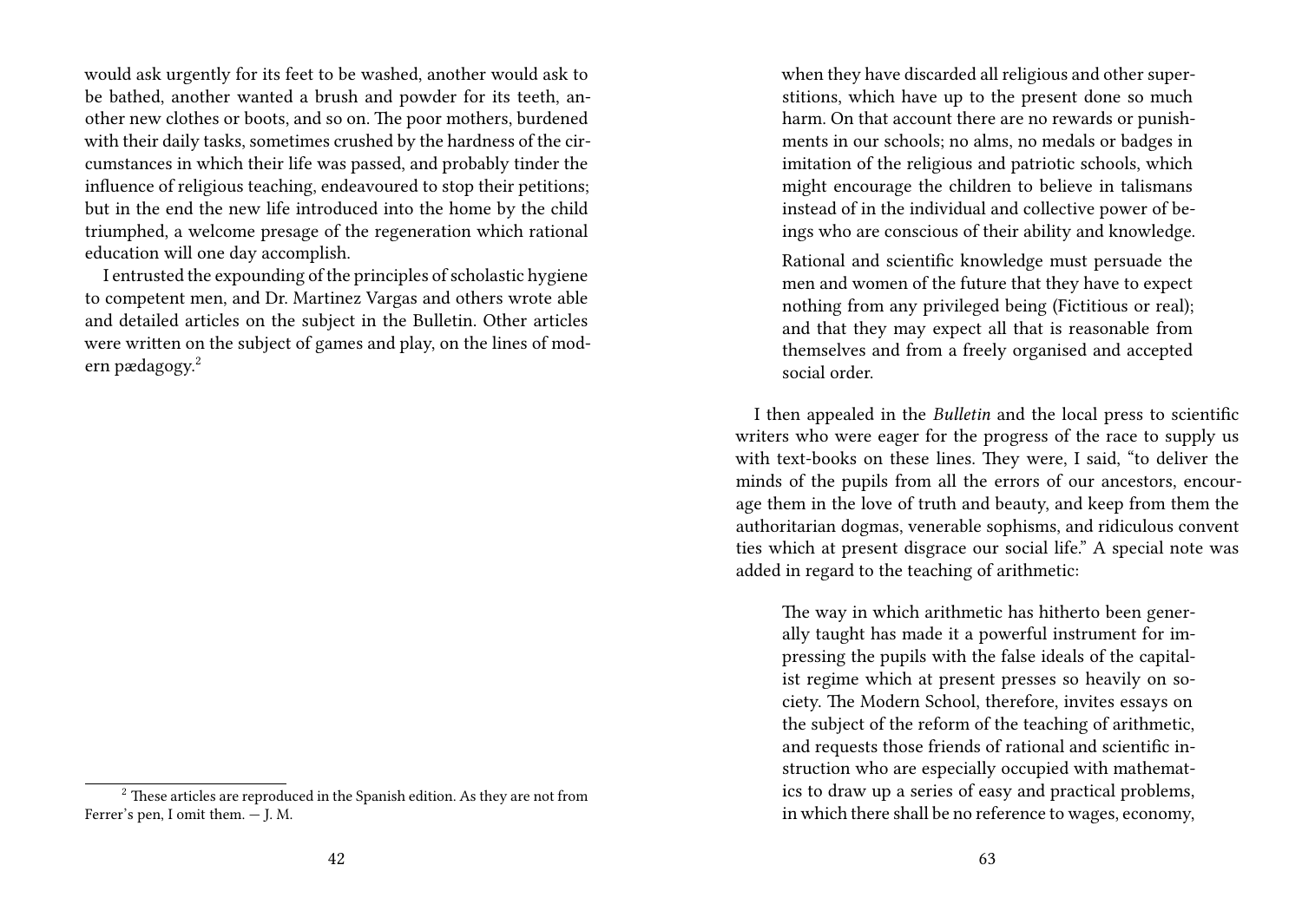would ask urgently for its feet to be washed, another would ask to be bathed, another wanted a brush and powder for its teeth, another new clothes or boots, and so on. The poor mothers, burdened with their daily tasks, sometimes crushed by the hardness of the circumstances in which their life was passed, and probably tinder the influence of religious teaching, endeavoured to stop their petitions; but in the end the new life introduced into the home by the child triumphed, a welcome presage of the regeneration which rational education will one day accomplish.

I entrusted the expounding of the principles of scholastic hygiene to competent men, and Dr. Martinez Vargas and others wrote able and detailed articles on the subject in the Bulletin. Other articles were written on the subject of games and play, on the lines of modern pædagogy.[2]

[2] These articles are reproduced in the Spanish edition. As they are not from Ferrer's pen, I omit them. — J. M.

> when they have discarded all religious and other superstitions, which have up to the present done so much harm. On that account there are no rewards or punishments in our schools; no alms, no medals or badges in imitation of the religious and patriotic schools, which might encourage the children to believe in talismans instead of in the individual and collective power of beings who are conscious of their ability and knowledge.
>
> Rational and scientific knowledge must persuade the men and women of the future that they have to expect nothing from any privileged being (Fictitious or real); and that they may expect all that is reasonable from themselves and from a freely organised and accepted social order.

I then appealed in the *Bulletin* and the local press to scientific writers who were eager for the progress of the race to supply us with text-books on these lines. They were, I said, "to deliver the minds of the pupils from all the errors of our ancestors, encourage them in the love of truth and beauty, and keep from them the authoritarian dogmas, venerable sophisms, and ridiculous convent ties which at present disgrace our social life." A special note was added in regard to the teaching of arithmetic:

> The way in which arithmetic has hitherto been generally taught has made it a powerful instrument for impressing the pupils with the false ideals of the capitalist regime which at present presses so heavily on society. The Modern School, therefore, invites essays on the subject of the reform of the teaching of arithmetic, and requests those friends of rational and scientific instruction who are especially occupied with mathematics to draw up a series of easy and practical problems, in which there shall be no reference to wages, economy,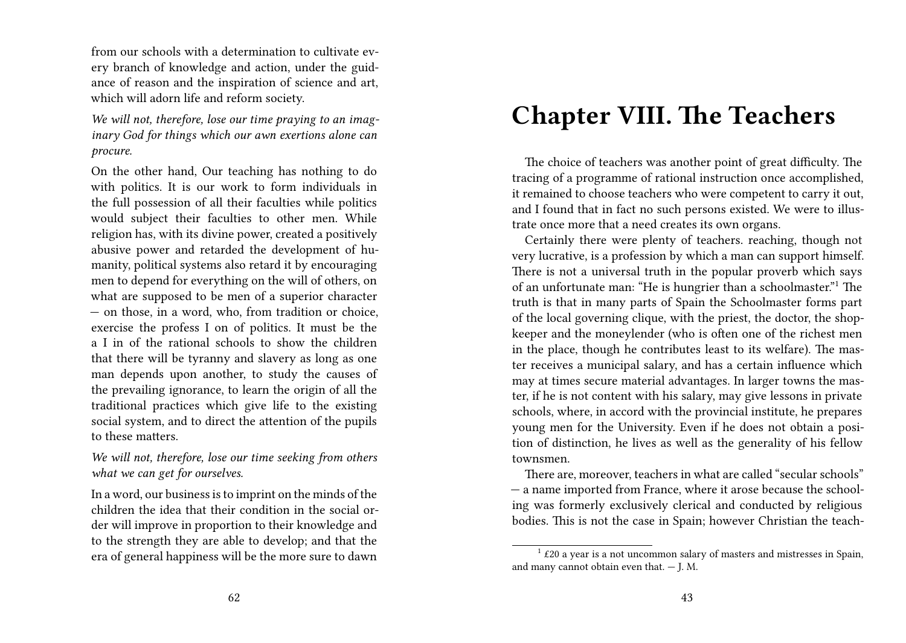from our schools with a determination to cultivate every branch of knowledge and action, under the guidance of reason and the inspiration of science and art, which will adorn life and reform society.

*We will not, therefore, lose our time praying to an imaginary God for things which our awn exertions alone can procure.*

On the other hand, Our teaching has nothing to do with politics. It is our work to form individuals in the full possession of all their faculties while politics would subject their faculties to other men. While religion has, with its divine power, created a positively abusive power and retarded the development of humanity, political systems also retard it by encouraging men to depend for everything on the will of others, on what are supposed to be men of a superior character — on those, in a word, who, from tradition or choice, exercise the profess I on of politics. It must be the a I in of the rational schools to show the children that there will be tyranny and slavery as long as one man depends upon another, to study the causes of the prevailing ignorance, to learn the origin of all the traditional practices which give life to the existing social system, and to direct the attention of the pupils to these matters.

*We will not, therefore, lose our time seeking from others what we can get for ourselves.*

In a word, our business is to imprint on the minds of the children the idea that their condition in the social order will improve in proportion to their knowledge and to the strength they are able to develop; and that the era of general happiness will be the more sure to dawn

# Chapter VIII. The Teachers

The choice of teachers was another point of great difficulty. The tracing of a programme of rational instruction once accomplished, it remained to choose teachers who were competent to carry it out, and I found that in fact no such persons existed. We were to illustrate once more that a need creates its own organs.

Certainly there were plenty of teachers. reaching, though not very lucrative, is a profession by which a man can support himself. There is not a universal truth in the popular proverb which says of an unfortunate man: "He is hungrier than a schoolmaster."[1] The truth is that in many parts of Spain the Schoolmaster forms part of the local governing clique, with the priest, the doctor, the shopkeeper and the moneylender (who is often one of the richest men in the place, though he contributes least to its welfare). The master receives a municipal salary, and has a certain influence which may at times secure material advantages. In larger towns the master, if he is not content with his salary, may give lessons in private schools, where, in accord with the provincial institute, he prepares young men for the University. Even if he does not obtain a position of distinction, he lives as well as the generality of his fellow townsmen.

There are, moreover, teachers in what are called "secular schools" — a name imported from France, where it arose because the schooling was formerly exclusively clerical and conducted by religious bodies. This is not the case in Spain; however Christian the teach-

[1] £20 a year is a not uncommon salary of masters and mistresses in Spain, and many cannot obtain even that. — J. M.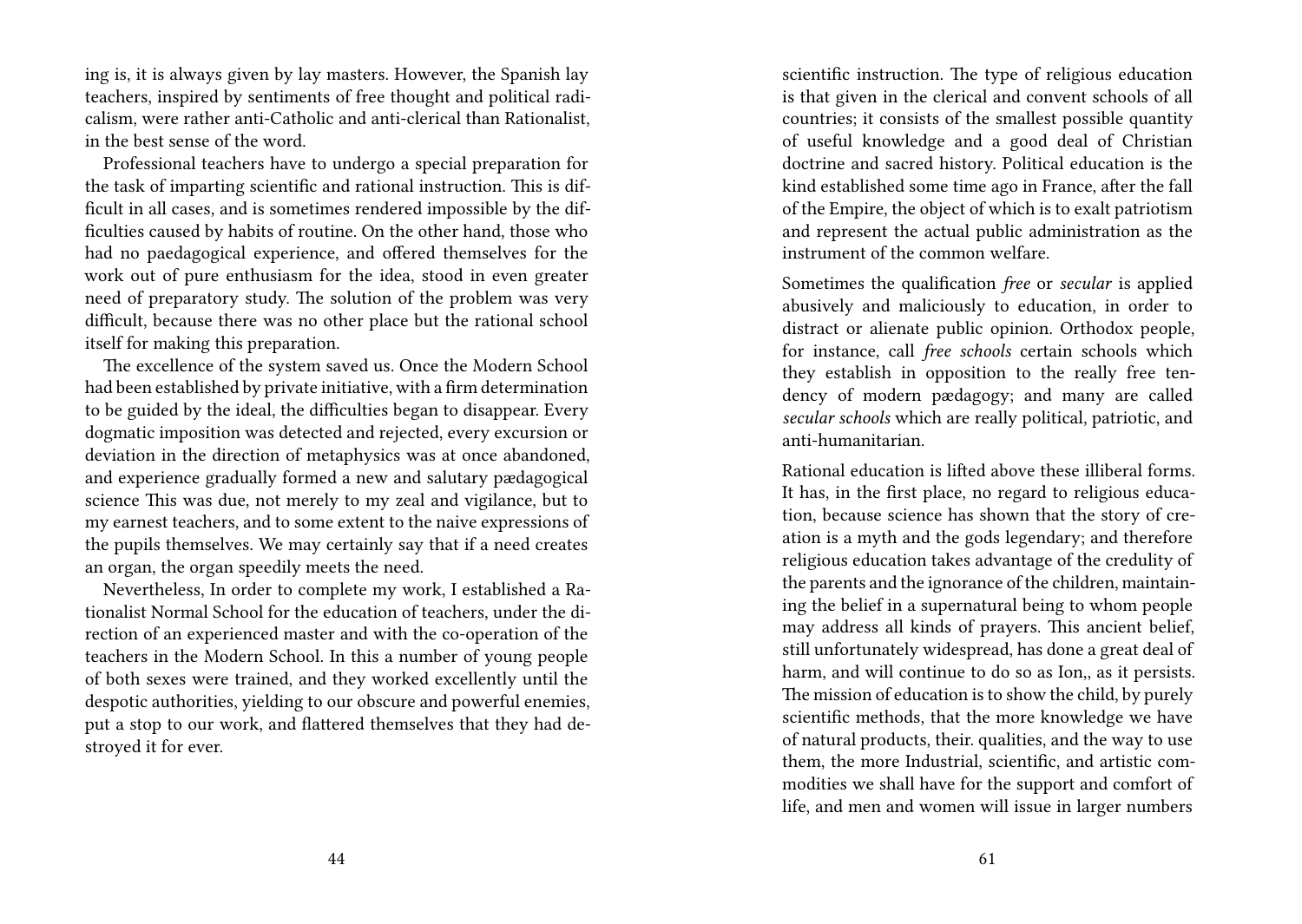ing is, it is always given by lay masters. However, the Spanish lay teachers, inspired by sentiments of free thought and political radicalism, were rather anti-Catholic and anti-clerical than Rationalist, in the best sense of the word.

Professional teachers have to undergo a special preparation for the task of imparting scientific and rational instruction. This is difficult in all cases, and is sometimes rendered impossible by the difficulties caused by habits of routine. On the other hand, those who had no paedagogical experience, and offered themselves for the work out of pure enthusiasm for the idea, stood in even greater need of preparatory study. The solution of the problem was very difficult, because there was no other place but the rational school itself for making this preparation.

The excellence of the system saved us. Once the Modern School had been established by private initiative, with a firm determination to be guided by the ideal, the difficulties began to disappear. Every dogmatic imposition was detected and rejected, every excursion or deviation in the direction of metaphysics was at once abandoned, and experience gradually formed a new and salutary pædagogical science This was due, not merely to my zeal and vigilance, but to my earnest teachers, and to some extent to the naive expressions of the pupils themselves. We may certainly say that if a need creates an organ, the organ speedily meets the need.

Nevertheless, In order to complete my work, I established a Rationalist Normal School for the education of teachers, under the direction of an experienced master and with the co-operation of the teachers in the Modern School. In this a number of young people of both sexes were trained, and they worked excellently until the despotic authorities, yielding to our obscure and powerful enemies, put a stop to our work, and flattered themselves that they had destroyed it for ever.

scientific instruction. The type of religious education is that given in the clerical and convent schools of all countries; it consists of the smallest possible quantity of useful knowledge and a good deal of Christian doctrine and sacred history. Political education is the kind established some time ago in France, after the fall of the Empire, the object of which is to exalt patriotism and represent the actual public administration as the instrument of the common welfare.

Sometimes the qualification *free* or *secular* is applied abusively and maliciously to education, in order to distract or alienate public opinion. Orthodox people, for instance, call *free schools* certain schools which they establish in opposition to the really free tendency of modern pædagogy; and many are called *secular schools* which are really political, patriotic, and anti-humanitarian.

Rational education is lifted above these illiberal forms. It has, in the first place, no regard to religious education, because science has shown that the story of creation is a myth and the gods legendary; and therefore religious education takes advantage of the credulity of the parents and the ignorance of the children, maintaining the belief in a supernatural being to whom people may address all kinds of prayers. This ancient belief, still unfortunately widespread, has done a great deal of harm, and will continue to do so as Ion,, as it persists. The mission of education is to show the child, by purely scientific methods, that the more knowledge we have of natural products, their. qualities, and the way to use them, the more Industrial, scientific, and artistic commodities we shall have for the support and comfort of life, and men and women will issue in larger numbers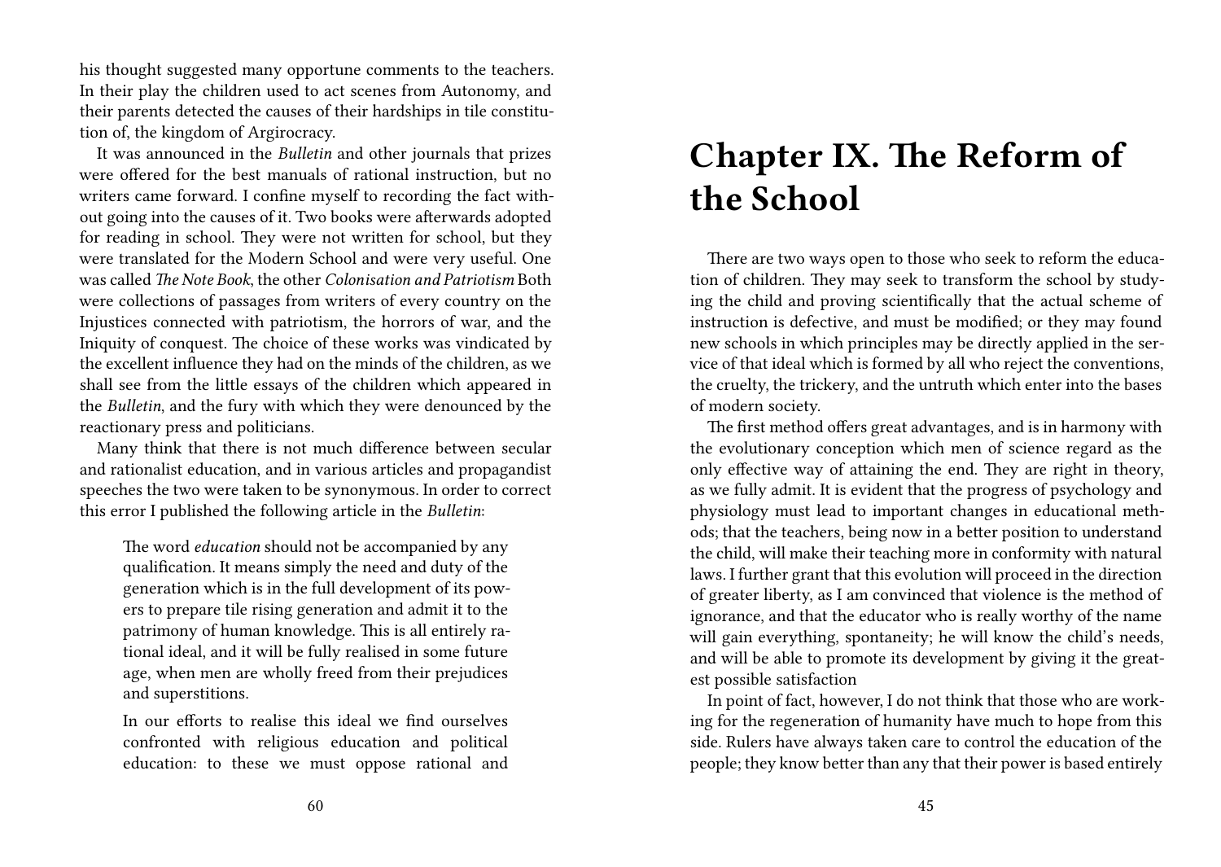his thought suggested many opportune comments to the teachers. In their play the children used to act scenes from Autonomy, and their parents detected the causes of their hardships in tile constitution of, the kingdom of Argirocracy.

It was announced in the *Bulletin* and other journals that prizes were offered for the best manuals of rational instruction, but no writers came forward. I confine myself to recording the fact without going into the causes of it. Two books were afterwards adopted for reading in school. They were not written for school, but they were translated for the Modern School and were very useful. One was called *The Note Book*, the other *Colonisation and Patriotism* Both were collections of passages from writers of every country on the Injustices connected with patriotism, the horrors of war, and the Iniquity of conquest. The choice of these works was vindicated by the excellent influence they had on the minds of the children, as we shall see from the little essays of the children which appeared in the *Bulletin*, and the fury with which they were denounced by the reactionary press and politicians.

Many think that there is not much difference between secular and rationalist education, and in various articles and propagandist speeches the two were taken to be synonymous. In order to correct this error I published the following article in the *Bulletin*:

> The word *education* should not be accompanied by any qualification. It means simply the need and duty of the generation which is in the full development of its powers to prepare tile rising generation and admit it to the patrimony of human knowledge. This is all entirely rational ideal, and it will be fully realised in some future age, when men are wholly freed from their prejudices and superstitions.
>
> In our efforts to realise this ideal we find ourselves confronted with religious education and political education: to these we must oppose rational and

# Chapter IX. The Reform of the School

There are two ways open to those who seek to reform the education of children. They may seek to transform the school by studying the child and proving scientifically that the actual scheme of instruction is defective, and must be modified; or they may found new schools in which principles may be directly applied in the service of that ideal which is formed by all who reject the conventions, the cruelty, the trickery, and the untruth which enter into the bases of modern society.

The first method offers great advantages, and is in harmony with the evolutionary conception which men of science regard as the only effective way of attaining the end. They are right in theory, as we fully admit. It is evident that the progress of psychology and physiology must lead to important changes in educational methods; that the teachers, being now in a better position to understand the child, will make their teaching more in conformity with natural laws. I further grant that this evolution will proceed in the direction of greater liberty, as I am convinced that violence is the method of ignorance, and that the educator who is really worthy of the name will gain everything, spontaneity; he will know the child's needs, and will be able to promote its development by giving it the greatest possible satisfaction

In point of fact, however, I do not think that those who are working for the regeneration of humanity have much to hope from this side. Rulers have always taken care to control the education of the people; they know better than any that their power is based entirely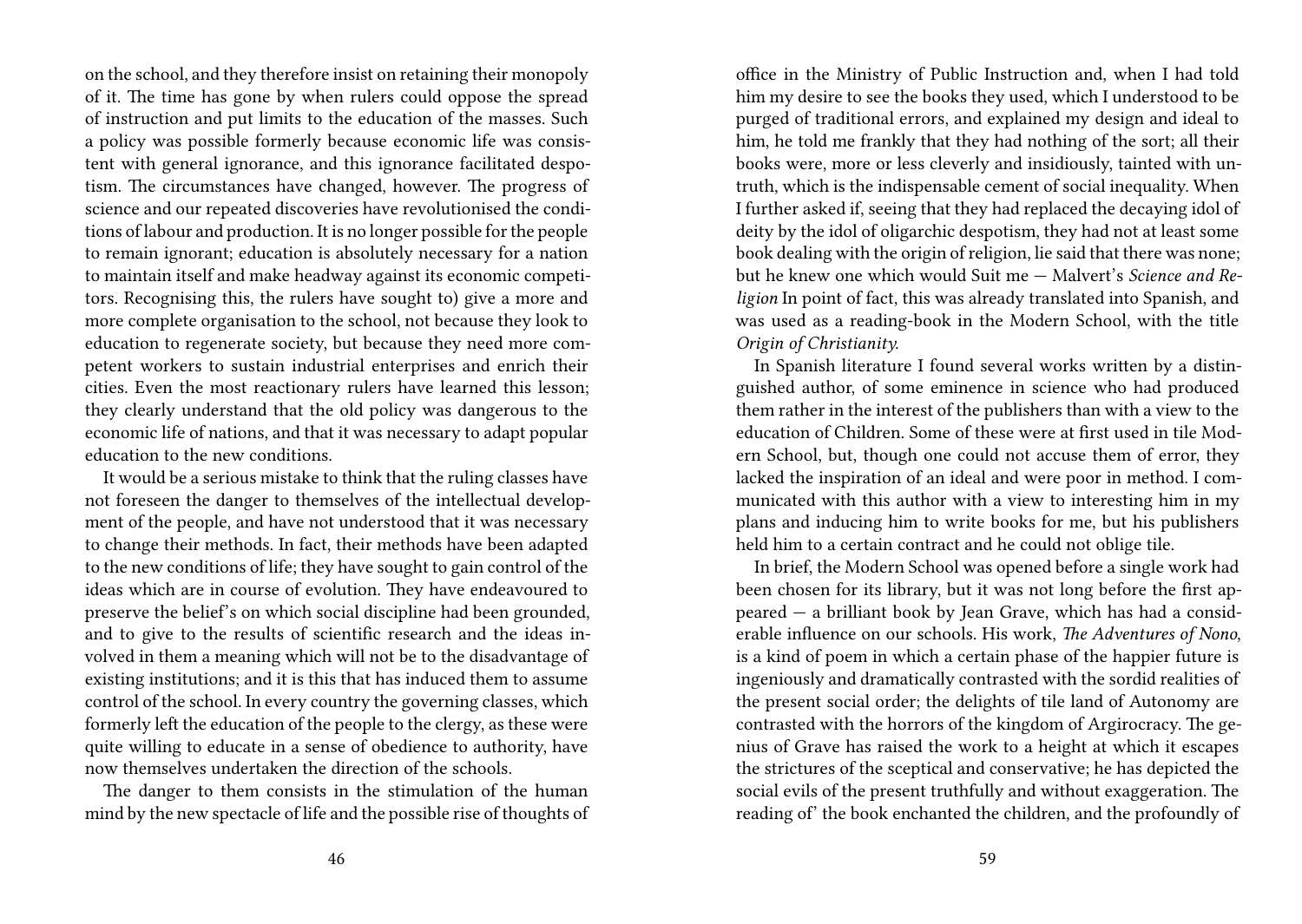on the school, and they therefore insist on retaining their monopoly of it. The time has gone by when rulers could oppose the spread of instruction and put limits to the education of the masses. Such a policy was possible formerly because economic life was consistent with general ignorance, and this ignorance facilitated despotism. The circumstances have changed, however. The progress of science and our repeated discoveries have revolutionised the conditions of labour and production. It is no longer possible for the people to remain ignorant; education is absolutely necessary for a nation to maintain itself and make headway against its economic competitors. Recognising this, the rulers have sought to) give a more and more complete organisation to the school, not because they look to education to regenerate society, but because they need more competent workers to sustain industrial enterprises and enrich their cities. Even the most reactionary rulers have learned this lesson; they clearly understand that the old policy was dangerous to the economic life of nations, and that it was necessary to adapt popular education to the new conditions.

It would be a serious mistake to think that the ruling classes have not foreseen the danger to themselves of the intellectual development of the people, and have not understood that it was necessary to change their methods. In fact, their methods have been adapted to the new conditions of life; they have sought to gain control of the ideas which are in course of evolution. They have endeavoured to preserve the belief's on which social discipline had been grounded, and to give to the results of scientific research and the ideas involved in them a meaning which will not be to the disadvantage of existing institutions; and it is this that has induced them to assume control of the school. In every country the governing classes, which formerly left the education of the people to the clergy, as these were quite willing to educate in a sense of obedience to authority, have now themselves undertaken the direction of the schools.

The danger to them consists in the stimulation of the human mind by the new spectacle of life and the possible rise of thoughts of

office in the Ministry of Public Instruction and, when I had told him my desire to see the books they used, which I understood to be purged of traditional errors, and explained my design and ideal to him, he told me frankly that they had nothing of the sort; all their books were, more or less cleverly and insidiously, tainted with untruth, which is the indispensable cement of social inequality. When I further asked if, seeing that they had replaced the decaying idol of deity by the idol of oligarchic despotism, they had not at least some book dealing with the origin of religion, lie said that there was none; but he knew one which would Suit me — Malvert's *Science and Religion* In point of fact, this was already translated into Spanish, and was used as a reading-book in the Modern School, with the title *Origin of Christianity.*

In Spanish literature I found several works written by a distinguished author, of some eminence in science who had produced them rather in the interest of the publishers than with a view to the education of Children. Some of these were at first used in tile Modern School, but, though one could not accuse them of error, they lacked the inspiration of an ideal and were poor in method. I communicated with this author with a view to interesting him in my plans and inducing him to write books for me, but his publishers held him to a certain contract and he could not oblige tile.

In brief, the Modern School was opened before a single work had been chosen for its library, but it was not long before the first appeared — a brilliant book by Jean Grave, which has had a considerable influence on our schools. His work, *The Adventures of Nono,* is a kind of poem in which a certain phase of the happier future is ingeniously and dramatically contrasted with the sordid realities of the present social order; the delights of tile land of Autonomy are contrasted with the horrors of the kingdom of Argirocracy. The genius of Grave has raised the work to a height at which it escapes the strictures of the sceptical and conservative; he has depicted the social evils of the present truthfully and without exaggeration. The reading of' the book enchanted the children, and the profoundly of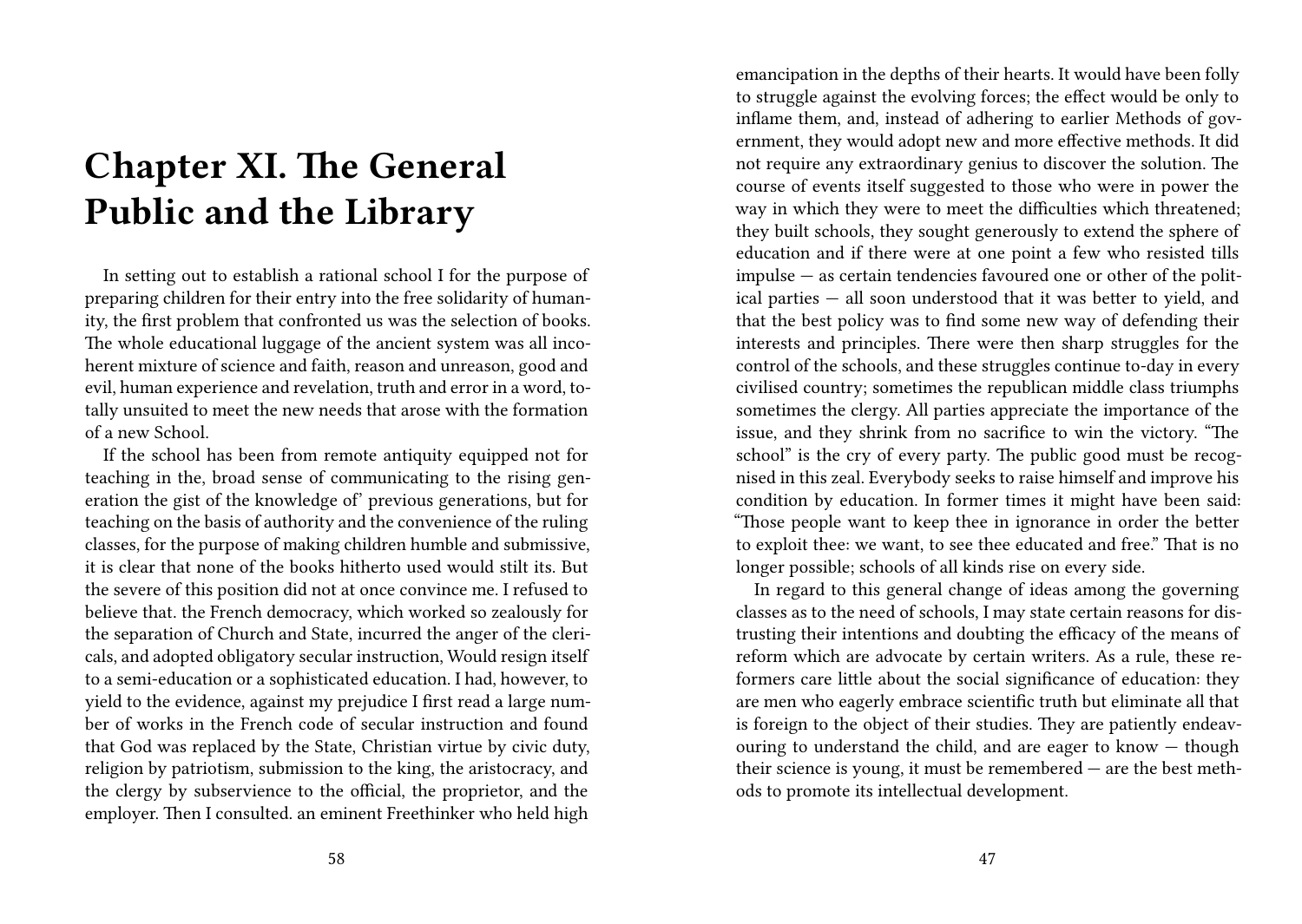# Chapter XI. The General Public and the Library

In setting out to establish a rational school I for the purpose of preparing children for their entry into the free solidarity of humanity, the first problem that confronted us was the selection of books. The whole educational luggage of the ancient system was all incoherent mixture of science and faith, reason and unreason, good and evil, human experience and revelation, truth and error in a word, totally unsuited to meet the new needs that arose with the formation of a new School.

If the school has been from remote antiquity equipped not for teaching in the, broad sense of communicating to the rising generation the gist of the knowledge of' previous generations, but for teaching on the basis of authority and the convenience of the ruling classes, for the purpose of making children humble and submissive, it is clear that none of the books hitherto used would stilt its. But the severe of this position did not at once convince me. I refused to believe that. the French democracy, which worked so zealously for the separation of Church and State, incurred the anger of the clericals, and adopted obligatory secular instruction, Would resign itself to a semi-education or a sophisticated education. I had, however, to yield to the evidence, against my prejudice I first read a large number of works in the French code of secular instruction and found that God was replaced by the State, Christian virtue by civic duty, religion by patriotism, submission to the king, the aristocracy, and the clergy by subservience to the official, the proprietor, and the employer. Then I consulted. an eminent Freethinker who held high

emancipation in the depths of their hearts. It would have been folly to struggle against the evolving forces; the effect would be only to inflame them, and, instead of adhering to earlier Methods of government, they would adopt new and more effective methods. It did not require any extraordinary genius to discover the solution. The course of events itself suggested to those who were in power the way in which they were to meet the difficulties which threatened; they built schools, they sought generously to extend the sphere of education and if there were at one point a few who resisted tills impulse — as certain tendencies favoured one or other of the political parties — all soon understood that it was better to yield, and that the best policy was to find some new way of defending their interests and principles. There were then sharp struggles for the control of the schools, and these struggles continue to-day in every civilised country; sometimes the republican middle class triumphs sometimes the clergy. All parties appreciate the importance of the issue, and they shrink from no sacrifice to win the victory. "The school" is the cry of every party. The public good must be recognised in this zeal. Everybody seeks to raise himself and improve his condition by education. In former times it might have been said: "Those people want to keep thee in ignorance in order the better to exploit thee: we want, to see thee educated and free." That is no longer possible; schools of all kinds rise on every side.

In regard to this general change of ideas among the governing classes as to the need of schools, I may state certain reasons for distrusting their intentions and doubting the efficacy of the means of reform which are advocate by certain writers. As a rule, these reformers care little about the social significance of education: they are men who eagerly embrace scientific truth but eliminate all that is foreign to the object of their studies. They are patiently endeavouring to understand the child, and are eager to know — though their science is young, it must be remembered — are the best methods to promote its intellectual development.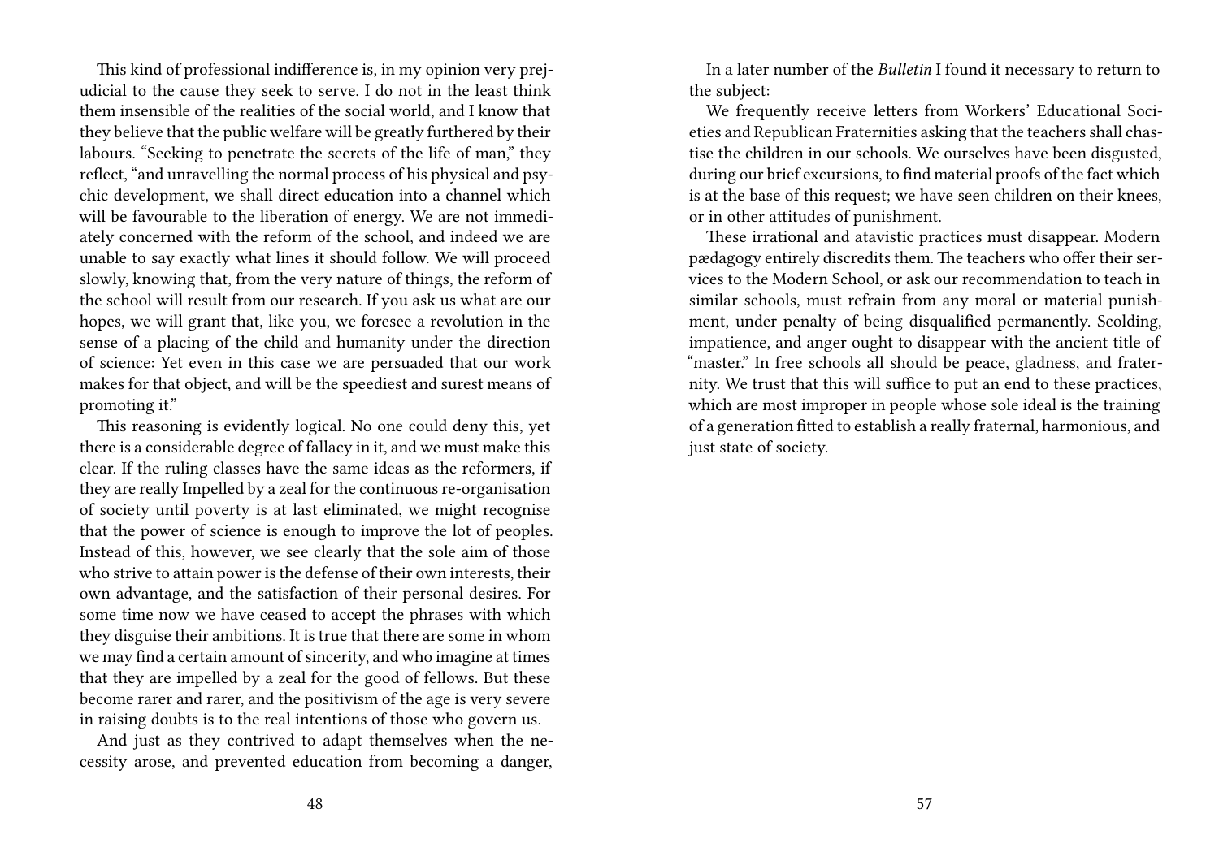This kind of professional indifference is, in my opinion very prejudicial to the cause they seek to serve. I do not in the least think them insensible of the realities of the social world, and I know that they believe that the public welfare will be greatly furthered by their labours. "Seeking to penetrate the secrets of the life of man," they reflect, "and unravelling the normal process of his physical and psychic development, we shall direct education into a channel which will be favourable to the liberation of energy. We are not immediately concerned with the reform of the school, and indeed we are unable to say exactly what lines it should follow. We will proceed slowly, knowing that, from the very nature of things, the reform of the school will result from our research. If you ask us what are our hopes, we will grant that, like you, we foresee a revolution in the sense of a placing of the child and humanity under the direction of science: Yet even in this case we are persuaded that our work makes for that object, and will be the speediest and surest means of promoting it."

This reasoning is evidently logical. No one could deny this, yet there is a considerable degree of fallacy in it, and we must make this clear. If the ruling classes have the same ideas as the reformers, if they are really Impelled by a zeal for the continuous re-organisation of society until poverty is at last eliminated, we might recognise that the power of science is enough to improve the lot of peoples. Instead of this, however, we see clearly that the sole aim of those who strive to attain power is the defense of their own interests, their own advantage, and the satisfaction of their personal desires. For some time now we have ceased to accept the phrases with which they disguise their ambitions. It is true that there are some in whom we may find a certain amount of sincerity, and who imagine at times that they are impelled by a zeal for the good of fellows. But these become rarer and rarer, and the positivism of the age is very severe in raising doubts is to the real intentions of those who govern us.

And just as they contrived to adapt themselves when the necessity arose, and prevented education from becoming a danger,

In a later number of the *Bulletin* I found it necessary to return to the subject:

We frequently receive letters from Workers' Educational Societies and Republican Fraternities asking that the teachers shall chastise the children in our schools. We ourselves have been disgusted, during our brief excursions, to find material proofs of the fact which is at the base of this request; we have seen children on their knees, or in other attitudes of punishment.

These irrational and atavistic practices must disappear. Modern pædagogy entirely discredits them. The teachers who offer their services to the Modern School, or ask our recommendation to teach in similar schools, must refrain from any moral or material punishment, under penalty of being disqualified permanently. Scolding, impatience, and anger ought to disappear with the ancient title of "master." In free schools all should be peace, gladness, and fraternity. We trust that this will suffice to put an end to these practices, which are most improper in people whose sole ideal is the training of a generation fitted to establish a really fraternal, harmonious, and just state of society.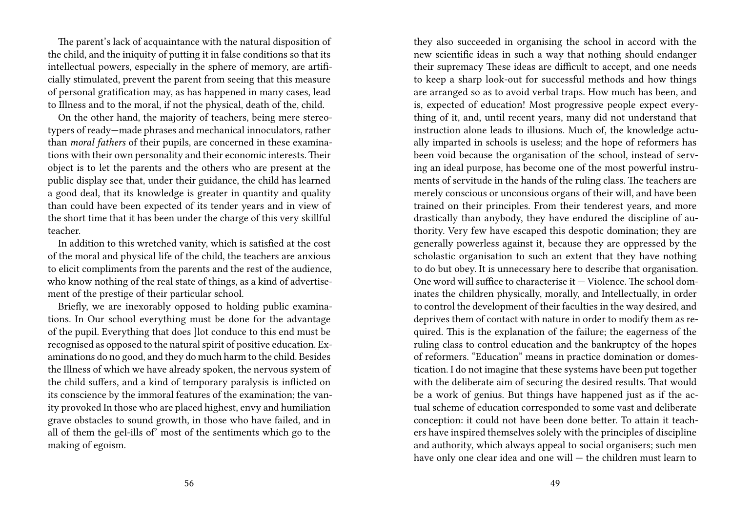The parent's lack of acquaintance with the natural disposition of the child, and the iniquity of putting it in false conditions so that its intellectual powers, especially in the sphere of memory, are artificially stimulated, prevent the parent from seeing that this measure of personal gratification may, as has happened in many cases, lead to Illness and to the moral, if not the physical, death of the, child.

On the other hand, the majority of teachers, being mere stereotypers of ready—made phrases and mechanical innoculators, rather than *moral fathers* of their pupils, are concerned in these examinations with their own personality and their economic interests. Their object is to let the parents and the others who are present at the public display see that, under their guidance, the child has learned a good deal, that its knowledge is greater in quantity and quality than could have been expected of its tender years and in view of the short time that it has been under the charge of this very skillful teacher.

In addition to this wretched vanity, which is satisfied at the cost of the moral and physical life of the child, the teachers are anxious to elicit compliments from the parents and the rest of the audience, who know nothing of the real state of things, as a kind of advertisement of the prestige of their particular school.

Briefly, we are inexorably opposed to holding public examinations. In Our school everything must be done for the advantage of the pupil. Everything that does ]lot conduce to this end must be recognised as opposed to the natural spirit of positive education. Examinations do no good, and they do much harm to the child. Besides the Illness of which we have already spoken, the nervous system of the child suffers, and a kind of temporary paralysis is inflicted on its conscience by the immoral features of the examination; the vanity provoked In those who are placed highest, envy and humiliation grave obstacles to sound growth, in those who have failed, and in all of them the gel-ills of' most of the sentiments which go to the making of egoism.

they also succeeded in organising the school in accord with the new scientific ideas in such a way that nothing should endanger their supremacy These ideas are difficult to accept, and one needs to keep a sharp look-out for successful methods and how things are arranged so as to avoid verbal traps. How much has been, and is, expected of education! Most progressive people expect everything of it, and, until recent years, many did not understand that instruction alone leads to illusions. Much of, the knowledge actually imparted in schools is useless; and the hope of reformers has been void because the organisation of the school, instead of serving an ideal purpose, has become one of the most powerful instruments of servitude in the hands of the ruling class. The teachers are merely conscious or unconsious organs of their will, and have been trained on their principles. From their tenderest years, and more drastically than anybody, they have endured the discipline of authority. Very few have escaped this despotic domination; they are generally powerless against it, because they are oppressed by the scholastic organisation to such an extent that they have nothing to do but obey. It is unnecessary here to describe that organisation. One word will suffice to characterise it — Violence. The school dominates the children physically, morally, and Intellectually, in order to control the development of their faculties in the way desired, and deprives them of contact with nature in order to modify them as required. This is the explanation of the failure; the eagerness of the ruling class to control education and the bankruptcy of the hopes of reformers. "Education" means in practice domination or domestication. I do not imagine that these systems have been put together with the deliberate aim of securing the desired results. That would be a work of genius. But things have happened just as if the actual scheme of education corresponded to some vast and deliberate conception: it could not have been done better. To attain it teachers have inspired themselves solely with the principles of discipline and authority, which always appeal to social organisers; such men have only one clear idea and one will — the children must learn to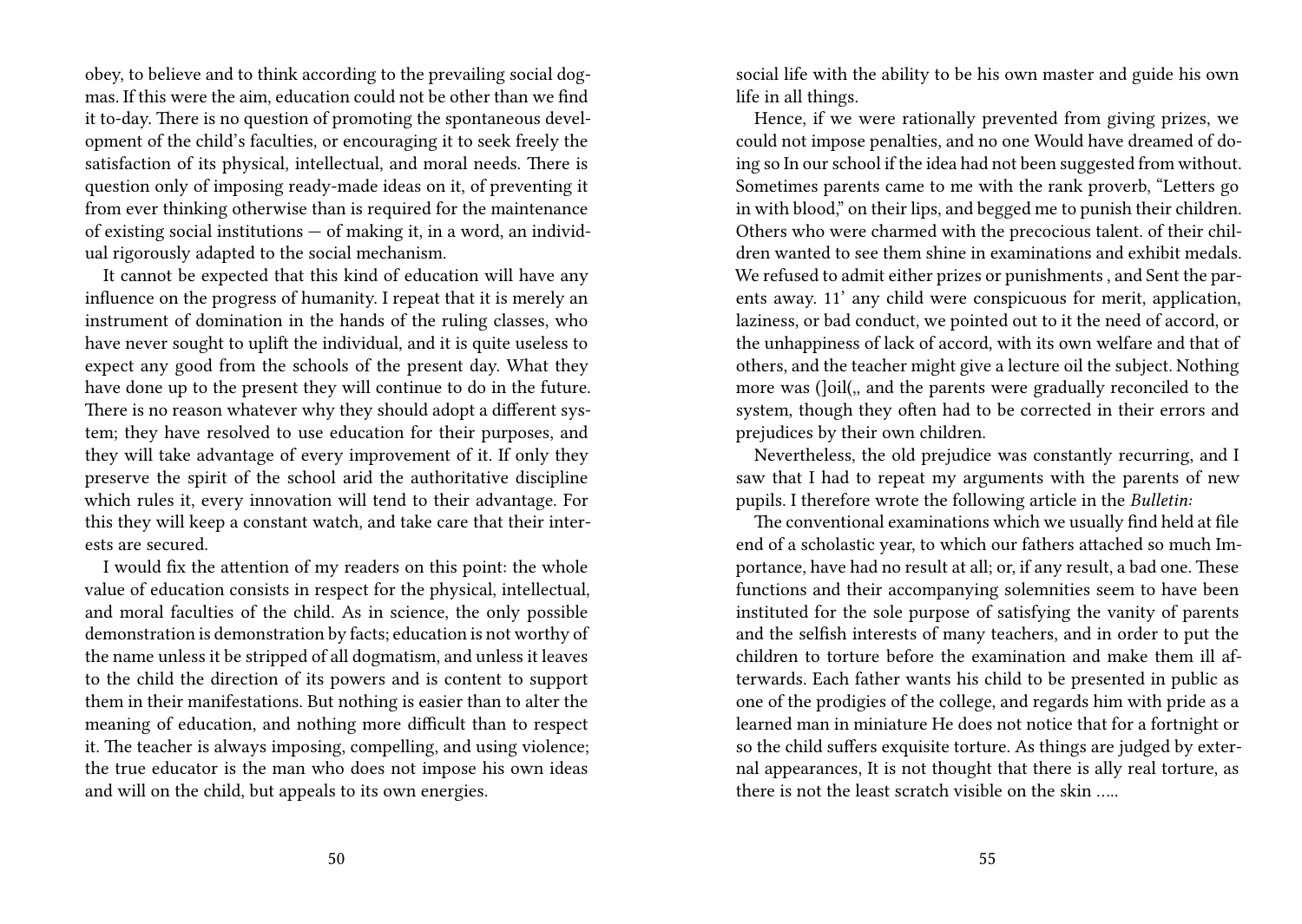obey, to believe and to think according to the prevailing social dogmas. If this were the aim, education could not be other than we find it to-day. There is no question of promoting the spontaneous development of the child's faculties, or encouraging it to seek freely the satisfaction of its physical, intellectual, and moral needs. There is question only of imposing ready-made ideas on it, of preventing it from ever thinking otherwise than is required for the maintenance of existing social institutions — of making it, in a word, an individual rigorously adapted to the social mechanism.

It cannot be expected that this kind of education will have any influence on the progress of humanity. I repeat that it is merely an instrument of domination in the hands of the ruling classes, who have never sought to uplift the individual, and it is quite useless to expect any good from the schools of the present day. What they have done up to the present they will continue to do in the future. There is no reason whatever why they should adopt a different system; they have resolved to use education for their purposes, and they will take advantage of every improvement of it. If only they preserve the spirit of the school arid the authoritative discipline which rules it, every innovation will tend to their advantage. For this they will keep a constant watch, and take care that their interests are secured.

I would fix the attention of my readers on this point: the whole value of education consists in respect for the physical, intellectual, and moral faculties of the child. As in science, the only possible demonstration is demonstration by facts; education is not worthy of the name unless it be stripped of all dogmatism, and unless it leaves to the child the direction of its powers and is content to support them in their manifestations. But nothing is easier than to alter the meaning of education, and nothing more difficult than to respect it. The teacher is always imposing, compelling, and using violence; the true educator is the man who does not impose his own ideas and will on the child, but appeals to its own energies.

social life with the ability to be his own master and guide his own life in all things.

Hence, if we were rationally prevented from giving prizes, we could not impose penalties, and no one Would have dreamed of doing so In our school if the idea had not been suggested from without. Sometimes parents came to me with the rank proverb, "Letters go in with blood," on their lips, and begged me to punish their children. Others who were charmed with the precocious talent. of their children wanted to see them shine in examinations and exhibit medals. We refused to admit either prizes or punishments , and Sent the parents away. 11' any child were conspicuous for merit, application, laziness, or bad conduct, we pointed out to it the need of accord, or the unhappiness of lack of accord, with its own welfare and that of others, and the teacher might give a lecture oil the subject. Nothing more was (]oil(,, and the parents were gradually reconciled to the system, though they often had to be corrected in their errors and prejudices by their own children.

Nevertheless, the old prejudice was constantly recurring, and I saw that I had to repeat my arguments with the parents of new pupils. I therefore wrote the following article in the *Bulletin:*

The conventional examinations which we usually find held at file end of a scholastic year, to which our fathers attached so much Importance, have had no result at all; or, if any result, a bad one. These functions and their accompanying solemnities seem to have been instituted for the sole purpose of satisfying the vanity of parents and the selfish interests of many teachers, and in order to put the children to torture before the examination and make them ill afterwards. Each father wants his child to be presented in public as one of the prodigies of the college, and regards him with pride as a learned man in miniature He does not notice that for a fortnight or so the child suffers exquisite torture. As things are judged by external appearances, It is not thought that there is ally real torture, as there is not the least scratch visible on the skin …..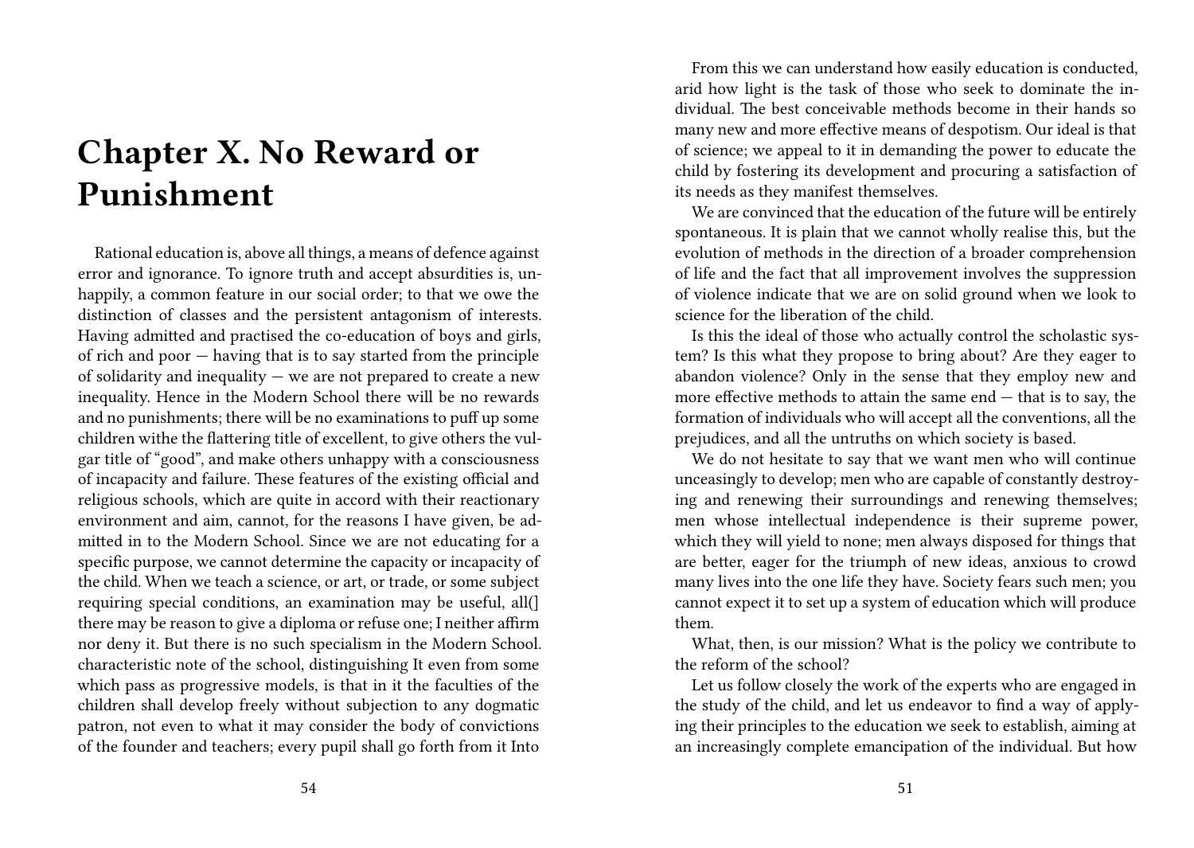# Chapter X. No Reward or Punishment

Rational education is, above all things, a means of defence against error and ignorance. To ignore truth and accept absurdities is, unhappily, a common feature in our social order; to that we owe the distinction of classes and the persistent antagonism of interests. Having admitted and practised the co-education of boys and girls, of rich and poor — having that is to say started from the principle of solidarity and inequality — we are not prepared to create a new inequality. Hence in the Modern School there will be no rewards and no punishments; there will be no examinations to puff up some children withe the flattering title of excellent, to give others the vulgar title of "good", and make others unhappy with a consciousness of incapacity and failure. These features of the existing official and religious schools, which are quite in accord with their reactionary environment and aim, cannot, for the reasons I have given, be admitted in to the Modern School. Since we are not educating for a specific purpose, we cannot determine the capacity or incapacity of the child. When we teach a science, or art, or trade, or some subject requiring special conditions, an examination may be useful, all(] there may be reason to give a diploma or refuse one; I neither affirm nor deny it. But there is no such specialism in the Modern School. characteristic note of the school, distinguishing It even from some which pass as progressive models, is that in it the faculties of the children shall develop freely without subjection to any dogmatic patron, not even to what it may consider the body of convictions of the founder and teachers; every pupil shall go forth from it Into

From this we can understand how easily education is conducted, arid how light is the task of those who seek to dominate the individual. The best conceivable methods become in their hands so many new and more effective means of despotism. Our ideal is that of science; we appeal to it in demanding the power to educate the child by fostering its development and procuring a satisfaction of its needs as they manifest themselves.

We are convinced that the education of the future will be entirely spontaneous. It is plain that we cannot wholly realise this, but the evolution of methods in the direction of a broader comprehension of life and the fact that all improvement involves the suppression of violence indicate that we are on solid ground when we look to science for the liberation of the child.

Is this the ideal of those who actually control the scholastic system? Is this what they propose to bring about? Are they eager to abandon violence? Only in the sense that they employ new and more effective methods to attain the same end — that is to say, the formation of individuals who will accept all the conventions, all the prejudices, and all the untruths on which society is based.

We do not hesitate to say that we want men who will continue unceasingly to develop; men who are capable of constantly destroying and renewing their surroundings and renewing themselves; men whose intellectual independence is their supreme power, which they will yield to none; men always disposed for things that are better, eager for the triumph of new ideas, anxious to crowd many lives into the one life they have. Society fears such men; you cannot expect it to set up a system of education which will produce them.

What, then, is our mission? What is the policy we contribute to the reform of the school?

Let us follow closely the work of the experts who are engaged in the study of the child, and let us endeavor to find a way of applying their principles to the education we seek to establish, aiming at an increasingly complete emancipation of the individual. But how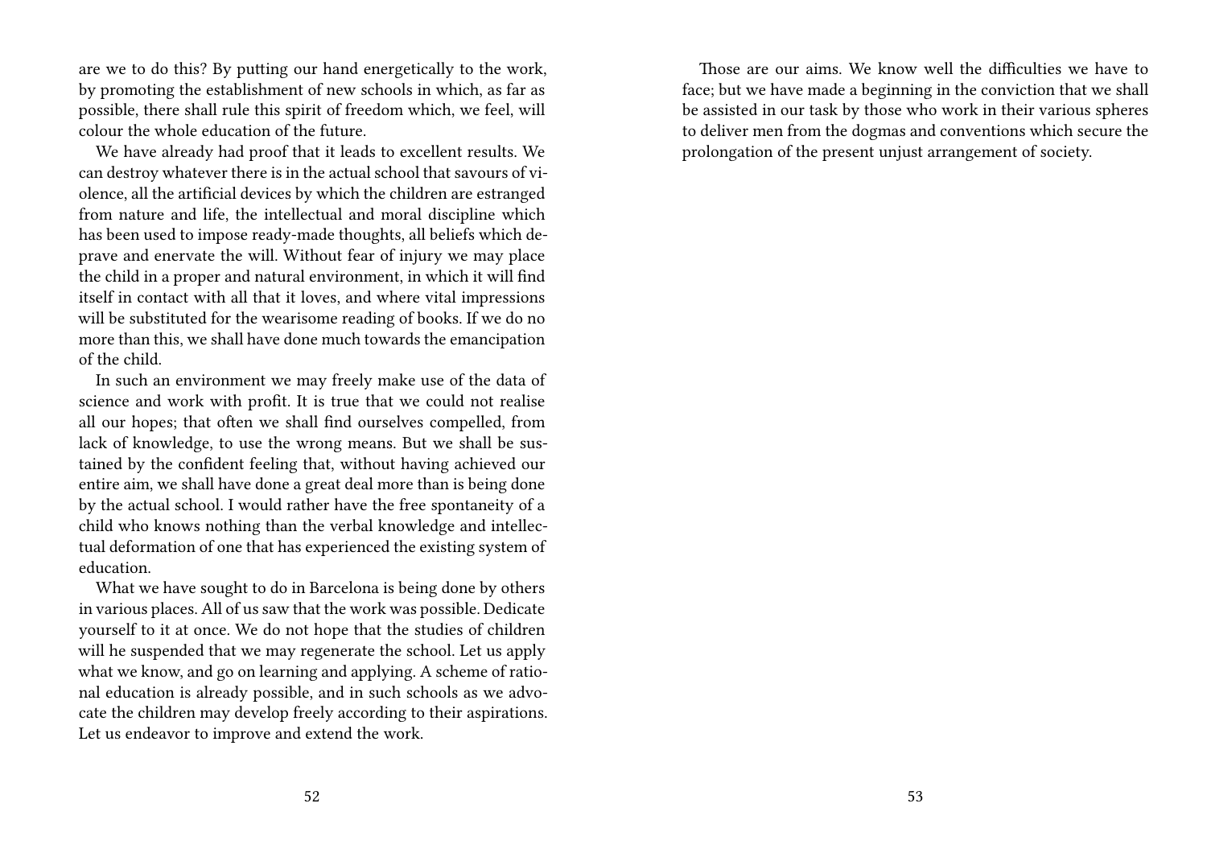are we to do this? By putting our hand energetically to the work, by promoting the establishment of new schools in which, as far as possible, there shall rule this spirit of freedom which, we feel, will colour the whole education of the future.

We have already had proof that it leads to excellent results. We can destroy whatever there is in the actual school that savours of violence, all the artificial devices by which the children are estranged from nature and life, the intellectual and moral discipline which has been used to impose ready-made thoughts, all beliefs which deprave and enervate the will. Without fear of injury we may place the child in a proper and natural environment, in which it will find itself in contact with all that it loves, and where vital impressions will be substituted for the wearisome reading of books. If we do no more than this, we shall have done much towards the emancipation of the child.

In such an environment we may freely make use of the data of science and work with profit. It is true that we could not realise all our hopes; that often we shall find ourselves compelled, from lack of knowledge, to use the wrong means. But we shall be sustained by the confident feeling that, without having achieved our entire aim, we shall have done a great deal more than is being done by the actual school. I would rather have the free spontaneity of a child who knows nothing than the verbal knowledge and intellectual deformation of one that has experienced the existing system of education.

What we have sought to do in Barcelona is being done by others in various places. All of us saw that the work was possible. Dedicate yourself to it at once. We do not hope that the studies of children will he suspended that we may regenerate the school. Let us apply what we know, and go on learning and applying. A scheme of rational education is already possible, and in such schools as we advocate the children may develop freely according to their aspirations. Let us endeavor to improve and extend the work.

Those are our aims. We know well the difficulties we have to face; but we have made a beginning in the conviction that we shall be assisted in our task by those who work in their various spheres to deliver men from the dogmas and conventions which secure the prolongation of the present unjust arrangement of society.